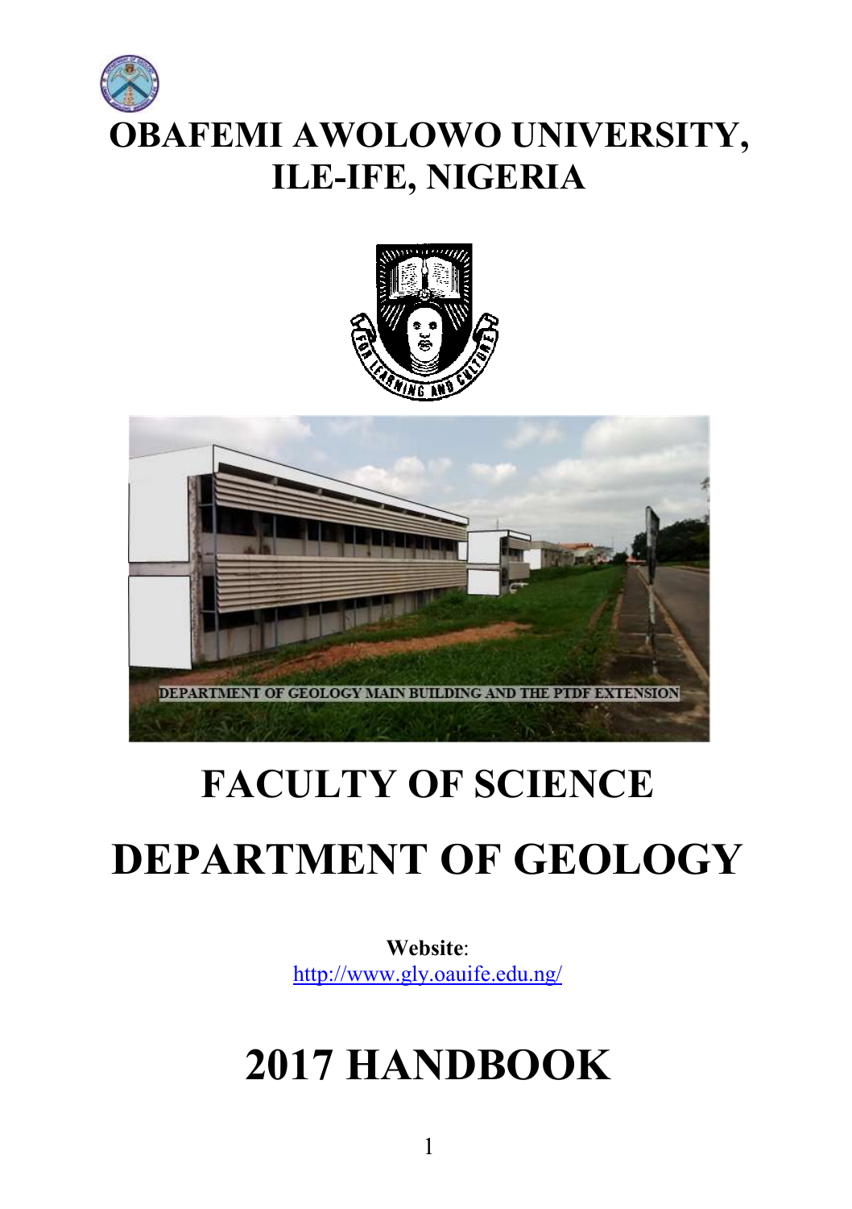# OBAFEMI AWOLOWO UNIVERSITY, ILE-IFE, NIGERIA

DEPARTMENT OF GEOLOGY MAIN BUILDING AND THE PTDF EXTENSION

# FACULTY OF SCIENCE

# DEPARTMENT OF GEOLOGY

**Website**:
http://www.gly.oauife.edu.ng/

# 2017 HANDBOOK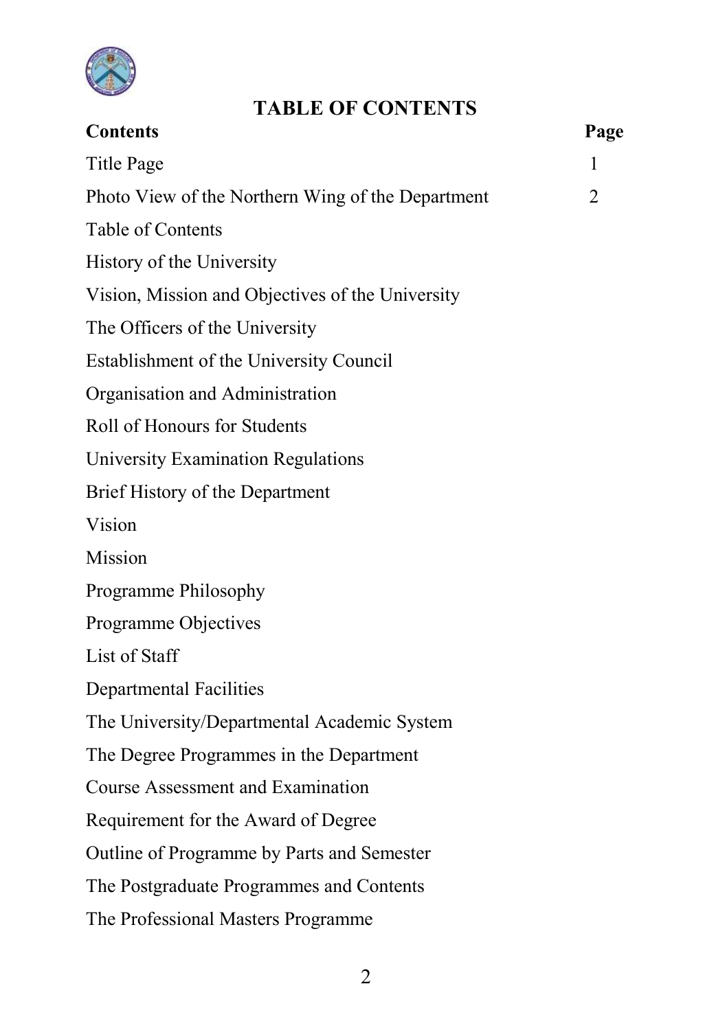# TABLE OF CONTENTS

| Contents | Page |
|---|---|
| Title Page | 1 |
| Photo View of the Northern Wing of the Department | 2 |
| Table of Contents | |
| History of the University | |
| Vision, Mission and Objectives of the University | |
| The Officers of the University | |
| Establishment of the University Council | |
| Organisation and Administration | |
| Roll of Honours for Students | |
| University Examination Regulations | |
| Brief History of the Department | |
| Vision | |
| Mission | |
| Programme Philosophy | |
| Programme Objectives | |
| List of Staff | |
| Departmental Facilities | |
| The University/Departmental Academic System | |
| The Degree Programmes in the Department | |
| Course Assessment and Examination | |
| Requirement for the Award of Degree | |
| Outline of Programme by Parts and Semester | |
| The Postgraduate Programmes and Contents | |
| The Professional Masters Programme | |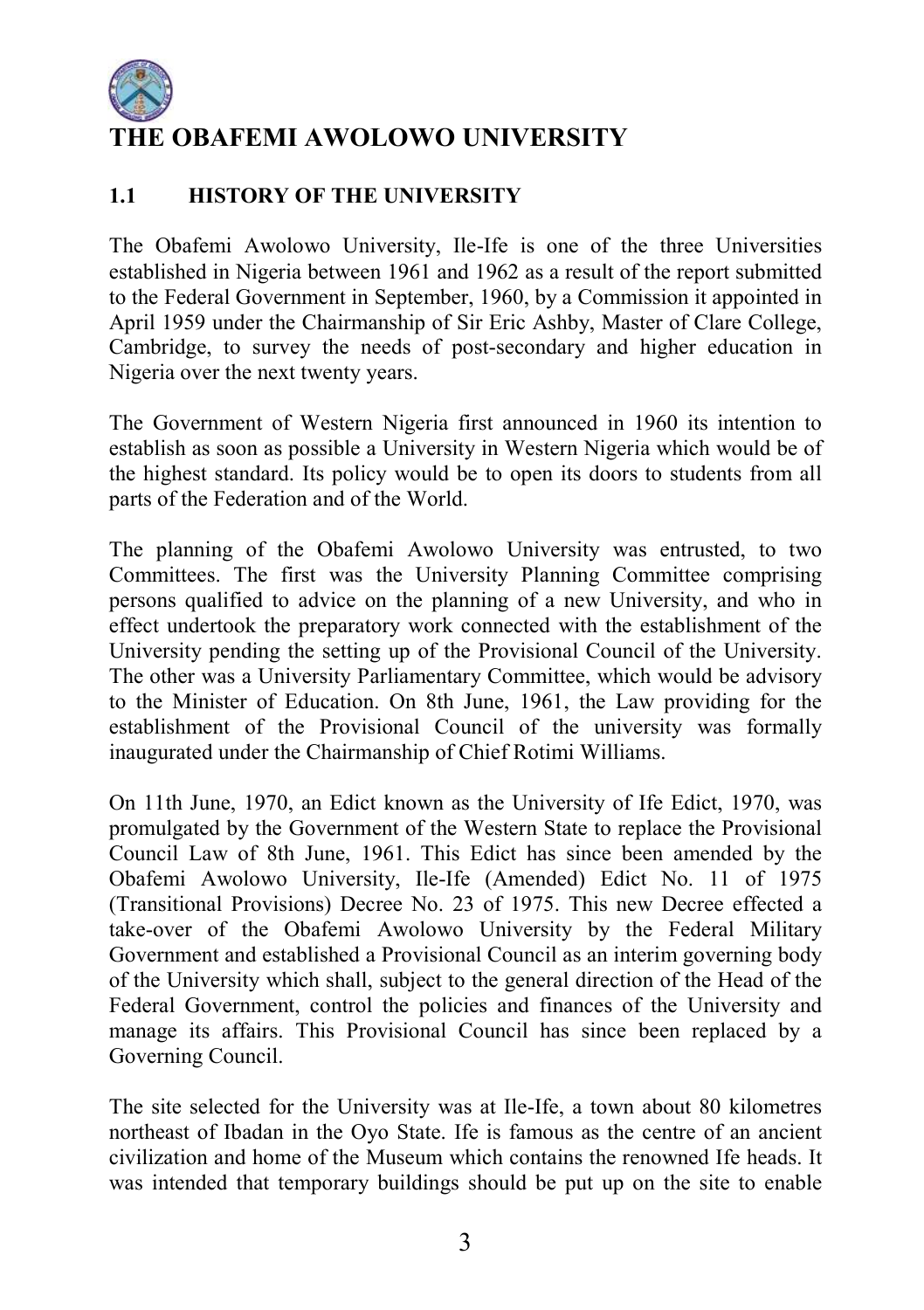# THE OBAFEMI AWOLOWO UNIVERSITY

## 1.1 HISTORY OF THE UNIVERSITY

The Obafemi Awolowo University, Ile-Ife is one of the three Universities established in Nigeria between 1961 and 1962 as a result of the report submitted to the Federal Government in September, 1960, by a Commission it appointed in April 1959 under the Chairmanship of Sir Eric Ashby, Master of Clare College, Cambridge, to survey the needs of post-secondary and higher education in Nigeria over the next twenty years.

The Government of Western Nigeria first announced in 1960 its intention to establish as soon as possible a University in Western Nigeria which would be of the highest standard. Its policy would be to open its doors to students from all parts of the Federation and of the World.

The planning of the Obafemi Awolowo University was entrusted, to two Committees. The first was the University Planning Committee comprising persons qualified to advice on the planning of a new University, and who in effect undertook the preparatory work connected with the establishment of the University pending the setting up of the Provisional Council of the University. The other was a University Parliamentary Committee, which would be advisory to the Minister of Education. On 8th June, 1961, the Law providing for the establishment of the Provisional Council of the university was formally inaugurated under the Chairmanship of Chief Rotimi Williams.

On 11th June, 1970, an Edict known as the University of Ife Edict, 1970, was promulgated by the Government of the Western State to replace the Provisional Council Law of 8th June, 1961. This Edict has since been amended by the Obafemi Awolowo University, Ile-Ife (Amended) Edict No. 11 of 1975 (Transitional Provisions) Decree No. 23 of 1975. This new Decree effected a take-over of the Obafemi Awolowo University by the Federal Military Government and established a Provisional Council as an interim governing body of the University which shall, subject to the general direction of the Head of the Federal Government, control the policies and finances of the University and manage its affairs. This Provisional Council has since been replaced by a Governing Council.

The site selected for the University was at Ile-Ife, a town about 80 kilometres northeast of Ibadan in the Oyo State. Ife is famous as the centre of an ancient civilization and home of the Museum which contains the renowned Ife heads. It was intended that temporary buildings should be put up on the site to enable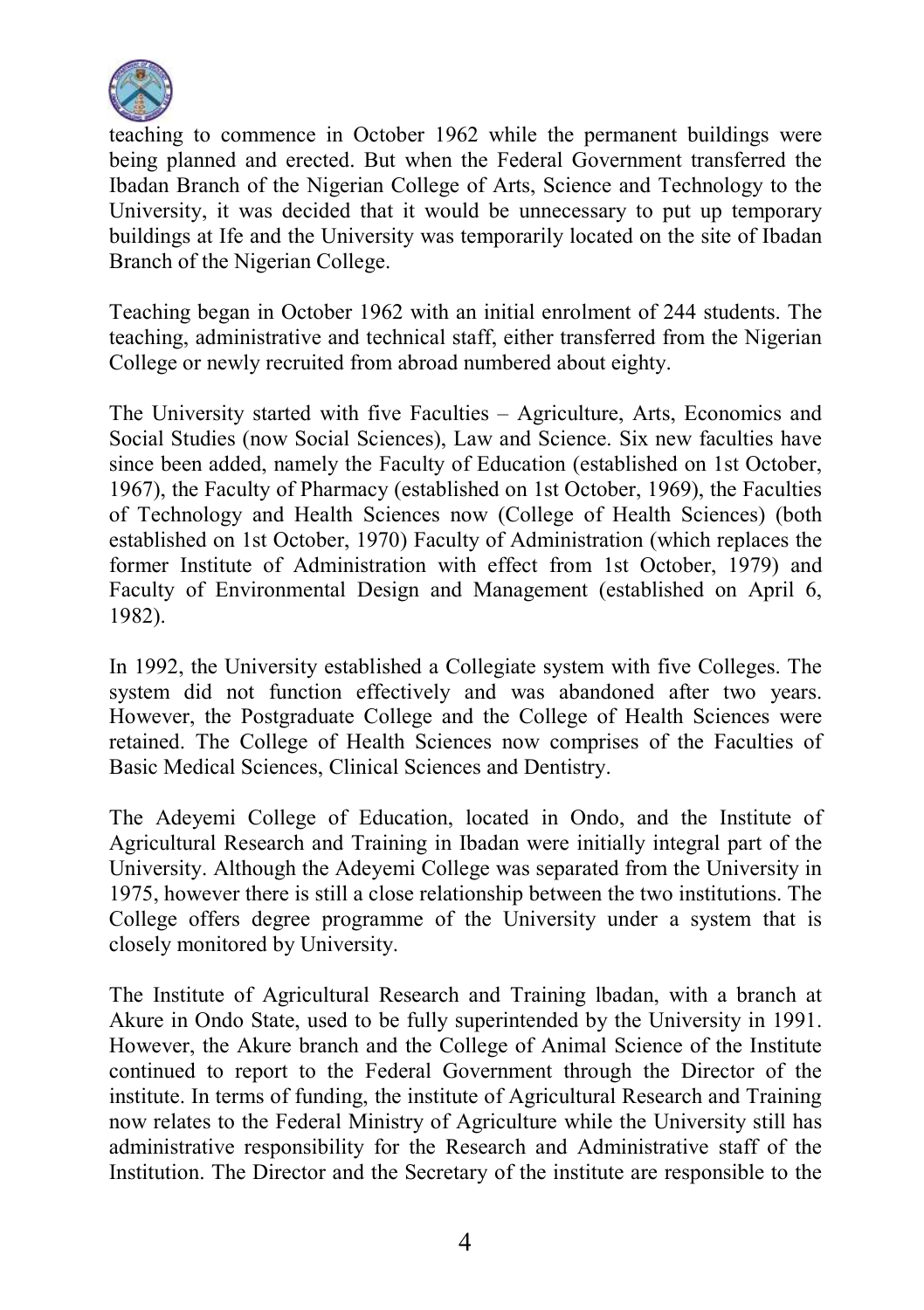teaching to commence in October 1962 while the permanent buildings were being planned and erected. But when the Federal Government transferred the Ibadan Branch of the Nigerian College of Arts, Science and Technology to the University, it was decided that it would be unnecessary to put up temporary buildings at Ife and the University was temporarily located on the site of Ibadan Branch of the Nigerian College.

Teaching began in October 1962 with an initial enrolment of 244 students. The teaching, administrative and technical staff, either transferred from the Nigerian College or newly recruited from abroad numbered about eighty.

The University started with five Faculties – Agriculture, Arts, Economics and Social Studies (now Social Sciences), Law and Science. Six new faculties have since been added, namely the Faculty of Education (established on 1st October, 1967), the Faculty of Pharmacy (established on 1st October, 1969), the Faculties of Technology and Health Sciences now (College of Health Sciences) (both established on 1st October, 1970) Faculty of Administration (which replaces the former Institute of Administration with effect from 1st October, 1979) and Faculty of Environmental Design and Management (established on April 6, 1982).

In 1992, the University established a Collegiate system with five Colleges. The system did not function effectively and was abandoned after two years. However, the Postgraduate College and the College of Health Sciences were retained. The College of Health Sciences now comprises of the Faculties of Basic Medical Sciences, Clinical Sciences and Dentistry.

The Adeyemi College of Education, located in Ondo, and the Institute of Agricultural Research and Training in Ibadan were initially integral part of the University. Although the Adeyemi College was separated from the University in 1975, however there is still a close relationship between the two institutions. The College offers degree programme of the University under a system that is closely monitored by University.

The Institute of Agricultural Research and Training lbadan, with a branch at Akure in Ondo State, used to be fully superintended by the University in 1991. However, the Akure branch and the College of Animal Science of the Institute continued to report to the Federal Government through the Director of the institute. In terms of funding, the institute of Agricultural Research and Training now relates to the Federal Ministry of Agriculture while the University still has administrative responsibility for the Research and Administrative staff of the Institution. The Director and the Secretary of the institute are responsible to the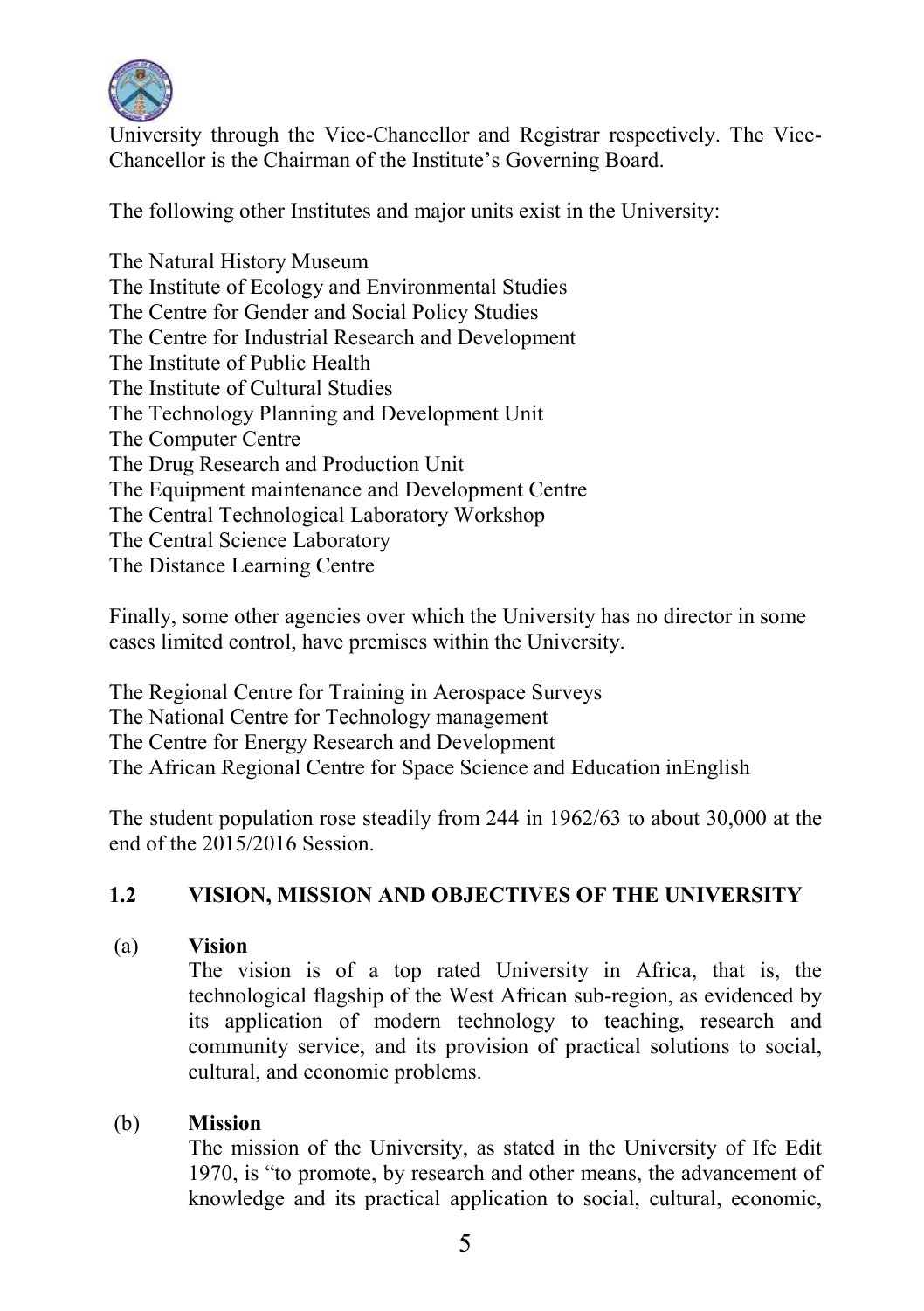University through the Vice-Chancellor and Registrar respectively. The Vice-Chancellor is the Chairman of the Institute's Governing Board.

The following other Institutes and major units exist in the University:

The Natural History Museum
The Institute of Ecology and Environmental Studies
The Centre for Gender and Social Policy Studies
The Centre for Industrial Research and Development
The Institute of Public Health
The Institute of Cultural Studies
The Technology Planning and Development Unit
The Computer Centre
The Drug Research and Production Unit
The Equipment maintenance and Development Centre
The Central Technological Laboratory Workshop
The Central Science Laboratory
The Distance Learning Centre

Finally, some other agencies over which the University has no director in some cases limited control, have premises within the University.

The Regional Centre for Training in Aerospace Surveys
The National Centre for Technology management
The Centre for Energy Research and Development
The African Regional Centre for Space Science and Education inEnglish

The student population rose steadily from 244 in 1962/63 to about 30,000 at the end of the 2015/2016 Session.

## 1.2 VISION, MISSION AND OBJECTIVES OF THE UNIVERSITY

(a) **Vision**

The vision is of a top rated University in Africa, that is, the technological flagship of the West African sub-region, as evidenced by its application of modern technology to teaching, research and community service, and its provision of practical solutions to social, cultural, and economic problems.

(b) **Mission**

The mission of the University, as stated in the University of Ife Edit 1970, is "to promote, by research and other means, the advancement of knowledge and its practical application to social, cultural, economic,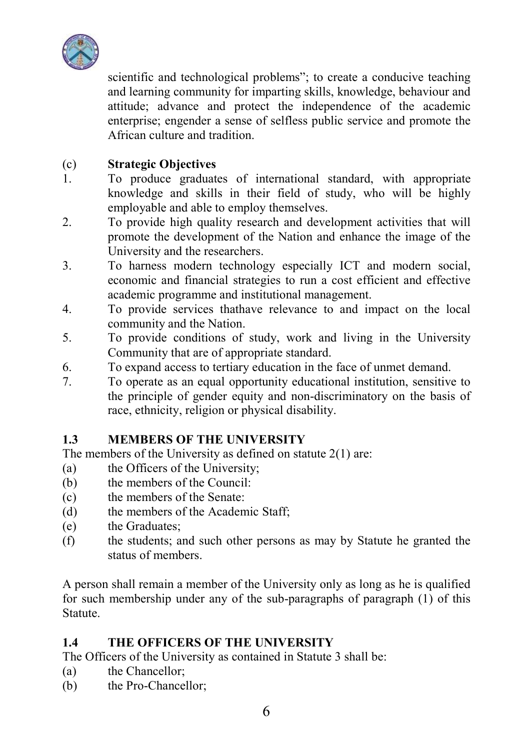scientific and technological problems"; to create a conducive teaching and learning community for imparting skills, knowledge, behaviour and attitude; advance and protect the independence of the academic enterprise; engender a sense of selfless public service and promote the African culture and tradition.

(c) **Strategic Objectives**

1. To produce graduates of international standard, with appropriate knowledge and skills in their field of study, who will be highly employable and able to employ themselves.
2. To provide high quality research and development activities that will promote the development of the Nation and enhance the image of the University and the researchers.
3. To harness modern technology especially ICT and modern social, economic and financial strategies to run a cost efficient and effective academic programme and institutional management.
4. To provide services thathave relevance to and impact on the local community and the Nation.
5. To provide conditions of study, work and living in the University Community that are of appropriate standard.
6. To expand access to tertiary education in the face of unmet demand.
7. To operate as an equal opportunity educational institution, sensitive to the principle of gender equity and non-discriminatory on the basis of race, ethnicity, religion or physical disability.

## 1.3 MEMBERS OF THE UNIVERSITY

The members of the University as defined on statute 2(1) are:

(a) the Officers of the University;
(b) the members of the Council:
(c) the members of the Senate:
(d) the members of the Academic Staff;
(e) the Graduates;
(f) the students; and such other persons as may by Statute he granted the status of members.

A person shall remain a member of the University only as long as he is qualified for such membership under any of the sub-paragraphs of paragraph (1) of this Statute.

## 1.4 THE OFFICERS OF THE UNIVERSITY

The Officers of the University as contained in Statute 3 shall be:

(a) the Chancellor;
(b) the Pro-Chancellor;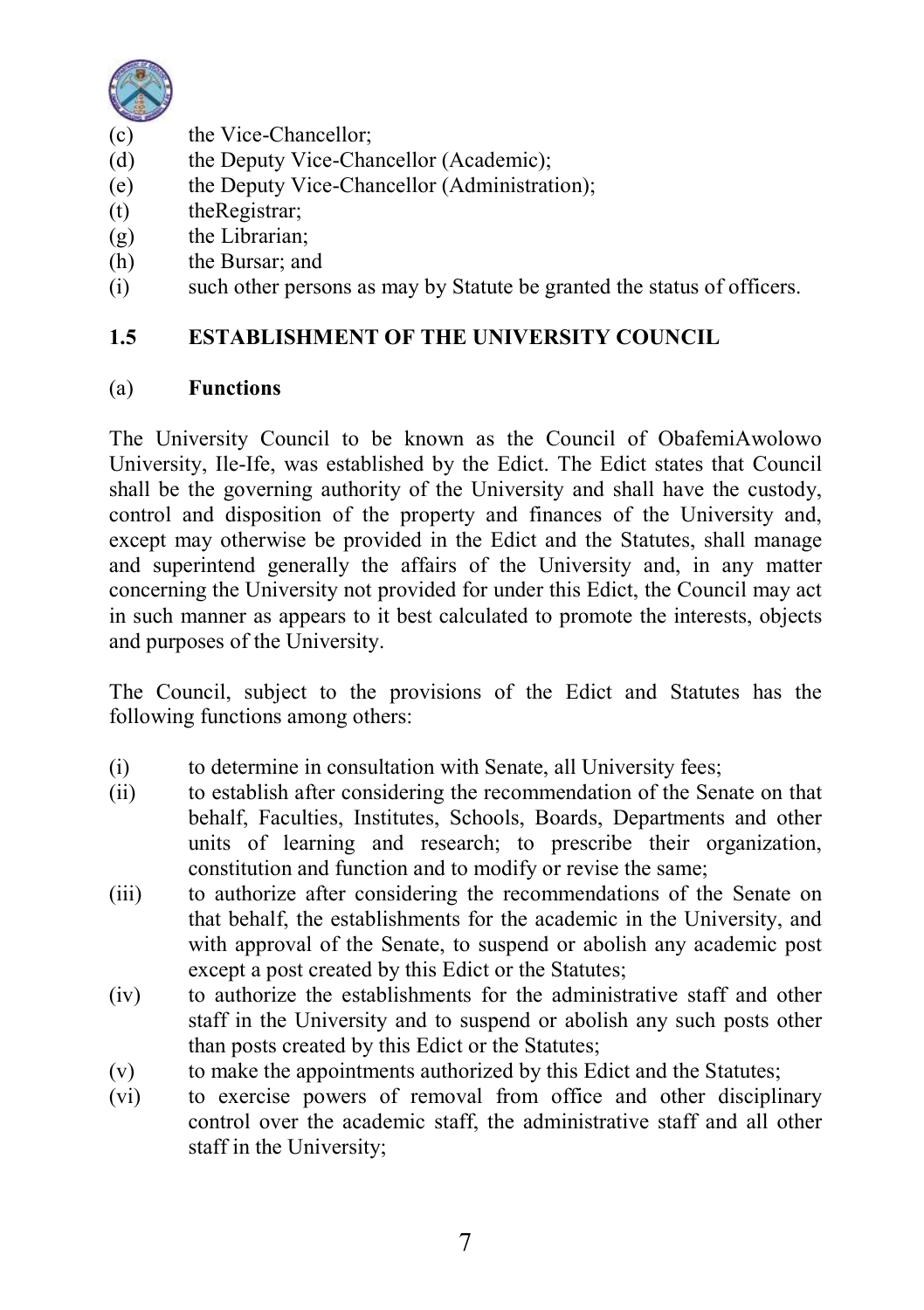(c) the Vice-Chancellor;
(d) the Deputy Vice-Chancellor (Academic);
(e) the Deputy Vice-Chancellor (Administration);
(t) theRegistrar;
(g) the Librarian;
(h) the Bursar; and
(i) such other persons as may by Statute be granted the status of officers.

## 1.5 ESTABLISHMENT OF THE UNIVERSITY COUNCIL

### (a) Functions

The University Council to be known as the Council of ObafemiAwolowo University, Ile-Ife, was established by the Edict. The Edict states that Council shall be the governing authority of the University and shall have the custody, control and disposition of the property and finances of the University and, except may otherwise be provided in the Edict and the Statutes, shall manage and superintend generally the affairs of the University and, in any matter concerning the University not provided for under this Edict, the Council may act in such manner as appears to it best calculated to promote the interests, objects and purposes of the University.

The Council, subject to the provisions of the Edict and Statutes has the following functions among others:

(i) to determine in consultation with Senate, all University fees;
(ii) to establish after considering the recommendation of the Senate on that behalf, Faculties, Institutes, Schools, Boards, Departments and other units of learning and research; to prescribe their organization, constitution and function and to modify or revise the same;
(iii) to authorize after considering the recommendations of the Senate on that behalf, the establishments for the academic in the University, and with approval of the Senate, to suspend or abolish any academic post except a post created by this Edict or the Statutes;
(iv) to authorize the establishments for the administrative staff and other staff in the University and to suspend or abolish any such posts other than posts created by this Edict or the Statutes;
(v) to make the appointments authorized by this Edict and the Statutes;
(vi) to exercise powers of removal from office and other disciplinary control over the academic staff, the administrative staff and all other staff in the University;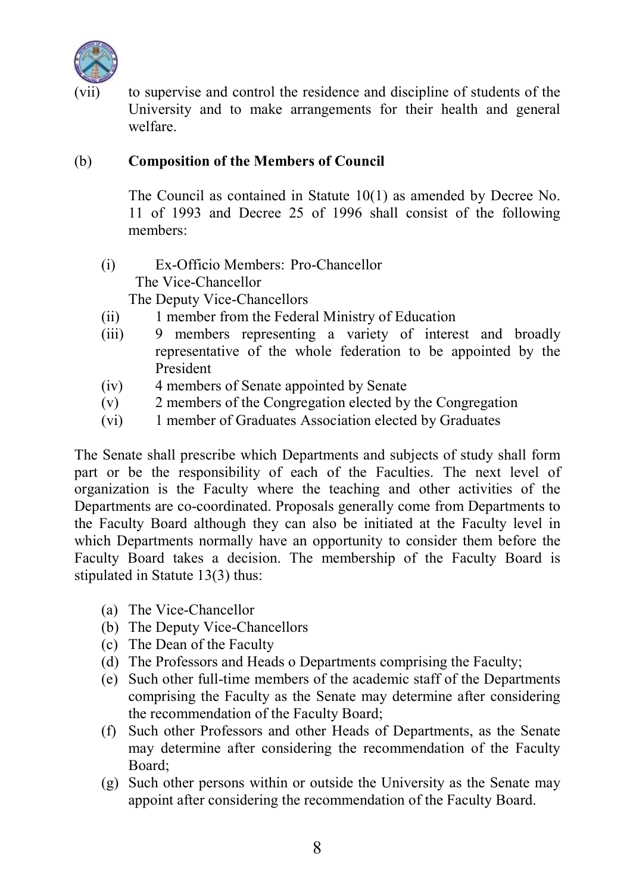(vii) to supervise and control the residence and discipline of students of the University and to make arrangements for their health and general welfare.

(b) **Composition of the Members of Council**

The Council as contained in Statute 10(1) as amended by Decree No. 11 of 1993 and Decree 25 of 1996 shall consist of the following members:

(i) Ex-Officio Members: Pro-Chancellor
The Vice-Chancellor
The Deputy Vice-Chancellors
(ii) 1 member from the Federal Ministry of Education
(iii) 9 members representing a variety of interest and broadly representative of the whole federation to be appointed by the President
(iv) 4 members of Senate appointed by Senate
(v) 2 members of the Congregation elected by the Congregation
(vi) 1 member of Graduates Association elected by Graduates

The Senate shall prescribe which Departments and subjects of study shall form part or be the responsibility of each of the Faculties. The next level of organization is the Faculty where the teaching and other activities of the Departments are co-coordinated. Proposals generally come from Departments to the Faculty Board although they can also be initiated at the Faculty level in which Departments normally have an opportunity to consider them before the Faculty Board takes a decision. The membership of the Faculty Board is stipulated in Statute 13(3) thus:

(a) The Vice-Chancellor
(b) The Deputy Vice-Chancellors
(c) The Dean of the Faculty
(d) The Professors and Heads o Departments comprising the Faculty;
(e) Such other full-time members of the academic staff of the Departments comprising the Faculty as the Senate may determine after considering the recommendation of the Faculty Board;
(f) Such other Professors and other Heads of Departments, as the Senate may determine after considering the recommendation of the Faculty Board;
(g) Such other persons within or outside the University as the Senate may appoint after considering the recommendation of the Faculty Board.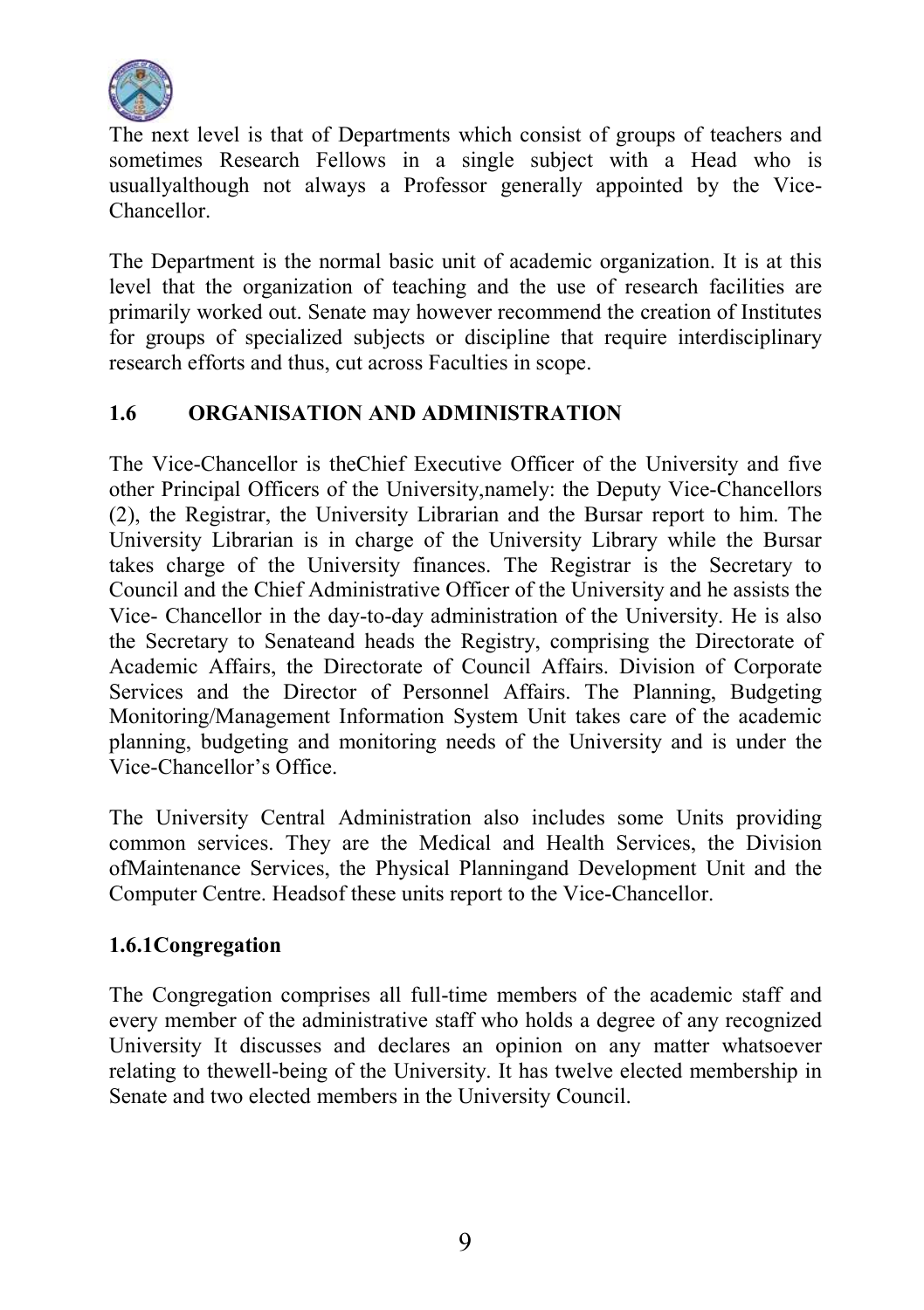The next level is that of Departments which consist of groups of teachers and sometimes Research Fellows in a single subject with a Head who is usuallyalthough not always a Professor generally appointed by the Vice-Chancellor.

The Department is the normal basic unit of academic organization. It is at this level that the organization of teaching and the use of research facilities are primarily worked out. Senate may however recommend the creation of Institutes for groups of specialized subjects or discipline that require interdisciplinary research efforts and thus, cut across Faculties in scope.

## 1.6 ORGANISATION AND ADMINISTRATION

The Vice-Chancellor is theChief Executive Officer of the University and five other Principal Officers of the University,namely: the Deputy Vice-Chancellors (2), the Registrar, the University Librarian and the Bursar report to him. The University Librarian is in charge of the University Library while the Bursar takes charge of the University finances. The Registrar is the Secretary to Council and the Chief Administrative Officer of the University and he assists the Vice- Chancellor in the day-to-day administration of the University. He is also the Secretary to Senateand heads the Registry, comprising the Directorate of Academic Affairs, the Directorate of Council Affairs. Division of Corporate Services and the Director of Personnel Affairs. The Planning, Budgeting Monitoring/Management Information System Unit takes care of the academic planning, budgeting and monitoring needs of the University and is under the Vice-Chancellor's Office.

The University Central Administration also includes some Units providing common services. They are the Medical and Health Services, the Division ofMaintenance Services, the Physical Planningand Development Unit and the Computer Centre. Headsof these units report to the Vice-Chancellor.

### 1.6.1Congregation

The Congregation comprises all full-time members of the academic staff and every member of the administrative staff who holds a degree of any recognized University It discusses and declares an opinion on any matter whatsoever relating to thewell-being of the University. It has twelve elected membership in Senate and two elected members in the University Council.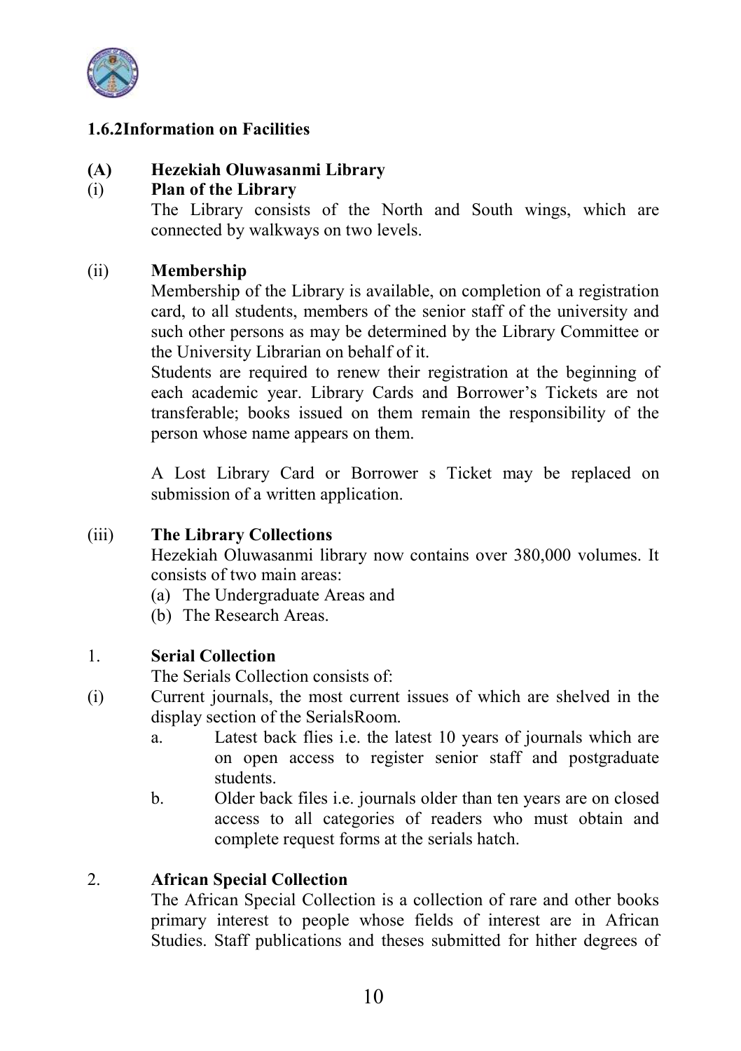### 1.6.2Information on Facilities

**(A) Hezekiah Oluwasanmi Library**

(i) **Plan of the Library**

The Library consists of the North and South wings, which are connected by walkways on two levels.

(ii) **Membership**

Membership of the Library is available, on completion of a registration card, to all students, members of the senior staff of the university and such other persons as may be determined by the Library Committee or the University Librarian on behalf of it.

Students are required to renew their registration at the beginning of each academic year. Library Cards and Borrower's Tickets are not transferable; books issued on them remain the responsibility of the person whose name appears on them.

A Lost Library Card or Borrower s Ticket may be replaced on submission of a written application.

(iii) **The Library Collections**

Hezekiah Oluwasanmi library now contains over 380,000 volumes. It consists of two main areas:

(a) The Undergraduate Areas and
(b) The Research Areas.

1. **Serial Collection**

The Serials Collection consists of:

(i) Current journals, the most current issues of which are shelved in the display section of the SerialsRoom.
   - a. Latest back flies i.e. the latest 10 years of journals which are on open access to register senior staff and postgraduate students.
   - b. Older back files i.e. journals older than ten years are on closed access to all categories of readers who must obtain and complete request forms at the serials hatch.

2. **African Special Collection**

The African Special Collection is a collection of rare and other books primary interest to people whose fields of interest are in African Studies. Staff publications and theses submitted for hither degrees of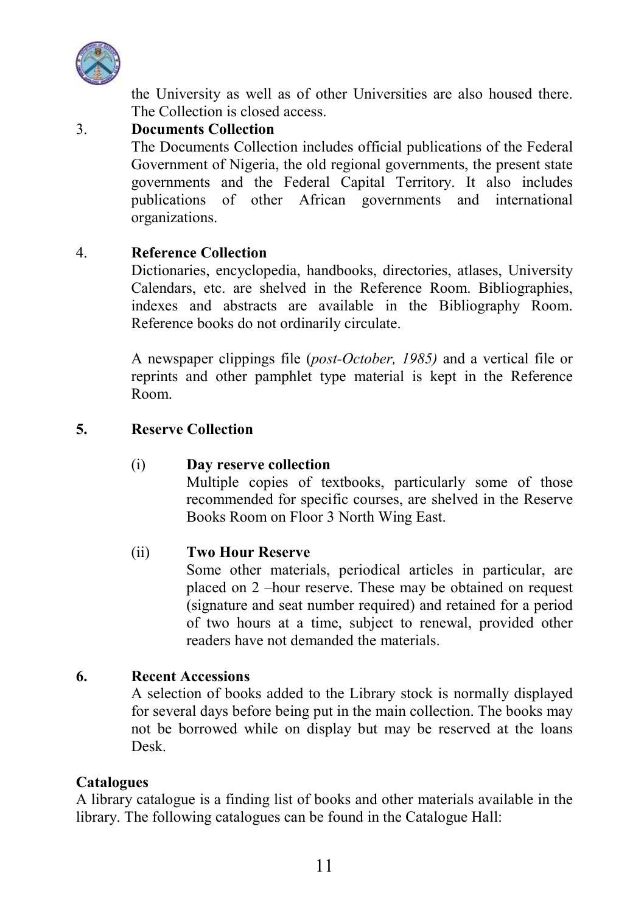the University as well as of other Universities are also housed there. The Collection is closed access.

3. **Documents Collection**

   The Documents Collection includes official publications of the Federal Government of Nigeria, the old regional governments, the present state governments and the Federal Capital Territory. It also includes publications of other African governments and international organizations.

4. **Reference Collection**

   Dictionaries, encyclopedia, handbooks, directories, atlases, University Calendars, etc. are shelved in the Reference Room. Bibliographies, indexes and abstracts are available in the Bibliography Room. Reference books do not ordinarily circulate.

   A newspaper clippings file (*post-October, 1985)* and a vertical file or reprints and other pamphlet type material is kept in the Reference Room.

**5. Reserve Collection**

   (i) **Day reserve collection**

   Multiple copies of textbooks, particularly some of those recommended for specific courses, are shelved in the Reserve Books Room on Floor 3 North Wing East.

   (ii) **Two Hour Reserve**

   Some other materials, periodical articles in particular, are placed on 2 –hour reserve. These may be obtained on request (signature and seat number required) and retained for a period of two hours at a time, subject to renewal, provided other readers have not demanded the materials.

**6. Recent Accessions**

   A selection of books added to the Library stock is normally displayed for several days before being put in the main collection. The books may not be borrowed while on display but may be reserved at the loans Desk.

**Catalogues**

A library catalogue is a finding list of books and other materials available in the library. The following catalogues can be found in the Catalogue Hall: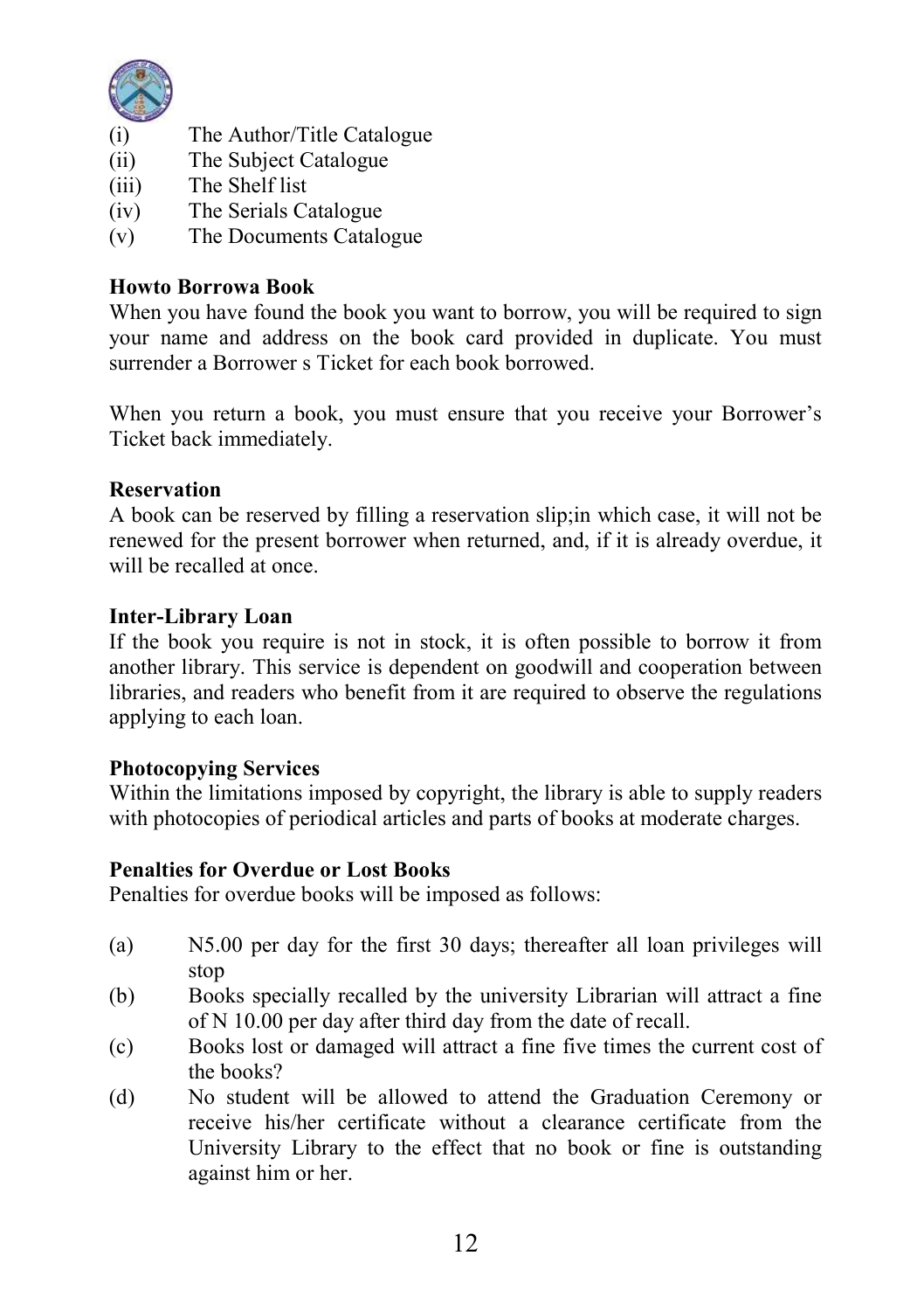(i) The Author/Title Catalogue
(ii) The Subject Catalogue
(iii) The Shelf list
(iv) The Serials Catalogue
(v) The Documents Catalogue

**Howto Borrowa Book**

When you have found the book you want to borrow, you will be required to sign your name and address on the book card provided in duplicate. You must surrender a Borrower s Ticket for each book borrowed.

When you return a book, you must ensure that you receive your Borrower's Ticket back immediately.

**Reservation**

A book can be reserved by filling a reservation slip;in which case, it will not be renewed for the present borrower when returned, and, if it is already overdue, it will be recalled at once.

**Inter-Library Loan**

If the book you require is not in stock, it is often possible to borrow it from another library. This service is dependent on goodwill and cooperation between libraries, and readers who benefit from it are required to observe the regulations applying to each loan.

**Photocopying Services**

Within the limitations imposed by copyright, the library is able to supply readers with photocopies of periodical articles and parts of books at moderate charges.

**Penalties for Overdue or Lost Books**

Penalties for overdue books will be imposed as follows:

(a) N5.00 per day for the first 30 days; thereafter all loan privileges will stop
(b) Books specially recalled by the university Librarian will attract a fine of N 10.00 per day after third day from the date of recall.
(c) Books lost or damaged will attract a fine five times the current cost of the books?
(d) No student will be allowed to attend the Graduation Ceremony or receive his/her certificate without a clearance certificate from the University Library to the effect that no book or fine is outstanding against him or her.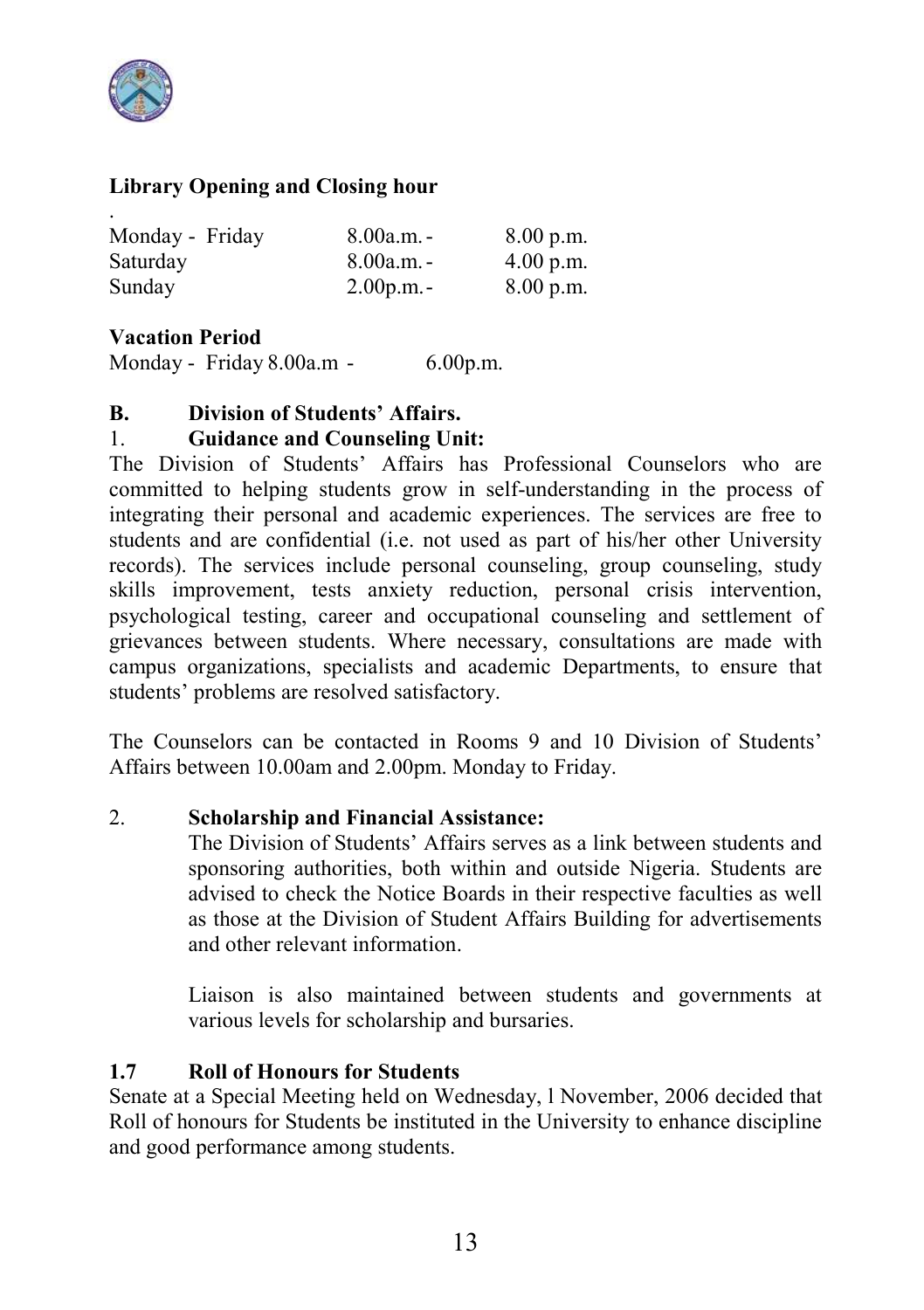**Library Opening and Closing hour**

.

| | | |
|---|---|---|
| Monday - Friday | 8.00a.m. - | 8.00 p.m. |
| Saturday | 8.00a.m. - | 4.00 p.m. |
| Sunday | 2.00p.m. - | 8.00 p.m. |

**Vacation Period**

Monday - Friday 8.00a.m - 6.00p.m.

**B. Division of Students' Affairs.**

**1. Guidance and Counseling Unit:**

The Division of Students' Affairs has Professional Counselors who are committed to helping students grow in self-understanding in the process of integrating their personal and academic experiences. The services are free to students and are confidential (i.e. not used as part of his/her other University records). The services include personal counseling, group counseling, study skills improvement, tests anxiety reduction, personal crisis intervention, psychological testing, career and occupational counseling and settlement of grievances between students. Where necessary, consultations are made with campus organizations, specialists and academic Departments, to ensure that students' problems are resolved satisfactory.

The Counselors can be contacted in Rooms 9 and 10 Division of Students' Affairs between 10.00am and 2.00pm. Monday to Friday.

**2. Scholarship and Financial Assistance:**

The Division of Students' Affairs serves as a link between students and sponsoring authorities, both within and outside Nigeria. Students are advised to check the Notice Boards in their respective faculties as well as those at the Division of Student Affairs Building for advertisements and other relevant information.

Liaison is also maintained between students and governments at various levels for scholarship and bursaries.

## 1.7 Roll of Honours for Students

Senate at a Special Meeting held on Wednesday, l November, 2006 decided that Roll of honours for Students be instituted in the University to enhance discipline and good performance among students.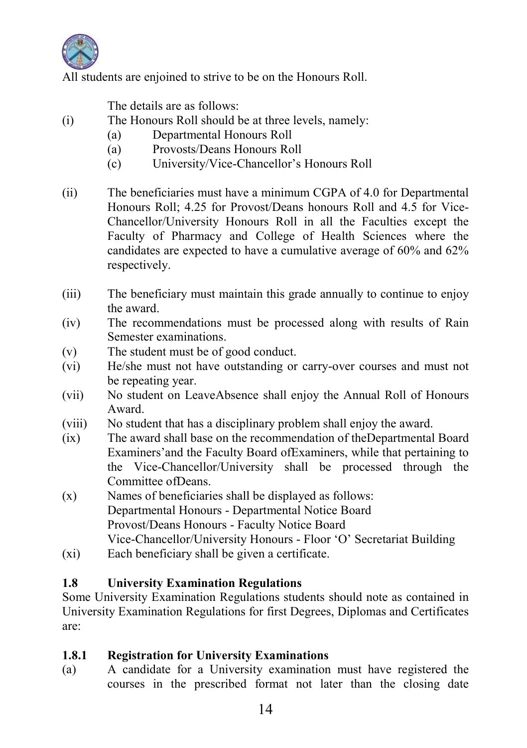All students are enjoined to strive to be on the Honours Roll.

The details are as follows:

(i) The Honours Roll should be at three levels, namely:
   (a) Departmental Honours Roll
   (a) Provosts/Deans Honours Roll
   (c) University/Vice-Chancellor's Honours Roll

(ii) The beneficiaries must have a minimum CGPA of 4.0 for Departmental Honours Roll; 4.25 for Provost/Deans honours Roll and 4.5 for Vice-Chancellor/University Honours Roll in all the Faculties except the Faculty of Pharmacy and College of Health Sciences where the candidates are expected to have a cumulative average of 60% and 62% respectively.

(iii) The beneficiary must maintain this grade annually to continue to enjoy the award.

(iv) The recommendations must be processed along with results of Rain Semester examinations.

(v) The student must be of good conduct.

(vi) He/she must not have outstanding or carry-over courses and must not be repeating year.

(vii) No student on LeaveAbsence shall enjoy the Annual Roll of Honours Award.

(viii) No student that has a disciplinary problem shall enjoy the award.

(ix) The award shall base on the recommendation of theDepartmental Board Examiners'and the Faculty Board ofExaminers, while that pertaining to the Vice-Chancellor/University shall be processed through the Committee ofDeans.

(x) Names of beneficiaries shall be displayed as follows:
   Departmental Honours - Departmental Notice Board
   Provost/Deans Honours - Faculty Notice Board
   Vice-Chancellor/University Honours - Floor 'O' Secretariat Building

(xi) Each beneficiary shall be given a certificate.

## 1.8 University Examination Regulations

Some University Examination Regulations students should note as contained in University Examination Regulations for first Degrees, Diplomas and Certificates are:

### 1.8.1 Registration for University Examinations

(a) A candidate for a University examination must have registered the courses in the prescribed format not later than the closing date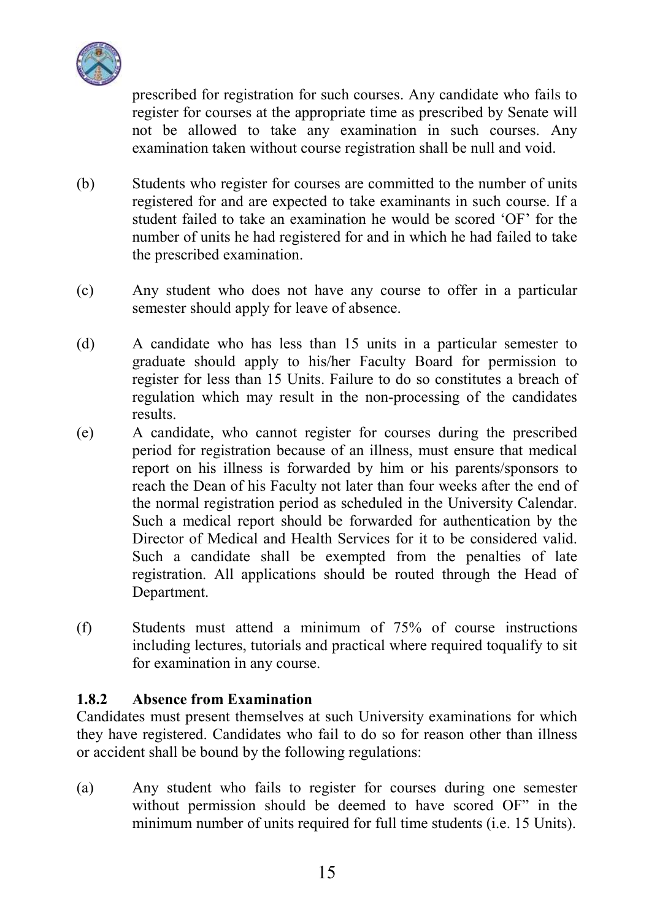prescribed for registration for such courses. Any candidate who fails to register for courses at the appropriate time as prescribed by Senate will not be allowed to take any examination in such courses. Any examination taken without course registration shall be null and void.

(b) Students who register for courses are committed to the number of units registered for and are expected to take examinants in such course. If a student failed to take an examination he would be scored 'OF' for the number of units he had registered for and in which he had failed to take the prescribed examination.

(c) Any student who does not have any course to offer in a particular semester should apply for leave of absence.

(d) A candidate who has less than 15 units in a particular semester to graduate should apply to his/her Faculty Board for permission to register for less than 15 Units. Failure to do so constitutes a breach of regulation which may result in the non-processing of the candidates results.

(e) A candidate, who cannot register for courses during the prescribed period for registration because of an illness, must ensure that medical report on his illness is forwarded by him or his parents/sponsors to reach the Dean of his Faculty not later than four weeks after the end of the normal registration period as scheduled in the University Calendar. Such a medical report should be forwarded for authentication by the Director of Medical and Health Services for it to be considered valid. Such a candidate shall be exempted from the penalties of late registration. All applications should be routed through the Head of Department.

(f) Students must attend a minimum of 75% of course instructions including lectures, tutorials and practical where required toqualify to sit for examination in any course.

### 1.8.2 Absence from Examination

Candidates must present themselves at such University examinations for which they have registered. Candidates who fail to do so for reason other than illness or accident shall be bound by the following regulations:

(a) Any student who fails to register for courses during one semester without permission should be deemed to have scored OF" in the minimum number of units required for full time students (i.e. 15 Units).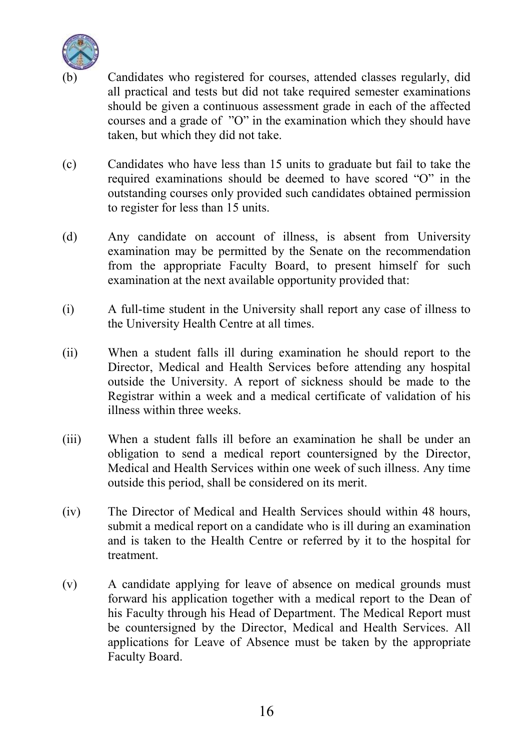(b) Candidates who registered for courses, attended classes regularly, did all practical and tests but did not take required semester examinations should be given a continuous assessment grade in each of the affected courses and a grade of "O" in the examination which they should have taken, but which they did not take.

(c) Candidates who have less than 15 units to graduate but fail to take the required examinations should be deemed to have scored "O" in the outstanding courses only provided such candidates obtained permission to register for less than 15 units.

(d) Any candidate on account of illness, is absent from University examination may be permitted by the Senate on the recommendation from the appropriate Faculty Board, to present himself for such examination at the next available opportunity provided that:

(i) A full-time student in the University shall report any case of illness to the University Health Centre at all times.

(ii) When a student falls ill during examination he should report to the Director, Medical and Health Services before attending any hospital outside the University. A report of sickness should be made to the Registrar within a week and a medical certificate of validation of his illness within three weeks.

(iii) When a student falls ill before an examination he shall be under an obligation to send a medical report countersigned by the Director, Medical and Health Services within one week of such illness. Any time outside this period, shall be considered on its merit.

(iv) The Director of Medical and Health Services should within 48 hours, submit a medical report on a candidate who is ill during an examination and is taken to the Health Centre or referred by it to the hospital for treatment.

(v) A candidate applying for leave of absence on medical grounds must forward his application together with a medical report to the Dean of his Faculty through his Head of Department. The Medical Report must be countersigned by the Director, Medical and Health Services. All applications for Leave of Absence must be taken by the appropriate Faculty Board.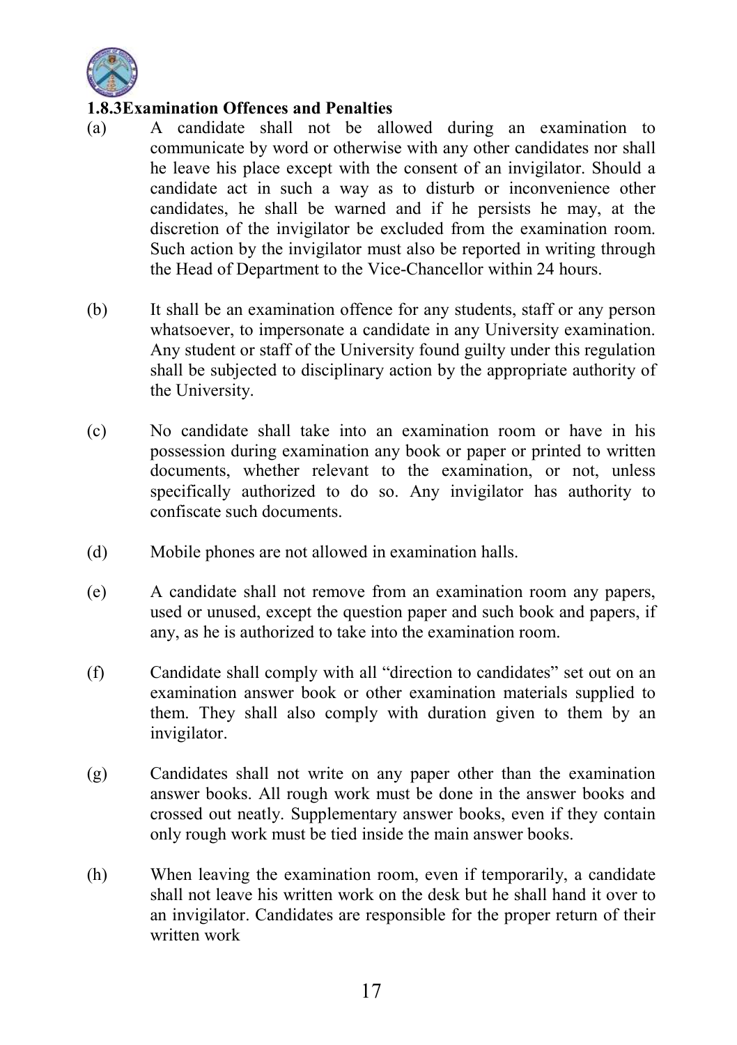### 1.8.3 Examination Offences and Penalties

(a) A candidate shall not be allowed during an examination to communicate by word or otherwise with any other candidates nor shall he leave his place except with the consent of an invigilator. Should a candidate act in such a way as to disturb or inconvenience other candidates, he shall be warned and if he persists he may, at the discretion of the invigilator be excluded from the examination room. Such action by the invigilator must also be reported in writing through the Head of Department to the Vice-Chancellor within 24 hours.

(b) It shall be an examination offence for any students, staff or any person whatsoever, to impersonate a candidate in any University examination. Any student or staff of the University found guilty under this regulation shall be subjected to disciplinary action by the appropriate authority of the University.

(c) No candidate shall take into an examination room or have in his possession during examination any book or paper or printed to written documents, whether relevant to the examination, or not, unless specifically authorized to do so. Any invigilator has authority to confiscate such documents.

(d) Mobile phones are not allowed in examination halls.

(e) A candidate shall not remove from an examination room any papers, used or unused, except the question paper and such book and papers, if any, as he is authorized to take into the examination room.

(f) Candidate shall comply with all "direction to candidates" set out on an examination answer book or other examination materials supplied to them. They shall also comply with duration given to them by an invigilator.

(g) Candidates shall not write on any paper other than the examination answer books. All rough work must be done in the answer books and crossed out neatly. Supplementary answer books, even if they contain only rough work must be tied inside the main answer books.

(h) When leaving the examination room, even if temporarily, a candidate shall not leave his written work on the desk but he shall hand it over to an invigilator. Candidates are responsible for the proper return of their written work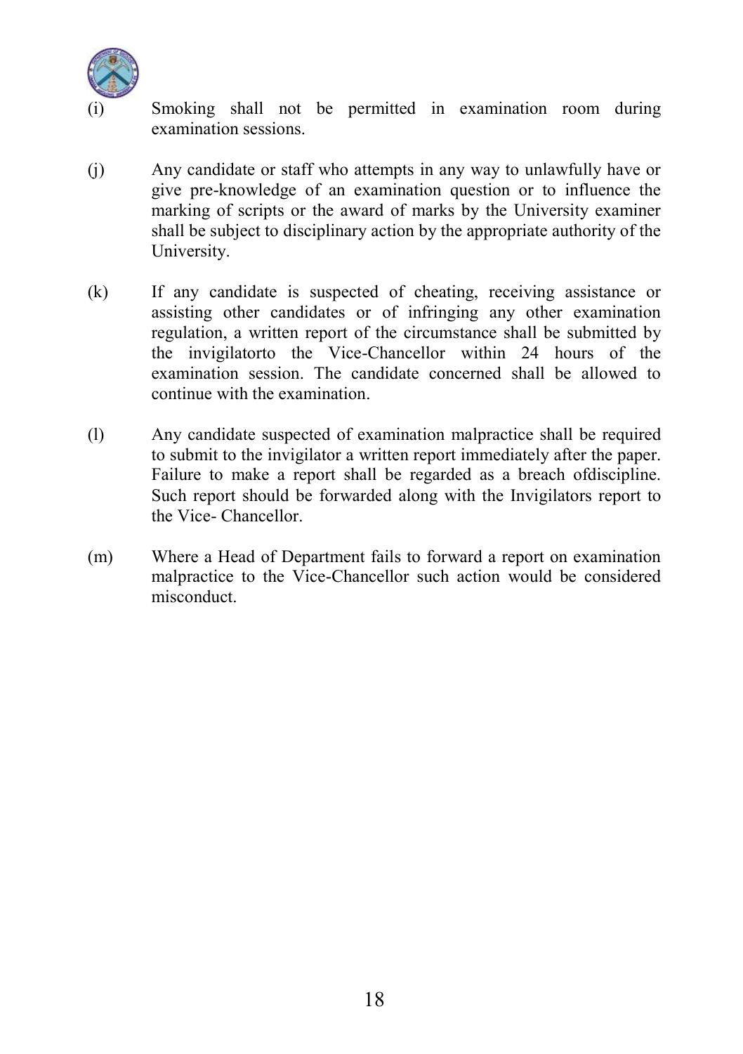(i) Smoking shall not be permitted in examination room during examination sessions.

(j) Any candidate or staff who attempts in any way to unlawfully have or give pre-knowledge of an examination question or to influence the marking of scripts or the award of marks by the University examiner shall be subject to disciplinary action by the appropriate authority of the University.

(k) If any candidate is suspected of cheating, receiving assistance or assisting other candidates or of infringing any other examination regulation, a written report of the circumstance shall be submitted by the invigilatorto the Vice-Chancellor within 24 hours of the examination session. The candidate concerned shall be allowed to continue with the examination.

(l) Any candidate suspected of examination malpractice shall be required to submit to the invigilator a written report immediately after the paper. Failure to make a report shall be regarded as a breach ofdiscipline. Such report should be forwarded along with the Invigilators report to the Vice- Chancellor.

(m) Where a Head of Department fails to forward a report on examination malpractice to the Vice-Chancellor such action would be considered misconduct.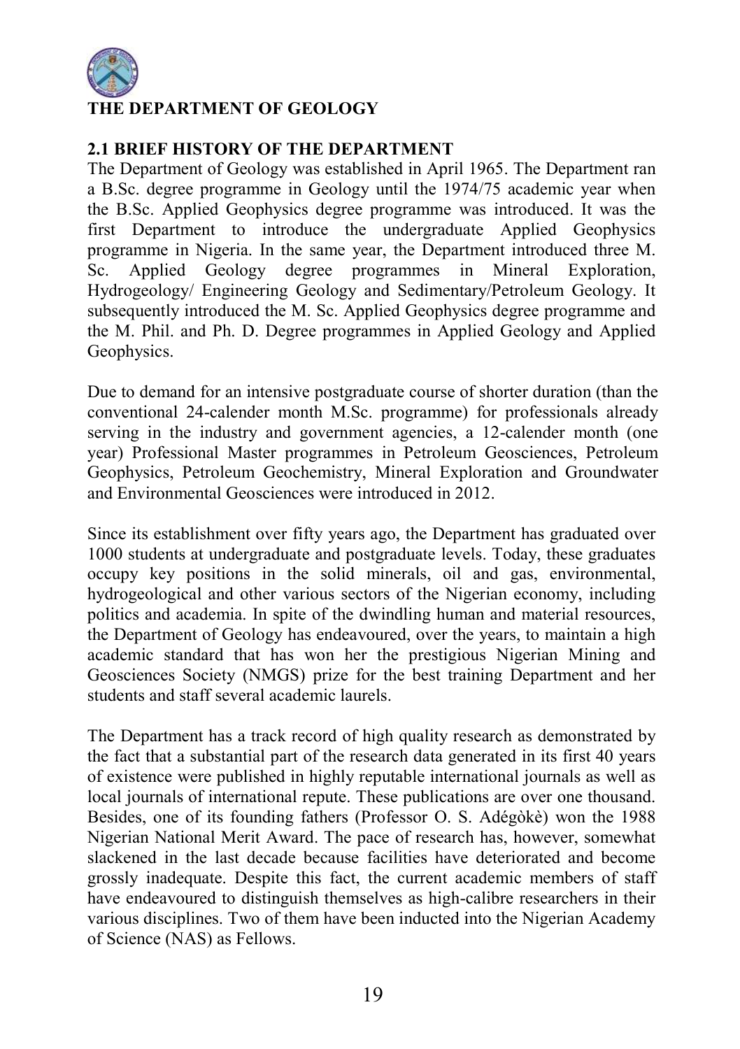# THE DEPARTMENT OF GEOLOGY

## 2.1 BRIEF HISTORY OF THE DEPARTMENT

The Department of Geology was established in April 1965. The Department ran a B.Sc. degree programme in Geology until the 1974/75 academic year when the B.Sc. Applied Geophysics degree programme was introduced. It was the first Department to introduce the undergraduate Applied Geophysics programme in Nigeria. In the same year, the Department introduced three M. Sc. Applied Geology degree programmes in Mineral Exploration, Hydrogeology/ Engineering Geology and Sedimentary/Petroleum Geology. It subsequently introduced the M. Sc. Applied Geophysics degree programme and the M. Phil. and Ph. D. Degree programmes in Applied Geology and Applied Geophysics.

Due to demand for an intensive postgraduate course of shorter duration (than the conventional 24-calender month M.Sc. programme) for professionals already serving in the industry and government agencies, a 12-calender month (one year) Professional Master programmes in Petroleum Geosciences, Petroleum Geophysics, Petroleum Geochemistry, Mineral Exploration and Groundwater and Environmental Geosciences were introduced in 2012.

Since its establishment over fifty years ago, the Department has graduated over 1000 students at undergraduate and postgraduate levels. Today, these graduates occupy key positions in the solid minerals, oil and gas, environmental, hydrogeological and other various sectors of the Nigerian economy, including politics and academia. In spite of the dwindling human and material resources, the Department of Geology has endeavoured, over the years, to maintain a high academic standard that has won her the prestigious Nigerian Mining and Geosciences Society (NMGS) prize for the best training Department and her students and staff several academic laurels.

The Department has a track record of high quality research as demonstrated by the fact that a substantial part of the research data generated in its first 40 years of existence were published in highly reputable international journals as well as local journals of international repute. These publications are over one thousand. Besides, one of its founding fathers (Professor O. S. Adégòkè) won the 1988 Nigerian National Merit Award. The pace of research has, however, somewhat slackened in the last decade because facilities have deteriorated and become grossly inadequate. Despite this fact, the current academic members of staff have endeavoured to distinguish themselves as high-calibre researchers in their various disciplines. Two of them have been inducted into the Nigerian Academy of Science (NAS) as Fellows.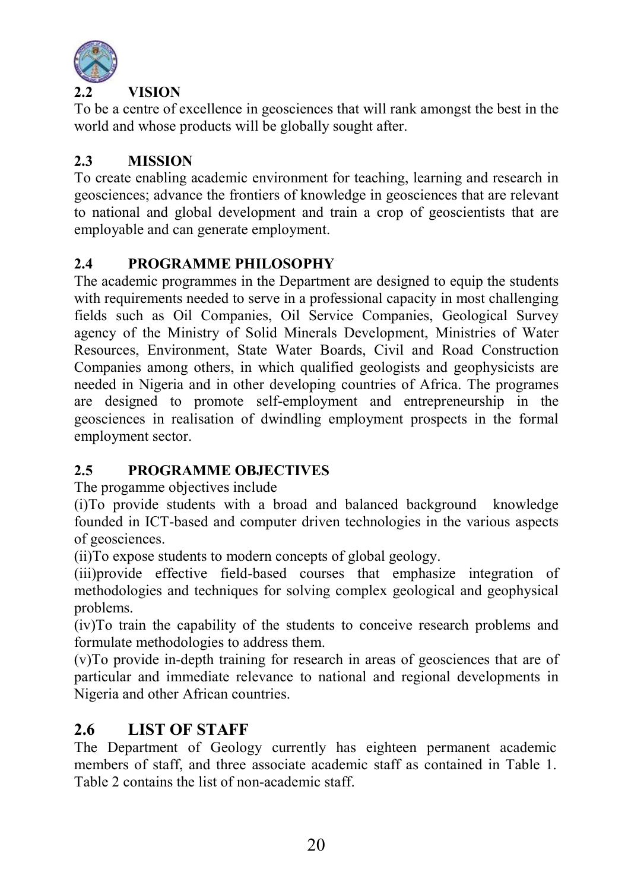## 2.2 VISION

To be a centre of excellence in geosciences that will rank amongst the best in the world and whose products will be globally sought after.

## 2.3 MISSION

To create enabling academic environment for teaching, learning and research in geosciences; advance the frontiers of knowledge in geosciences that are relevant to national and global development and train a crop of geoscientists that are employable and can generate employment.

## 2.4 PROGRAMME PHILOSOPHY

The academic programmes in the Department are designed to equip the students with requirements needed to serve in a professional capacity in most challenging fields such as Oil Companies, Oil Service Companies, Geological Survey agency of the Ministry of Solid Minerals Development, Ministries of Water Resources, Environment, State Water Boards, Civil and Road Construction Companies among others, in which qualified geologists and geophysicists are needed in Nigeria and in other developing countries of Africa. The programes are designed to promote self-employment and entrepreneurship in the geosciences in realisation of dwindling employment prospects in the formal employment sector.

## 2.5 PROGRAMME OBJECTIVES

The progamme objectives include

(i)To provide students with a broad and balanced background knowledge founded in ICT-based and computer driven technologies in the various aspects of geosciences.

(ii)To expose students to modern concepts of global geology.

(iii)provide effective field-based courses that emphasize integration of methodologies and techniques for solving complex geological and geophysical problems.

(iv)To train the capability of the students to conceive research problems and formulate methodologies to address them.

(v)To provide in-depth training for research in areas of geosciences that are of particular and immediate relevance to national and regional developments in Nigeria and other African countries.

## 2.6 LIST OF STAFF

The Department of Geology currently has eighteen permanent academic members of staff, and three associate academic staff as contained in Table 1. Table 2 contains the list of non-academic staff.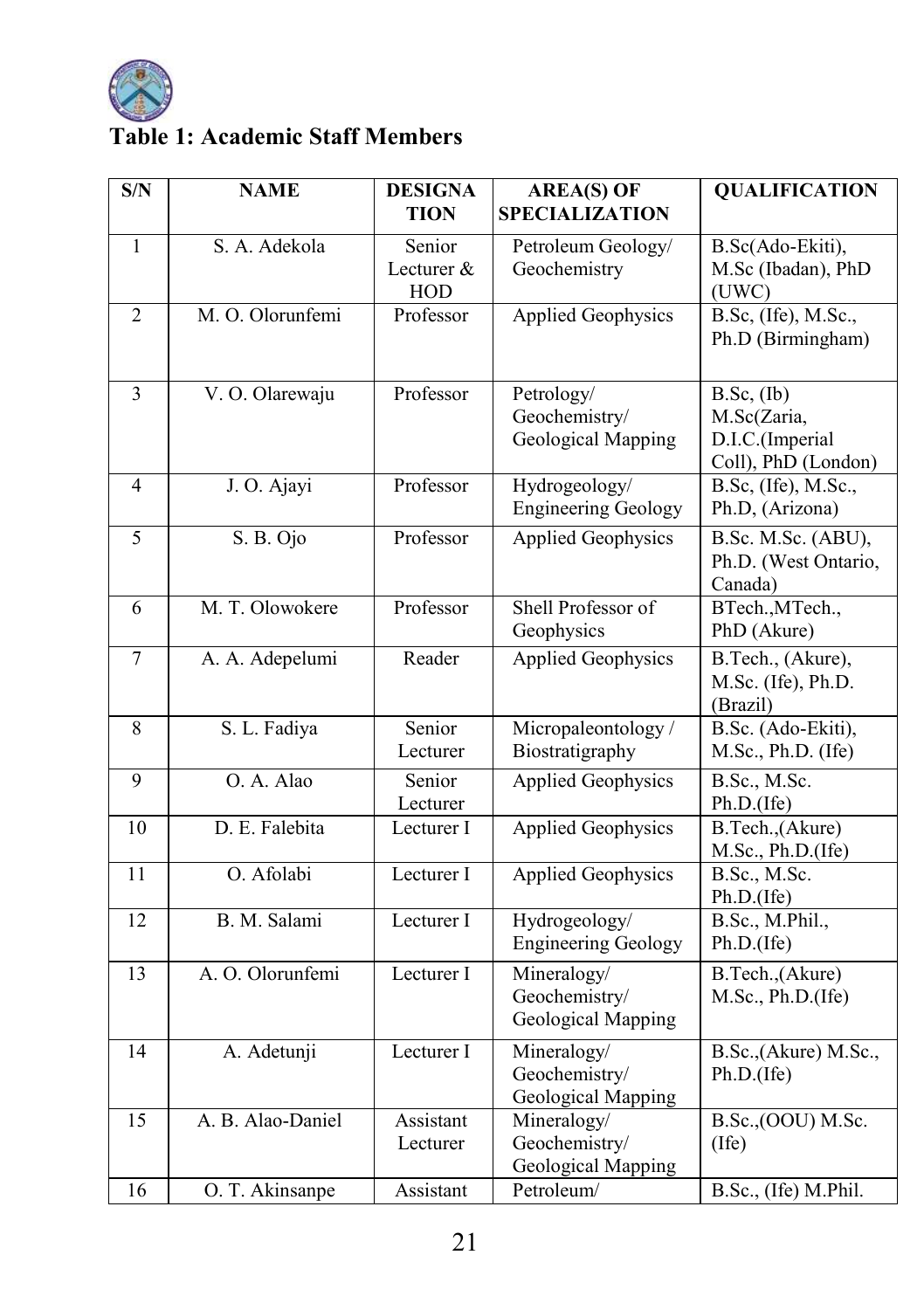**Table 1: Academic Staff Members**

| S/N | NAME | DESIGNATION | AREA(S) OF SPECIALIZATION | QUALIFICATION |
|---|---|---|---|---|
| 1 | S. A. Adekola | Senior Lecturer & HOD | Petroleum Geology/ Geochemistry | B.Sc(Ado-Ekiti), M.Sc (Ibadan), PhD (UWC) |
| 2 | M. O. Olorunfemi | Professor | Applied Geophysics | B.Sc, (Ife), M.Sc., Ph.D (Birmingham) |
| 3 | V. O. Olarewaju | Professor | Petrology/ Geochemistry/ Geological Mapping | B.Sc, (Ib) M.Sc(Zaria, D.I.C.(Imperial Coll), PhD (London) |
| 4 | J. O. Ajayi | Professor | Hydrogeology/ Engineering Geology | B.Sc, (Ife), M.Sc., Ph.D, (Arizona) |
| 5 | S. B. Ojo | Professor | Applied Geophysics | B.Sc. M.Sc. (ABU), Ph.D. (West Ontario, Canada) |
| 6 | M. T. Olowokere | Professor | Shell Professor of Geophysics | BTech.,MTech., PhD (Akure) |
| 7 | A. A. Adepelumi | Reader | Applied Geophysics | B.Tech., (Akure), M.Sc. (Ife), Ph.D. (Brazil) |
| 8 | S. L. Fadiya | Senior Lecturer | Micropaleontology / Biostratigraphy | B.Sc. (Ado-Ekiti), M.Sc., Ph.D. (Ife) |
| 9 | O. A. Alao | Senior Lecturer | Applied Geophysics | B.Sc., M.Sc. Ph.D.(Ife) |
| 10 | D. E. Falebita | Lecturer I | Applied Geophysics | B.Tech.,(Akure) M.Sc., Ph.D.(Ife) |
| 11 | O. Afolabi | Lecturer I | Applied Geophysics | B.Sc., M.Sc. Ph.D.(Ife) |
| 12 | B. M. Salami | Lecturer I | Hydrogeology/ Engineering Geology | B.Sc., M.Phil., Ph.D.(Ife) |
| 13 | A. O. Olorunfemi | Lecturer I | Mineralogy/ Geochemistry/ Geological Mapping | B.Tech.,(Akure) M.Sc., Ph.D.(Ife) |
| 14 | A. Adetunji | Lecturer I | Mineralogy/ Geochemistry/ Geological Mapping | B.Sc.,(Akure) M.Sc., Ph.D.(Ife) |
| 15 | A. B. Alao-Daniel | Assistant Lecturer | Mineralogy/ Geochemistry/ Geological Mapping | B.Sc.,(OOU) M.Sc. (Ife) |
| 16 | O. T. Akinsanpe | Assistant | Petroleum/ | B.Sc., (Ife) M.Phil. |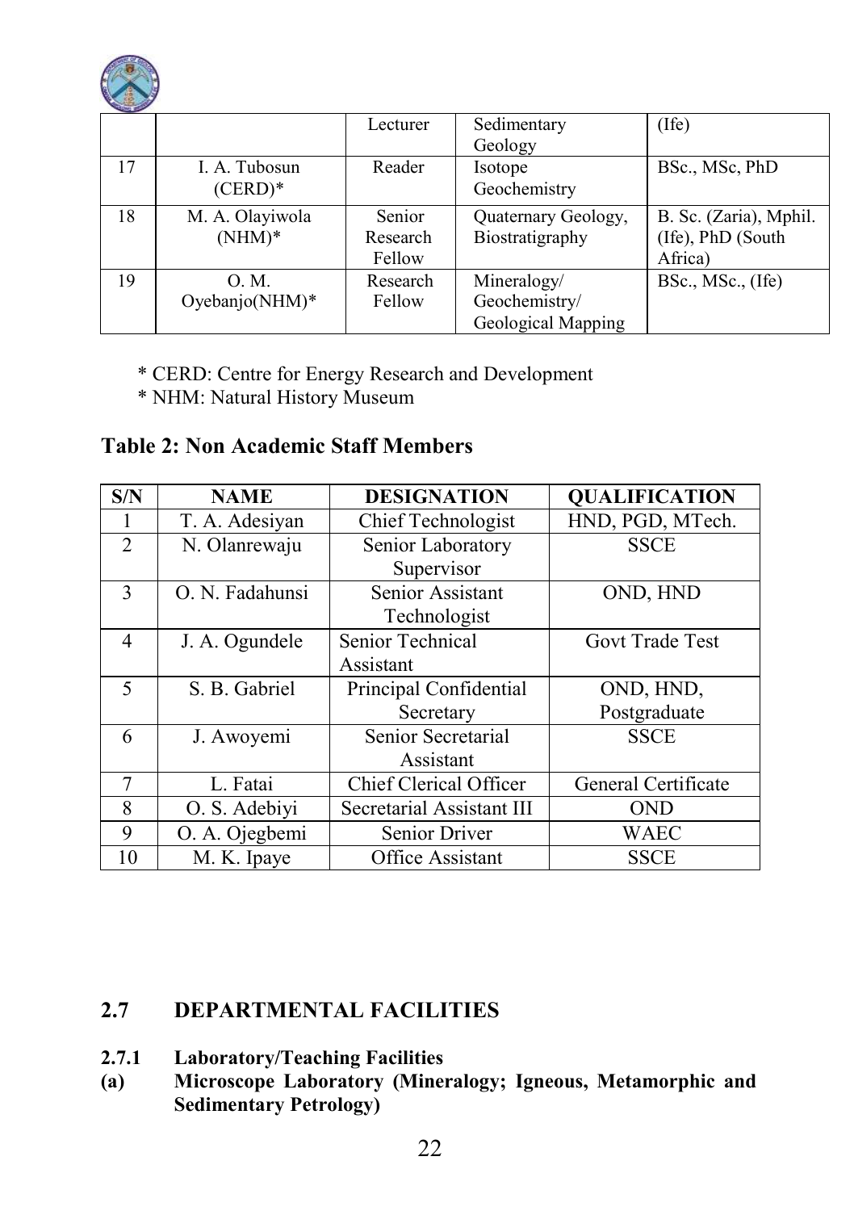|  |  | Lecturer | Sedimentary Geology | (Ife) |
|---|---|---|---|---|
| 17 | I. A. Tubosun (CERD)* | Reader | Isotope Geochemistry | BSc., MSc, PhD |
| 18 | M. A. Olayiwola (NHM)* | Senior Research Fellow | Quaternary Geology, Biostratigraphy | B. Sc. (Zaria), Mphil. (Ife), PhD (South Africa) |
| 19 | O. M. Oyebanjo(NHM)* | Research Fellow | Mineralogy/ Geochemistry/ Geological Mapping | BSc., MSc., (Ife) |

\* CERD: Centre for Energy Research and Development

\* NHM: Natural History Museum

**Table 2: Non Academic Staff Members**

| S/N | NAME | DESIGNATION | QUALIFICATION |
|---|---|---|---|
| 1 | T. A. Adesiyan | Chief Technologist | HND, PGD, MTech. |
| 2 | N. Olanrewaju | Senior Laboratory Supervisor | SSCE |
| 3 | O. N. Fadahunsi | Senior Assistant Technologist | OND, HND |
| 4 | J. A. Ogundele | Senior Technical Assistant | Govt Trade Test |
| 5 | S. B. Gabriel | Principal Confidential Secretary | OND, HND, Postgraduate |
| 6 | J. Awoyemi | Senior Secretarial Assistant | SSCE |
| 7 | L. Fatai | Chief Clerical Officer | General Certificate |
| 8 | O. S. Adebiyi | Secretarial Assistant III | OND |
| 9 | O. A. Ojegbemi | Senior Driver | WAEC |
| 10 | M. K. Ipaye | Office Assistant | SSCE |

## 2.7 DEPARTMENTAL FACILITIES

### 2.7.1 Laboratory/Teaching Facilities

**(a) Microscope Laboratory (Mineralogy; Igneous, Metamorphic and Sedimentary Petrology)**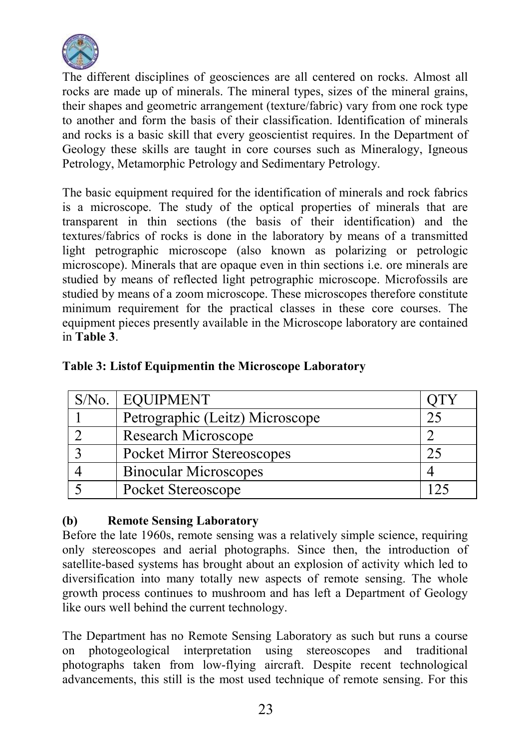The different disciplines of geosciences are all centered on rocks. Almost all rocks are made up of minerals. The mineral types, sizes of the mineral grains, their shapes and geometric arrangement (texture/fabric) vary from one rock type to another and form the basis of their classification. Identification of minerals and rocks is a basic skill that every geoscientist requires. In the Department of Geology these skills are taught in core courses such as Mineralogy, Igneous Petrology, Metamorphic Petrology and Sedimentary Petrology.

The basic equipment required for the identification of minerals and rock fabrics is a microscope. The study of the optical properties of minerals that are transparent in thin sections (the basis of their identification) and the textures/fabrics of rocks is done in the laboratory by means of a transmitted light petrographic microscope (also known as polarizing or petrologic microscope). Minerals that are opaque even in thin sections i.e. ore minerals are studied by means of reflected light petrographic microscope. Microfossils are studied by means of a zoom microscope. These microscopes therefore constitute minimum requirement for the practical classes in these core courses. The equipment pieces presently available in the Microscope laboratory are contained in **Table 3**.

**Table 3: Listof Equipmentin the Microscope Laboratory**

| S/No. | EQUIPMENT | QTY |
|---|---|---|
| 1 | Petrographic (Leitz) Microscope | 25 |
| 2 | Research Microscope | 2 |
| 3 | Pocket Mirror Stereoscopes | 25 |
| 4 | Binocular Microscopes | 4 |
| 5 | Pocket Stereoscope | 125 |

**(b) Remote Sensing Laboratory**

Before the late 1960s, remote sensing was a relatively simple science, requiring only stereoscopes and aerial photographs. Since then, the introduction of satellite-based systems has brought about an explosion of activity which led to diversification into many totally new aspects of remote sensing. The whole growth process continues to mushroom and has left a Department of Geology like ours well behind the current technology.

The Department has no Remote Sensing Laboratory as such but runs a course on photogeological interpretation using stereoscopes and traditional photographs taken from low-flying aircraft. Despite recent technological advancements, this still is the most used technique of remote sensing. For this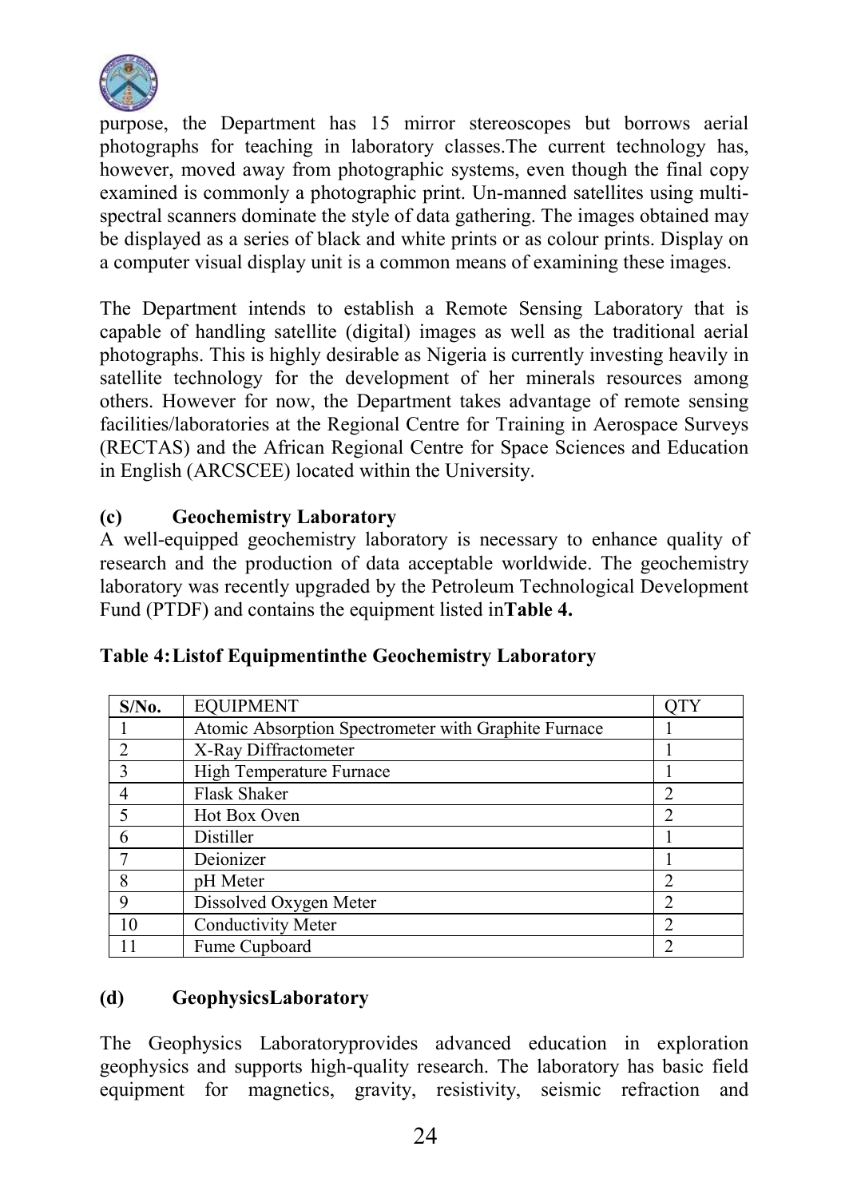purpose, the Department has 15 mirror stereoscopes but borrows aerial photographs for teaching in laboratory classes.The current technology has, however, moved away from photographic systems, even though the final copy examined is commonly a photographic print. Un-manned satellites using multi-spectral scanners dominate the style of data gathering. The images obtained may be displayed as a series of black and white prints or as colour prints. Display on a computer visual display unit is a common means of examining these images.

The Department intends to establish a Remote Sensing Laboratory that is capable of handling satellite (digital) images as well as the traditional aerial photographs. This is highly desirable as Nigeria is currently investing heavily in satellite technology for the development of her minerals resources among others. However for now, the Department takes advantage of remote sensing facilities/laboratories at the Regional Centre for Training in Aerospace Surveys (RECTAS) and the African Regional Centre for Space Sciences and Education in English (ARCSCEE) located within the University.

### (c) Geochemistry Laboratory

A well-equipped geochemistry laboratory is necessary to enhance quality of research and the production of data acceptable worldwide. The geochemistry laboratory was recently upgraded by the Petroleum Technological Development Fund (PTDF) and contains the equipment listed in**Table 4.**

**Table 4: Listof Equipmentinthe Geochemistry Laboratory**

| S/No. | EQUIPMENT | QTY |
|---|---|---|
| 1 | Atomic Absorption Spectrometer with Graphite Furnace | 1 |
| 2 | X-Ray Diffractometer | 1 |
| 3 | High Temperature Furnace | 1 |
| 4 | Flask Shaker | 2 |
| 5 | Hot Box Oven | 2 |
| 6 | Distiller | 1 |
| 7 | Deionizer | 1 |
| 8 | pH Meter | 2 |
| 9 | Dissolved Oxygen Meter | 2 |
| 10 | Conductivity Meter | 2 |
| 11 | Fume Cupboard | 2 |

### (d) GeophysicsLaboratory

The Geophysics Laboratoryprovides advanced education in exploration geophysics and supports high-quality research. The laboratory has basic field equipment for magnetics, gravity, resistivity, seismic refraction and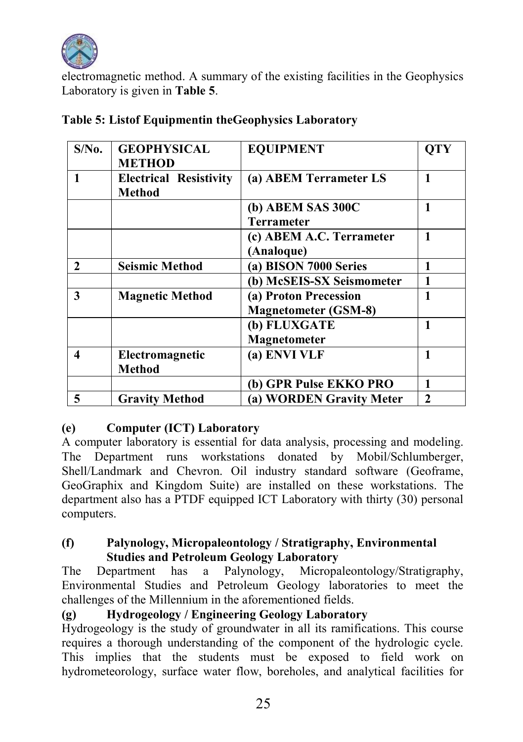electromagnetic method. A summary of the existing facilities in the Geophysics Laboratory is given in **Table 5**.

**Table 5: Listof Equipmentin theGeophysics Laboratory**

| S/No. | GEOPHYSICAL METHOD | EQUIPMENT | QTY |
|---|---|---|---|
| 1 | Electrical Resistivity Method | (a) ABEM Terrameter LS | 1 |
| | | (b) ABEM SAS 300C Terrameter | 1 |
| | | (c) ABEM A.C. Terrameter (Analoque) | 1 |
| 2 | Seismic Method | (a) BISON 7000 Series | 1 |
| | | (b) McSEIS-SX Seismometer | 1 |
| 3 | Magnetic Method | (a) Proton Precession Magnetometer (GSM-8) | 1 |
| | | (b) FLUXGATE Magnetometer | 1 |
| 4 | Electromagnetic Method | (a) ENVI VLF | 1 |
| | | (b) GPR Pulse EKKO PRO | 1 |
| 5 | Gravity Method | (a) WORDEN Gravity Meter | 2 |

### (e) Computer (ICT) Laboratory

A computer laboratory is essential for data analysis, processing and modeling. The Department runs workstations donated by Mobil/Schlumberger, Shell/Landmark and Chevron. Oil industry standard software (Geoframe, GeoGraphix and Kingdom Suite) are installed on these workstations. The department also has a PTDF equipped ICT Laboratory with thirty (30) personal computers.

### (f) Palynology, Micropaleontology / Stratigraphy, Environmental Studies and Petroleum Geology Laboratory

The Department has a Palynology, Micropaleontology/Stratigraphy, Environmental Studies and Petroleum Geology laboratories to meet the challenges of the Millennium in the aforementioned fields.

### (g) Hydrogeology / Engineering Geology Laboratory

Hydrogeology is the study of groundwater in all its ramifications. This course requires a thorough understanding of the component of the hydrologic cycle. This implies that the students must be exposed to field work on hydrometeorology, surface water flow, boreholes, and analytical facilities for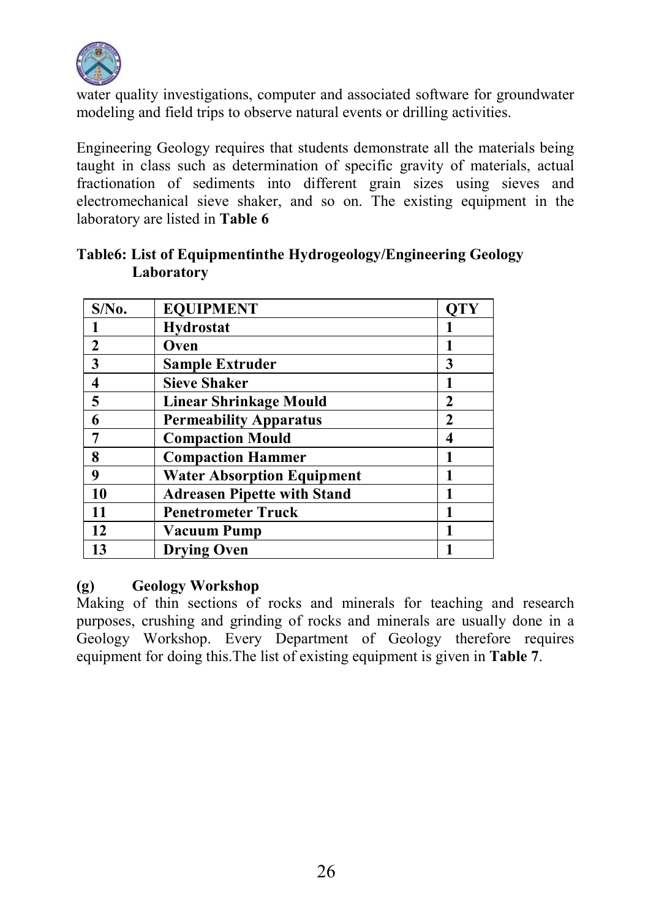water quality investigations, computer and associated software for groundwater modeling and field trips to observe natural events or drilling activities.

Engineering Geology requires that students demonstrate all the materials being taught in class such as determination of specific gravity of materials, actual fractionation of sediments into different grain sizes using sieves and electromechanical sieve shaker, and so on. The existing equipment in the laboratory are listed in **Table 6**

**Table6: List of Equipmentinthe Hydrogeology/Engineering Geology Laboratory**

| S/No. | EQUIPMENT | QTY |
|---|---|---|
| 1 | Hydrostat | 1 |
| 2 | Oven | 1 |
| 3 | Sample Extruder | 3 |
| 4 | Sieve Shaker | 1 |
| 5 | Linear Shrinkage Mould | 2 |
| 6 | Permeability Apparatus | 2 |
| 7 | Compaction Mould | 4 |
| 8 | Compaction Hammer | 1 |
| 9 | Water Absorption Equipment | 1 |
| 10 | Adreasen Pipette with Stand | 1 |
| 11 | Penetrometer Truck | 1 |
| 12 | Vacuum Pump | 1 |
| 13 | Drying Oven | 1 |

**(g) Geology Workshop**

Making of thin sections of rocks and minerals for teaching and research purposes, crushing and grinding of rocks and minerals are usually done in a Geology Workshop. Every Department of Geology therefore requires equipment for doing this.The list of existing equipment is given in **Table 7**.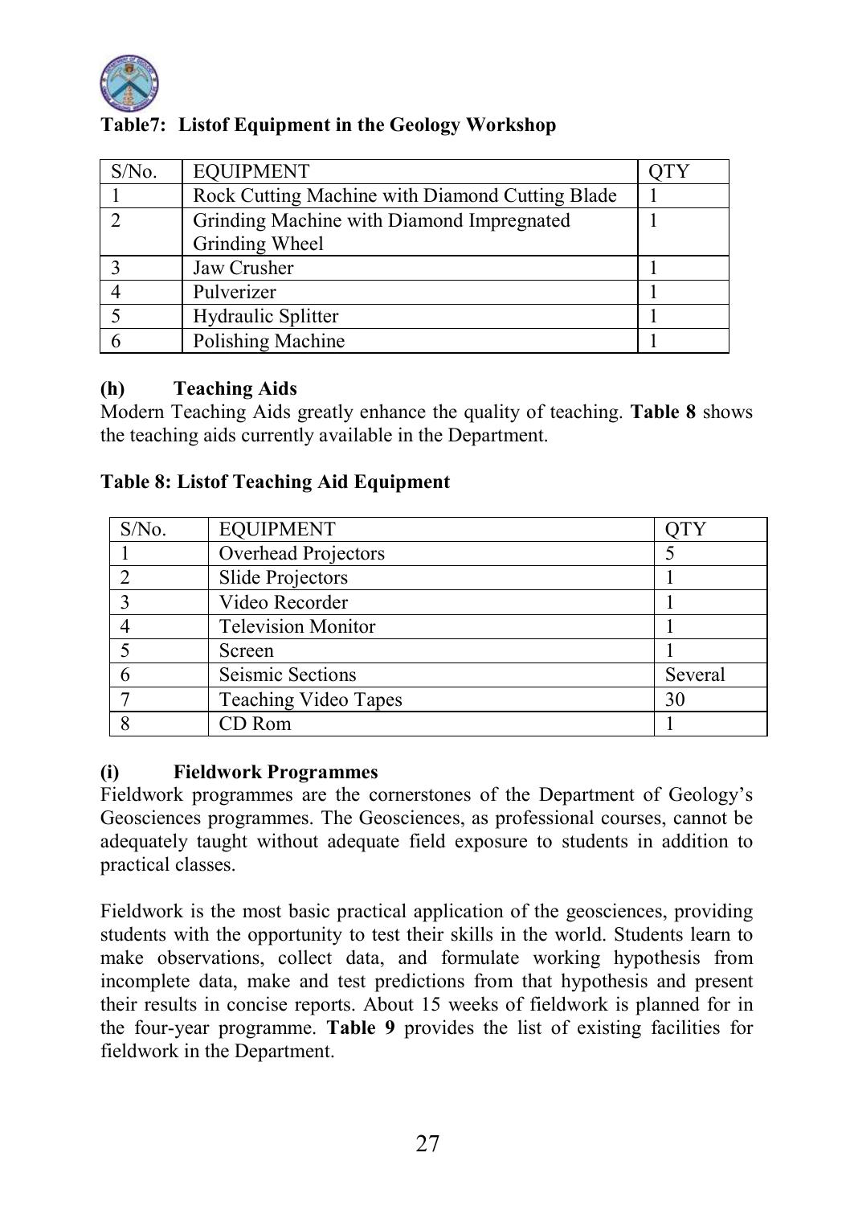**Table7: Listof Equipment in the Geology Workshop**

| S/No. | EQUIPMENT | QTY |
|---|---|---|
| 1 | Rock Cutting Machine with Diamond Cutting Blade | 1 |
| 2 | Grinding Machine with Diamond Impregnated Grinding Wheel | 1 |
| 3 | Jaw Crusher | 1 |
| 4 | Pulverizer | 1 |
| 5 | Hydraulic Splitter | 1 |
| 6 | Polishing Machine | 1 |

**(h) Teaching Aids**

Modern Teaching Aids greatly enhance the quality of teaching. **Table 8** shows the teaching aids currently available in the Department.

**Table 8: Listof Teaching Aid Equipment**

| S/No. | EQUIPMENT | QTY |
|---|---|---|
| 1 | Overhead Projectors | 5 |
| 2 | Slide Projectors | 1 |
| 3 | Video Recorder | 1 |
| 4 | Television Monitor | 1 |
| 5 | Screen | 1 |
| 6 | Seismic Sections | Several |
| 7 | Teaching Video Tapes | 30 |
| 8 | CD Rom | 1 |

**(i) Fieldwork Programmes**

Fieldwork programmes are the cornerstones of the Department of Geology's Geosciences programmes. The Geosciences, as professional courses, cannot be adequately taught without adequate field exposure to students in addition to practical classes.

Fieldwork is the most basic practical application of the geosciences, providing students with the opportunity to test their skills in the world. Students learn to make observations, collect data, and formulate working hypothesis from incomplete data, make and test predictions from that hypothesis and present their results in concise reports. About 15 weeks of fieldwork is planned for in the four-year programme. **Table 9** provides the list of existing facilities for fieldwork in the Department.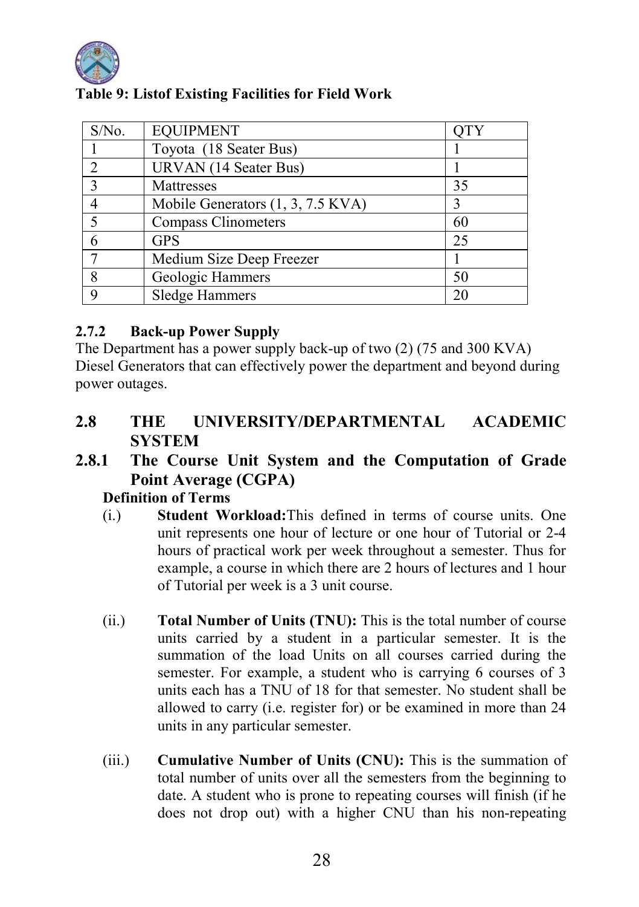**Table 9: Listof Existing Facilities for Field Work**

| S/No. | EQUIPMENT | QTY |
|---|---|---|
| 1 | Toyota (18 Seater Bus) | 1 |
| 2 | URVAN (14 Seater Bus) | 1 |
| 3 | Mattresses | 35 |
| 4 | Mobile Generators (1, 3, 7.5 KVA) | 3 |
| 5 | Compass Clinometers | 60 |
| 6 | GPS | 25 |
| 7 | Medium Size Deep Freezer | 1 |
| 8 | Geologic Hammers | 50 |
| 9 | Sledge Hammers | 20 |

#### 2.7.2 Back-up Power Supply

The Department has a power supply back-up of two (2) (75 and 300 KVA) Diesel Generators that can effectively power the department and beyond during power outages.

## 2.8 THE UNIVERSITY/DEPARTMENTAL ACADEMIC SYSTEM

### 2.8.1 The Course Unit System and the Computation of Grade Point Average (CGPA)

**Definition of Terms**

(i.) **Student Workload:**This defined in terms of course units. One unit represents one hour of lecture or one hour of Tutorial or 2-4 hours of practical work per week throughout a semester. Thus for example, a course in which there are 2 hours of lectures and 1 hour of Tutorial per week is a 3 unit course.

(ii.) **Total Number of Units (TNU):** This is the total number of course units carried by a student in a particular semester. It is the summation of the load Units on all courses carried during the semester. For example, a student who is carrying 6 courses of 3 units each has a TNU of 18 for that semester. No student shall be allowed to carry (i.e. register for) or be examined in more than 24 units in any particular semester.

(iii.) **Cumulative Number of Units (CNU):** This is the summation of total number of units over all the semesters from the beginning to date. A student who is prone to repeating courses will finish (if he does not drop out) with a higher CNU than his non-repeating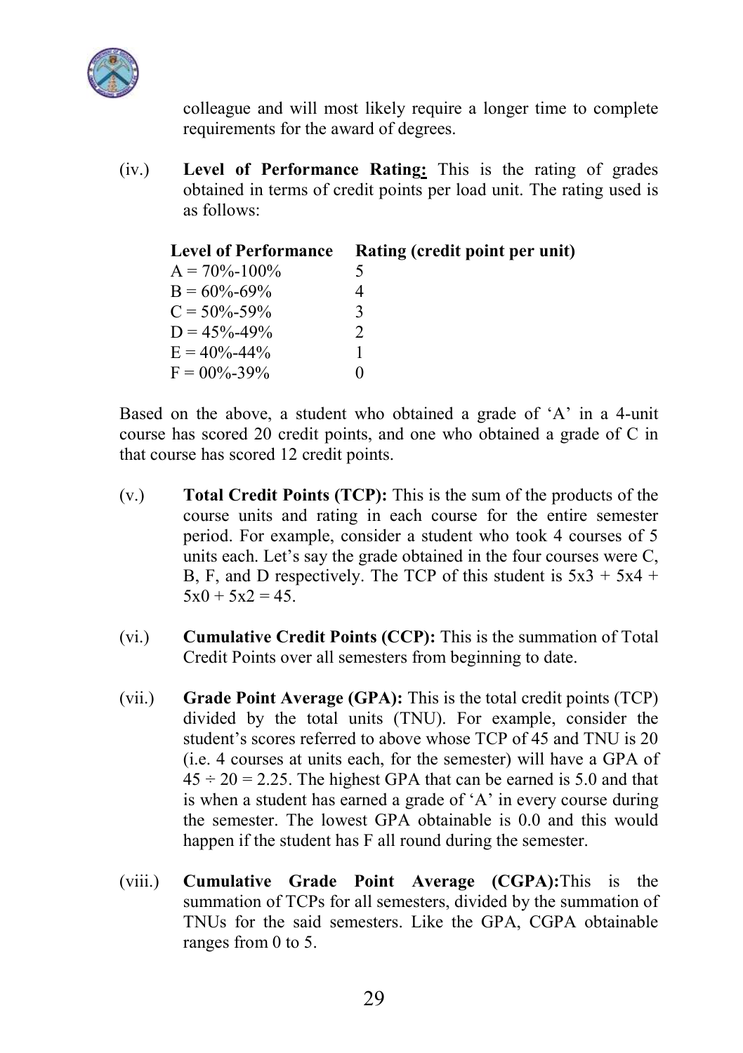colleague and will most likely require a longer time to complete requirements for the award of degrees.

(iv.) **Level of Performance Rating:** This is the rating of grades obtained in terms of credit points per load unit. The rating used is as follows:

| Level of Performance | Rating (credit point per unit) |
|---|---|
| A = 70%-100% | 5 |
| B = 60%-69% | 4 |
| C = 50%-59% | 3 |
| D = 45%-49% | 2 |
| E = 40%-44% | 1 |
| F = 00%-39% | 0 |

Based on the above, a student who obtained a grade of 'A' in a 4-unit course has scored 20 credit points, and one who obtained a grade of C in that course has scored 12 credit points.

(v.) **Total Credit Points (TCP):** This is the sum of the products of the course units and rating in each course for the entire semester period. For example, consider a student who took 4 courses of 5 units each. Let's say the grade obtained in the four courses were C, B, F, and D respectively. The TCP of this student is $5x3 + 5x4 + 5x0 + 5x2 = 45$.

(vi.) **Cumulative Credit Points (CCP):** This is the summation of Total Credit Points over all semesters from beginning to date.

(vii.) **Grade Point Average (GPA):** This is the total credit points (TCP) divided by the total units (TNU). For example, consider the student's scores referred to above whose TCP of 45 and TNU is 20 (i.e. 4 courses at units each, for the semester) will have a GPA of $45 \div 20 = 2.25$. The highest GPA that can be earned is 5.0 and that is when a student has earned a grade of 'A' in every course during the semester. The lowest GPA obtainable is 0.0 and this would happen if the student has F all round during the semester.

(viii.) **Cumulative Grade Point Average (CGPA):**This is the summation of TCPs for all semesters, divided by the summation of TNUs for the said semesters. Like the GPA, CGPA obtainable ranges from 0 to 5.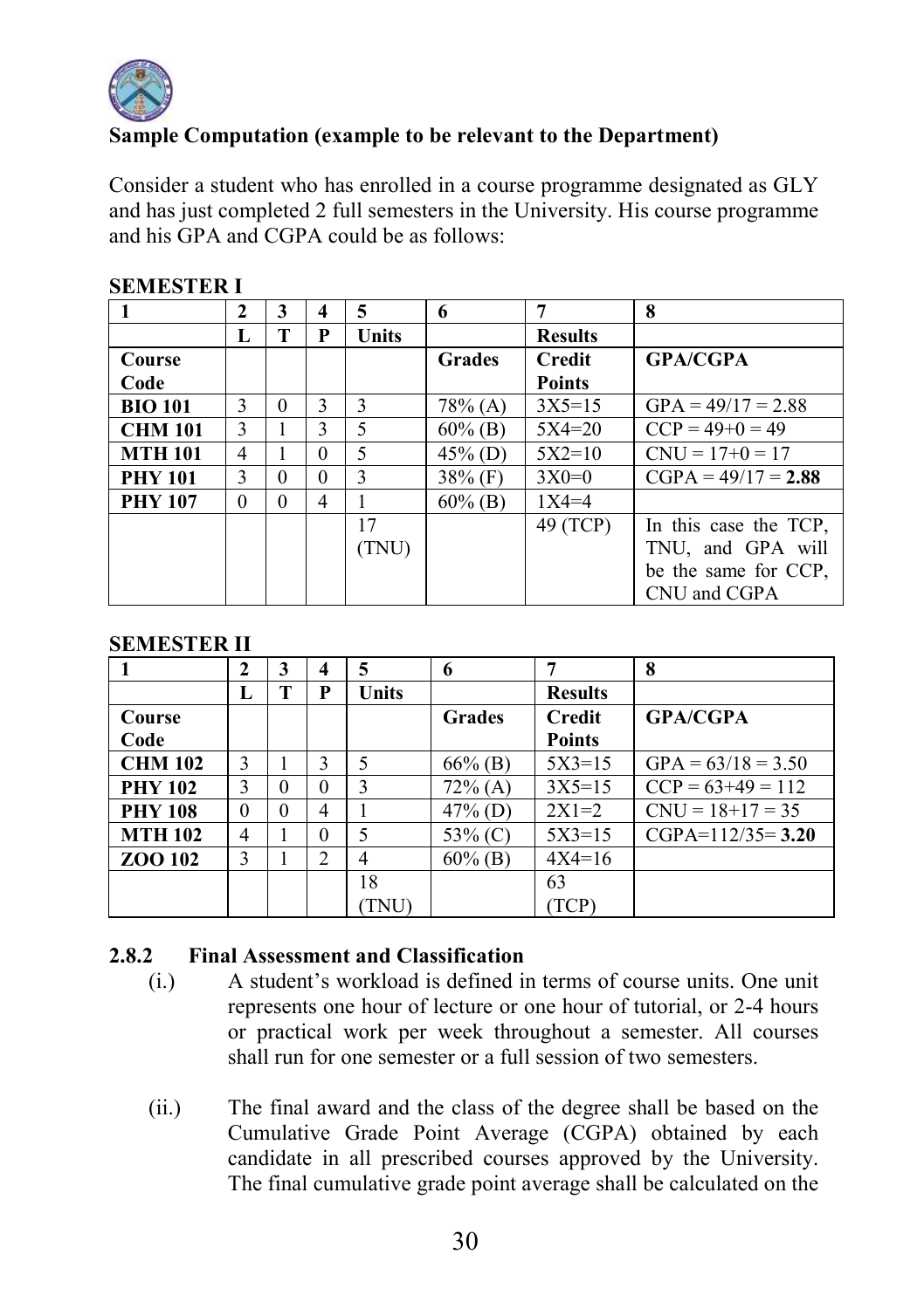**Sample Computation (example to be relevant to the Department)**

Consider a student who has enrolled in a course programme designated as GLY and has just completed 2 full semesters in the University. His course programme and his GPA and CGPA could be as follows:

**SEMESTER I**

| 1 | 2 | 3 | 4 | 5 | 6 | 7 | 8 |
|---|---|---|---|---|---|---|---|
| | L | T | P | Units | | Results | |
| Course Code | | | | | Grades | Credit Points | GPA/CGPA |
| **BIO 101** | 3 | 0 | 3 | 3 | 78% (A) | 3X5=15 | GPA = 49/17 = 2.88 |
| **CHM 101** | 3 | 1 | 3 | 5 | 60% (B) | 5X4=20 | CCP = 49+0 = 49 |
| **MTH 101** | 4 | 1 | 0 | 5 | 45% (D) | 5X2=10 | CNU = 17+0 = 17 |
| **PHY 101** | 3 | 0 | 0 | 3 | 38% (F) | 3X0=0 | CGPA = 49/17 = **2.88** |
| **PHY 107** | 0 | 0 | 4 | 1 | 60% (B) | 1X4=4 | |
| | | | | 17 (TNU) | | 49 (TCP) | In this case the TCP, TNU, and GPA will be the same for CCP, CNU and CGPA |

**SEMESTER II**

| 1 | 2 | 3 | 4 | 5 | 6 | 7 | 8 |
|---|---|---|---|---|---|---|---|
| | L | T | P | Units | | Results | |
| Course Code | | | | | Grades | Credit Points | GPA/CGPA |
| **CHM 102** | 3 | 1 | 3 | 5 | 66% (B) | 5X3=15 | GPA = 63/18 = 3.50 |
| **PHY 102** | 3 | 0 | 0 | 3 | 72% (A) | 3X5=15 | CCP = 63+49 = 112 |
| **PHY 108** | 0 | 0 | 4 | 1 | 47% (D) | 2X1=2 | CNU = 18+17 = 35 |
| **MTH 102** | 4 | 1 | 0 | 5 | 53% (C) | 5X3=15 | CGPA=112/35= **3.20** |
| **ZOO 102** | 3 | 1 | 2 | 4 | 60% (B) | 4X4=16 | |
| | | | | 18 (TNU) | | 63 (TCP) | |

### 2.8.2 Final Assessment and Classification

(i.) A student's workload is defined in terms of course units. One unit represents one hour of lecture or one hour of tutorial, or 2-4 hours or practical work per week throughout a semester. All courses shall run for one semester or a full session of two semesters.

(ii.) The final award and the class of the degree shall be based on the Cumulative Grade Point Average (CGPA) obtained by each candidate in all prescribed courses approved by the University. The final cumulative grade point average shall be calculated on the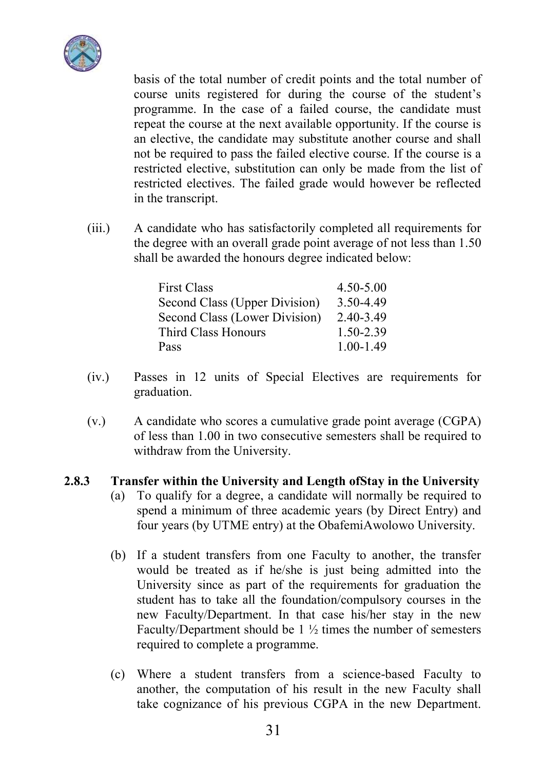basis of the total number of credit points and the total number of course units registered for during the course of the student's programme. In the case of a failed course, the candidate must repeat the course at the next available opportunity. If the course is an elective, the candidate may substitute another course and shall not be required to pass the failed elective course. If the course is a restricted elective, substitution can only be made from the list of restricted electives. The failed grade would however be reflected in the transcript.

(iii.) A candidate who has satisfactorily completed all requirements for the degree with an overall grade point average of not less than 1.50 shall be awarded the honours degree indicated below:

| | |
|---|---|
| First Class | 4.50-5.00 |
| Second Class (Upper Division) | 3.50-4.49 |
| Second Class (Lower Division) | 2.40-3.49 |
| Third Class Honours | 1.50-2.39 |
| Pass | 1.00-1.49 |

(iv.) Passes in 12 units of Special Electives are requirements for graduation.

(v.) A candidate who scores a cumulative grade point average (CGPA) of less than 1.00 in two consecutive semesters shall be required to withdraw from the University.

### 2.8.3 Transfer within the University and Length ofStay in the University

(a) To qualify for a degree, a candidate will normally be required to spend a minimum of three academic years (by Direct Entry) and four years (by UTME entry) at the ObafemiAwolowo University.

(b) If a student transfers from one Faculty to another, the transfer would be treated as if he/she is just being admitted into the University since as part of the requirements for graduation the student has to take all the foundation/compulsory courses in the new Faculty/Department. In that case his/her stay in the new Faculty/Department should be 1 ½ times the number of semesters required to complete a programme.

(c) Where a student transfers from a science-based Faculty to another, the computation of his result in the new Faculty shall take cognizance of his previous CGPA in the new Department.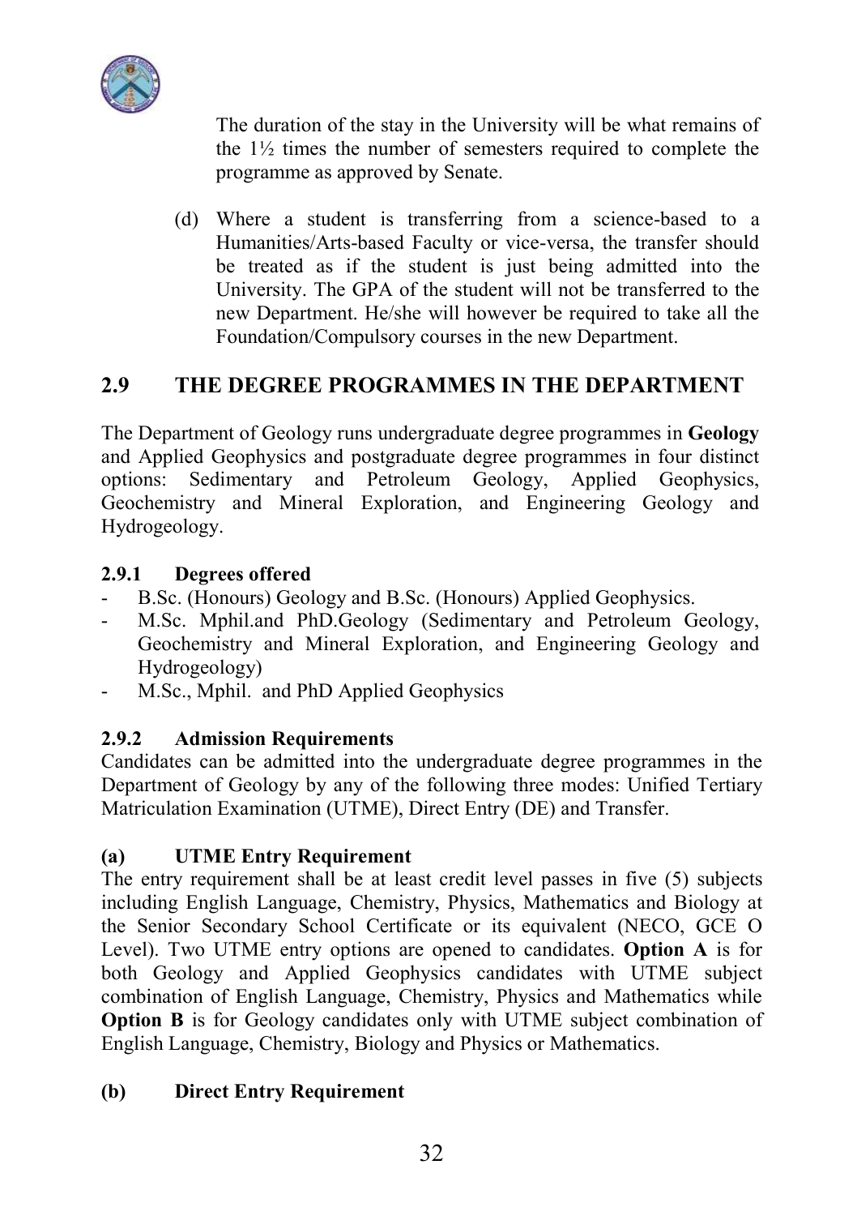The duration of the stay in the University will be what remains of the 1½ times the number of semesters required to complete the programme as approved by Senate.

(d) Where a student is transferring from a science-based to a Humanities/Arts-based Faculty or vice-versa, the transfer should be treated as if the student is just being admitted into the University. The GPA of the student will not be transferred to the new Department. He/she will however be required to take all the Foundation/Compulsory courses in the new Department.

## 2.9 THE DEGREE PROGRAMMES IN THE DEPARTMENT

The Department of Geology runs undergraduate degree programmes in **Geology** and Applied Geophysics and postgraduate degree programmes in four distinct options: Sedimentary and Petroleum Geology, Applied Geophysics, Geochemistry and Mineral Exploration, and Engineering Geology and Hydrogeology.

### 2.9.1 Degrees offered

- B.Sc. (Honours) Geology and B.Sc. (Honours) Applied Geophysics.
- M.Sc. Mphil.and PhD.Geology (Sedimentary and Petroleum Geology, Geochemistry and Mineral Exploration, and Engineering Geology and Hydrogeology)
- M.Sc., Mphil. and PhD Applied Geophysics

### 2.9.2 Admission Requirements

Candidates can be admitted into the undergraduate degree programmes in the Department of Geology by any of the following three modes: Unified Tertiary Matriculation Examination (UTME), Direct Entry (DE) and Transfer.

**(a) UTME Entry Requirement**

The entry requirement shall be at least credit level passes in five (5) subjects including English Language, Chemistry, Physics, Mathematics and Biology at the Senior Secondary School Certificate or its equivalent (NECO, GCE O Level). Two UTME entry options are opened to candidates. **Option A** is for both Geology and Applied Geophysics candidates with UTME subject combination of English Language, Chemistry, Physics and Mathematics while **Option B** is for Geology candidates only with UTME subject combination of English Language, Chemistry, Biology and Physics or Mathematics.

**(b) Direct Entry Requirement**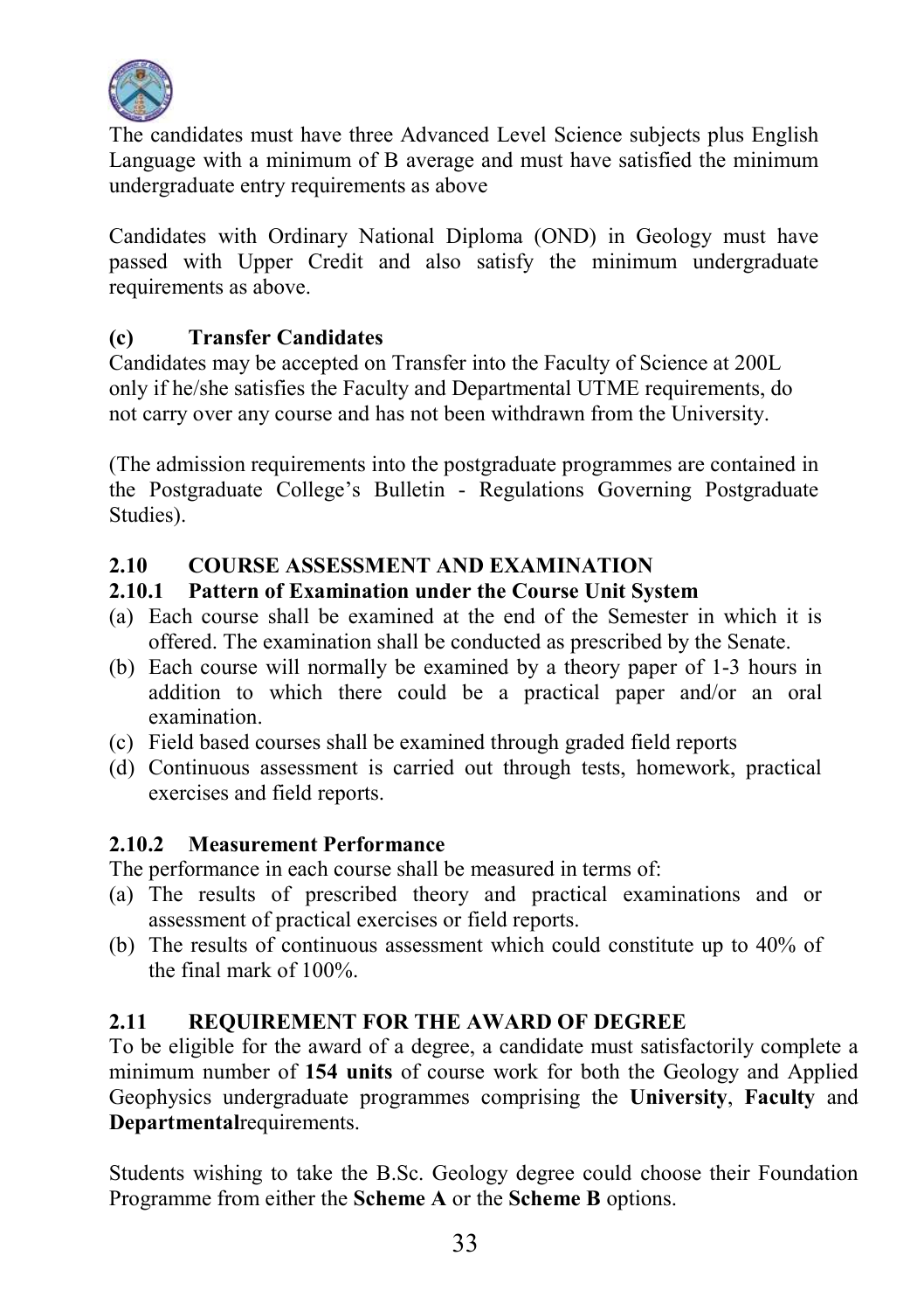The candidates must have three Advanced Level Science subjects plus English Language with a minimum of B average and must have satisfied the minimum undergraduate entry requirements as above

Candidates with Ordinary National Diploma (OND) in Geology must have passed with Upper Credit and also satisfy the minimum undergraduate requirements as above.

**(c) Transfer Candidates**

Candidates may be accepted on Transfer into the Faculty of Science at 200L only if he/she satisfies the Faculty and Departmental UTME requirements, do not carry over any course and has not been withdrawn from the University.

(The admission requirements into the postgraduate programmes are contained in the Postgraduate College's Bulletin - Regulations Governing Postgraduate Studies).

## 2.10 COURSE ASSESSMENT AND EXAMINATION

### 2.10.1 Pattern of Examination under the Course Unit System

(a) Each course shall be examined at the end of the Semester in which it is offered. The examination shall be conducted as prescribed by the Senate.
(b) Each course will normally be examined by a theory paper of 1-3 hours in addition to which there could be a practical paper and/or an oral examination.
(c) Field based courses shall be examined through graded field reports
(d) Continuous assessment is carried out through tests, homework, practical exercises and field reports.

### 2.10.2 Measurement Performance

The performance in each course shall be measured in terms of:

(a) The results of prescribed theory and practical examinations and or assessment of practical exercises or field reports.
(b) The results of continuous assessment which could constitute up to 40% of the final mark of 100%.

## 2.11 REQUIREMENT FOR THE AWARD OF DEGREE

To be eligible for the award of a degree, a candidate must satisfactorily complete a minimum number of **154 units** of course work for both the Geology and Applied Geophysics undergraduate programmes comprising the **University**, **Faculty** and **Departmental**requirements.

Students wishing to take the B.Sc. Geology degree could choose their Foundation Programme from either the **Scheme A** or the **Scheme B** options.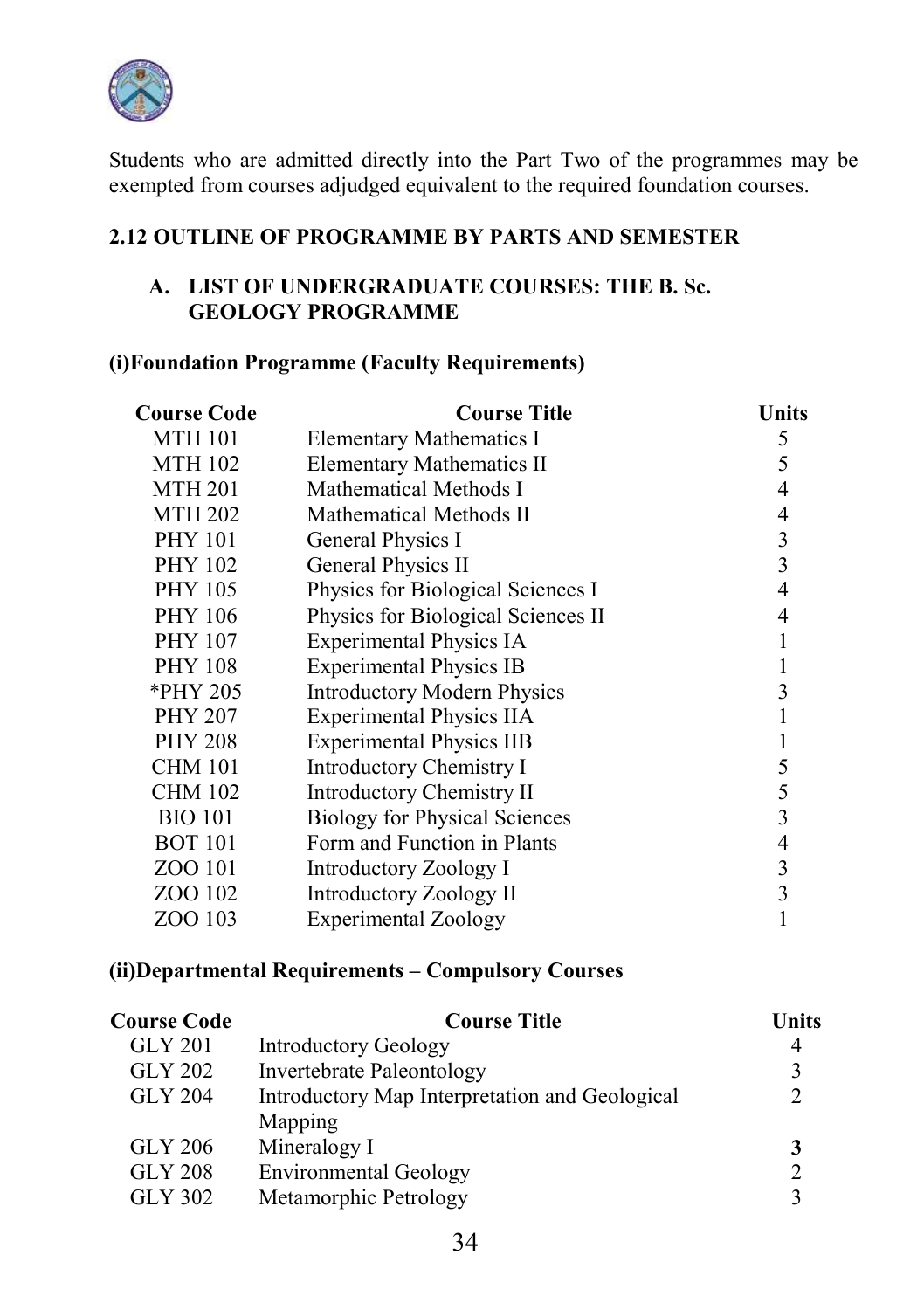Students who are admitted directly into the Part Two of the programmes may be exempted from courses adjudged equivalent to the required foundation courses.

## 2.12 OUTLINE OF PROGRAMME BY PARTS AND SEMESTER

### A. LIST OF UNDERGRADUATE COURSES: THE B. Sc. GEOLOGY PROGRAMME

#### (i)Foundation Programme (Faculty Requirements)

| Course Code | Course Title | Units |
|---|---|---|
| MTH 101 | Elementary Mathematics I | 5 |
| MTH 102 | Elementary Mathematics II | 5 |
| MTH 201 | Mathematical Methods I | 4 |
| MTH 202 | Mathematical Methods II | 4 |
| PHY 101 | General Physics I | 3 |
| PHY 102 | General Physics II | 3 |
| PHY 105 | Physics for Biological Sciences I | 4 |
| PHY 106 | Physics for Biological Sciences II | 4 |
| PHY 107 | Experimental Physics IA | 1 |
| PHY 108 | Experimental Physics IB | 1 |
| *PHY 205 | Introductory Modern Physics | 3 |
| PHY 207 | Experimental Physics IIA | 1 |
| PHY 208 | Experimental Physics IIB | 1 |
| CHM 101 | Introductory Chemistry I | 5 |
| CHM 102 | Introductory Chemistry II | 5 |
| BIO 101 | Biology for Physical Sciences | 3 |
| BOT 101 | Form and Function in Plants | 4 |
| ZOO 101 | Introductory Zoology I | 3 |
| ZOO 102 | Introductory Zoology II | 3 |
| ZOO 103 | Experimental Zoology | 1 |

#### (ii)Departmental Requirements – Compulsory Courses

| Course Code | Course Title | Units |
|---|---|---|
| GLY 201 | Introductory Geology | 4 |
| GLY 202 | Invertebrate Paleontology | 3 |
| GLY 204 | Introductory Map Interpretation and Geological Mapping | 2 |
| GLY 206 | Mineralogy I | **3** |
| GLY 208 | Environmental Geology | 2 |
| GLY 302 | Metamorphic Petrology | 3 |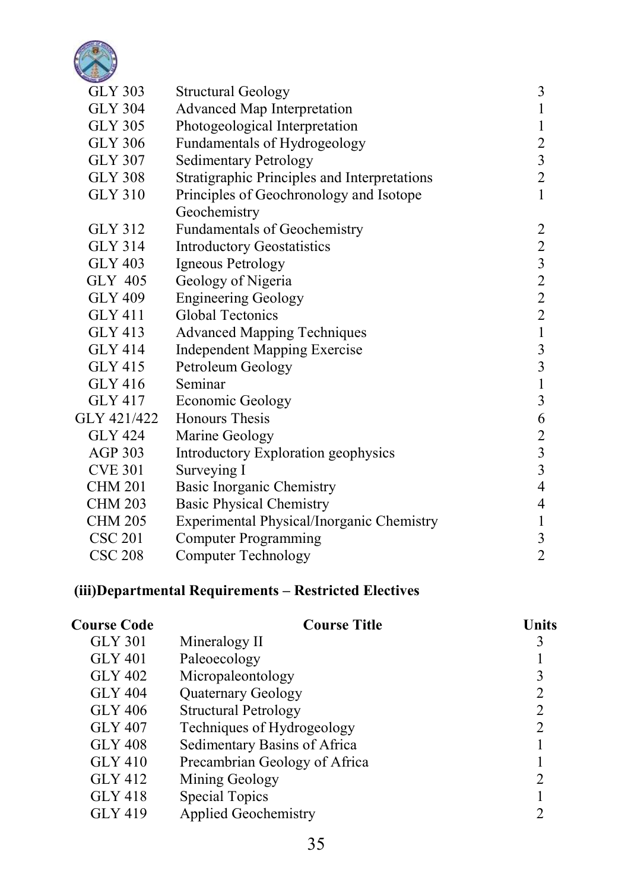| | | |
|---|---|---|
| GLY 303 | Structural Geology | 3 |
| GLY 304 | Advanced Map Interpretation | 1 |
| GLY 305 | Photogeological Interpretation | 1 |
| GLY 306 | Fundamentals of Hydrogeology | 2 |
| GLY 307 | Sedimentary Petrology | 3 |
| GLY 308 | Stratigraphic Principles and Interpretations | 2 |
| GLY 310 | Principles of Geochronology and Isotope Geochemistry | 1 |
| GLY 312 | Fundamentals of Geochemistry | 2 |
| GLY 314 | Introductory Geostatistics | 2 |
| GLY 403 | Igneous Petrology | 3 |
| GLY 405 | Geology of Nigeria | 2 |
| GLY 409 | Engineering Geology | 2 |
| GLY 411 | Global Tectonics | 2 |
| GLY 413 | Advanced Mapping Techniques | 1 |
| GLY 414 | Independent Mapping Exercise | 3 |
| GLY 415 | Petroleum Geology | 3 |
| GLY 416 | Seminar | 1 |
| GLY 417 | Economic Geology | 3 |
| GLY 421/422 | Honours Thesis | 6 |
| GLY 424 | Marine Geology | 2 |
| AGP 303 | Introductory Exploration geophysics | 3 |
| CVE 301 | Surveying I | 3 |
| CHM 201 | Basic Inorganic Chemistry | 4 |
| CHM 203 | Basic Physical Chemistry | 4 |
| CHM 205 | Experimental Physical/Inorganic Chemistry | 1 |
| CSC 201 | Computer Programming | 3 |
| CSC 208 | Computer Technology | 2 |

**(iii)Departmental Requirements – Restricted Electives**

| Course Code | Course Title | Units |
|---|---|---|
| GLY 301 | Mineralogy II | 3 |
| GLY 401 | Paleoecology | 1 |
| GLY 402 | Micropaleontology | 3 |
| GLY 404 | Quaternary Geology | 2 |
| GLY 406 | Structural Petrology | 2 |
| GLY 407 | Techniques of Hydrogeology | 2 |
| GLY 408 | Sedimentary Basins of Africa | 1 |
| GLY 410 | Precambrian Geology of Africa | 1 |
| GLY 412 | Mining Geology | 2 |
| GLY 418 | Special Topics | 1 |
| GLY 419 | Applied Geochemistry | 2 |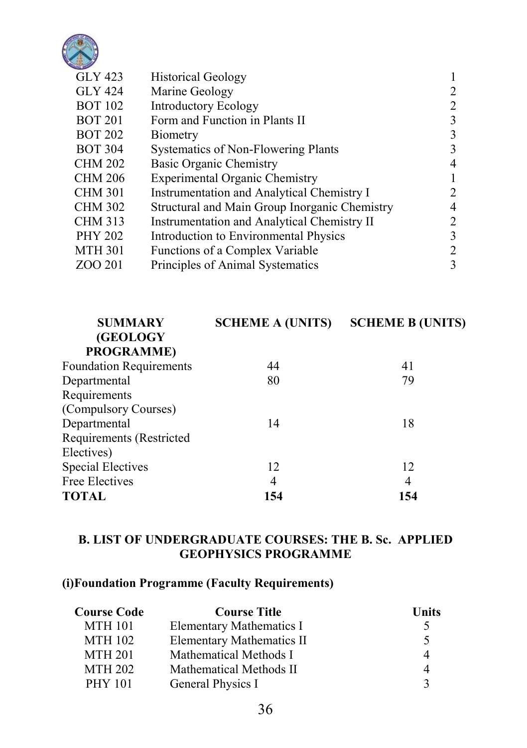| | | |
|---|---|---|
| GLY 423 | Historical Geology | 1 |
| GLY 424 | Marine Geology | 2 |
| BOT 102 | Introductory Ecology | 2 |
| BOT 201 | Form and Function in Plants II | 3 |
| BOT 202 | Biometry | 3 |
| BOT 304 | Systematics of Non-Flowering Plants | 3 |
| CHM 202 | Basic Organic Chemistry | 4 |
| CHM 206 | Experimental Organic Chemistry | 1 |
| CHM 301 | Instrumentation and Analytical Chemistry I | 2 |
| CHM 302 | Structural and Main Group Inorganic Chemistry | 4 |
| CHM 313 | Instrumentation and Analytical Chemistry II | 2 |
| PHY 202 | Introduction to Environmental Physics | 3 |
| MTH 301 | Functions of a Complex Variable | 2 |
| ZOO 201 | Principles of Animal Systematics | 3 |

| SUMMARY (GEOLOGY PROGRAMME) | SCHEME A (UNITS) | SCHEME B (UNITS) |
|---|---|---|
| Foundation Requirements | 44 | 41 |
| Departmental Requirements (Compulsory Courses) | 80 | 79 |
| Departmental Requirements (Restricted Electives) | 14 | 18 |
| Special Electives | 12 | 12 |
| Free Electives | 4 | 4 |
| **TOTAL** | **154** | **154** |

## B. LIST OF UNDERGRADUATE COURSES: THE B. Sc. APPLIED GEOPHYSICS PROGRAMME

### (i)Foundation Programme (Faculty Requirements)

| Course Code | Course Title | Units |
|---|---|---|
| MTH 101 | Elementary Mathematics I | 5 |
| MTH 102 | Elementary Mathematics II | 5 |
| MTH 201 | Mathematical Methods I | 4 |
| MTH 202 | Mathematical Methods II | 4 |
| PHY 101 | General Physics I | 3 |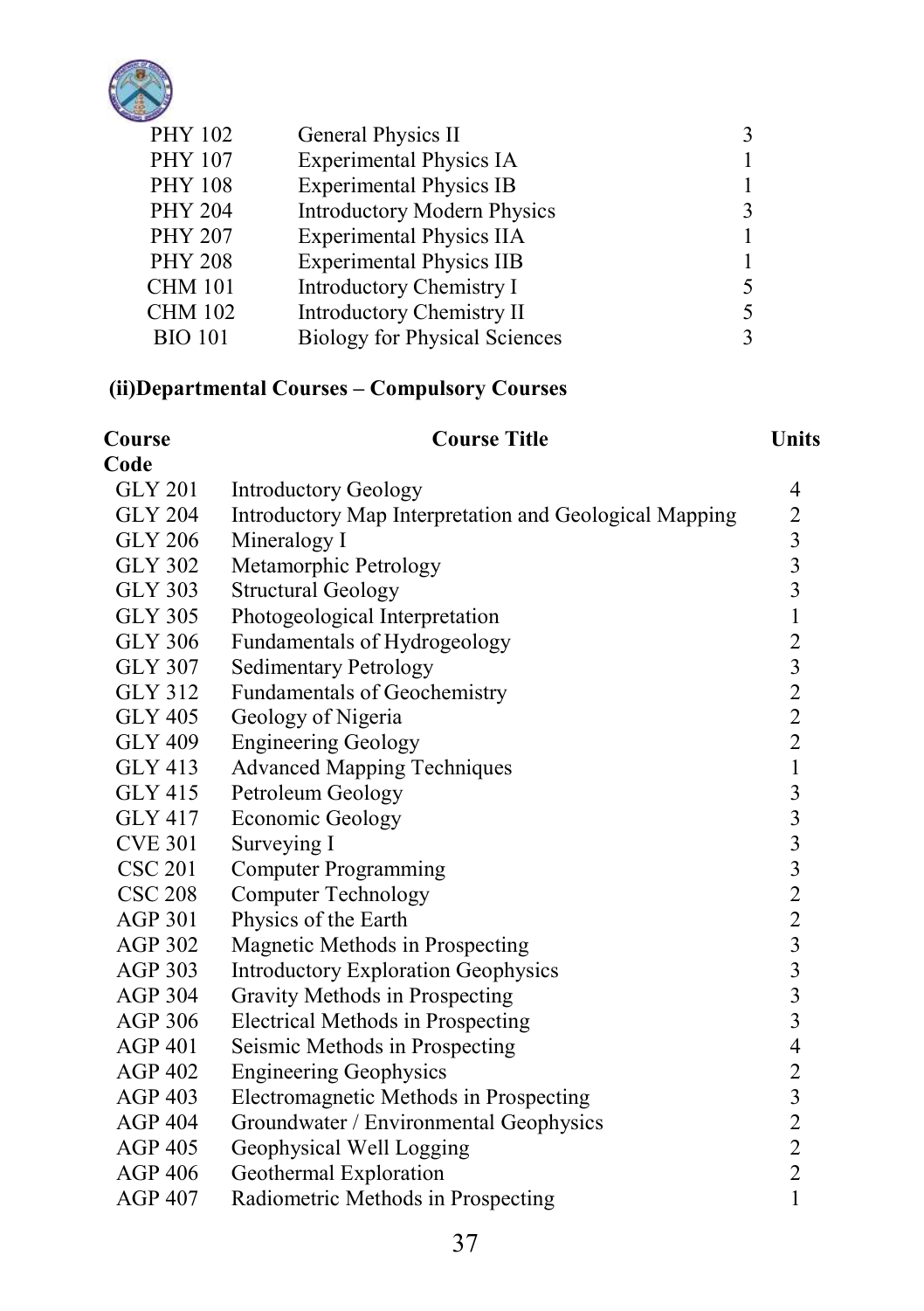| | | |
|---|---|---|
| PHY 102 | General Physics II | 3 |
| PHY 107 | Experimental Physics IA | 1 |
| PHY 108 | Experimental Physics IB | 1 |
| PHY 204 | Introductory Modern Physics | 3 |
| PHY 207 | Experimental Physics IIA | 1 |
| PHY 208 | Experimental Physics IIB | 1 |
| CHM 101 | Introductory Chemistry I | 5 |
| CHM 102 | Introductory Chemistry II | 5 |
| BIO 101 | Biology for Physical Sciences | 3 |

**(ii)Departmental Courses – Compulsory Courses**

| Course Code | Course Title | Units |
|---|---|---|
| GLY 201 | Introductory Geology | 4 |
| GLY 204 | Introductory Map Interpretation and Geological Mapping | 2 |
| GLY 206 | Mineralogy I | 3 |
| GLY 302 | Metamorphic Petrology | 3 |
| GLY 303 | Structural Geology | 3 |
| GLY 305 | Photogeological Interpretation | 1 |
| GLY 306 | Fundamentals of Hydrogeology | 2 |
| GLY 307 | Sedimentary Petrology | 3 |
| GLY 312 | Fundamentals of Geochemistry | 2 |
| GLY 405 | Geology of Nigeria | 2 |
| GLY 409 | Engineering Geology | 2 |
| GLY 413 | Advanced Mapping Techniques | 1 |
| GLY 415 | Petroleum Geology | 3 |
| GLY 417 | Economic Geology | 3 |
| CVE 301 | Surveying I | 3 |
| CSC 201 | Computer Programming | 3 |
| CSC 208 | Computer Technology | 2 |
| AGP 301 | Physics of the Earth | 2 |
| AGP 302 | Magnetic Methods in Prospecting | 3 |
| AGP 303 | Introductory Exploration Geophysics | 3 |
| AGP 304 | Gravity Methods in Prospecting | 3 |
| AGP 306 | Electrical Methods in Prospecting | 3 |
| AGP 401 | Seismic Methods in Prospecting | 4 |
| AGP 402 | Engineering Geophysics | 2 |
| AGP 403 | Electromagnetic Methods in Prospecting | 3 |
| AGP 404 | Groundwater / Environmental Geophysics | 2 |
| AGP 405 | Geophysical Well Logging | 2 |
| AGP 406 | Geothermal Exploration | 2 |
| AGP 407 | Radiometric Methods in Prospecting | 1 |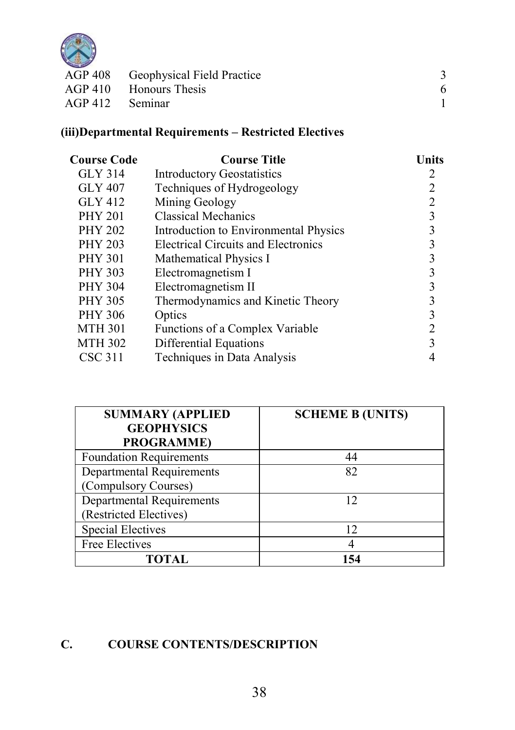| | | |
|---|---|---|
| AGP 408 | Geophysical Field Practice | 3 |
| AGP 410 | Honours Thesis | 6 |
| AGP 412 | Seminar | 1 |

### (iii)Departmental Requirements – Restricted Electives

| Course Code | Course Title | Units |
|---|---|---|
| GLY 314 | Introductory Geostatistics | 2 |
| GLY 407 | Techniques of Hydrogeology | 2 |
| GLY 412 | Mining Geology | 2 |
| PHY 201 | Classical Mechanics | 3 |
| PHY 202 | Introduction to Environmental Physics | 3 |
| PHY 203 | Electrical Circuits and Electronics | 3 |
| PHY 301 | Mathematical Physics I | 3 |
| PHY 303 | Electromagnetism I | 3 |
| PHY 304 | Electromagnetism II | 3 |
| PHY 305 | Thermodynamics and Kinetic Theory | 3 |
| PHY 306 | Optics | 3 |
| MTH 301 | Functions of a Complex Variable | 2 |
| MTH 302 | Differential Equations | 3 |
| CSC 311 | Techniques in Data Analysis | 4 |

| SUMMARY (APPLIED GEOPHYSICS PROGRAMME) | SCHEME B (UNITS) |
|---|---|
| Foundation Requirements | 44 |
| Departmental Requirements (Compulsory Courses) | 82 |
| Departmental Requirements (Restricted Electives) | 12 |
| Special Electives | 12 |
| Free Electives | 4 |
| **TOTAL** | **154** |

## C. COURSE CONTENTS/DESCRIPTION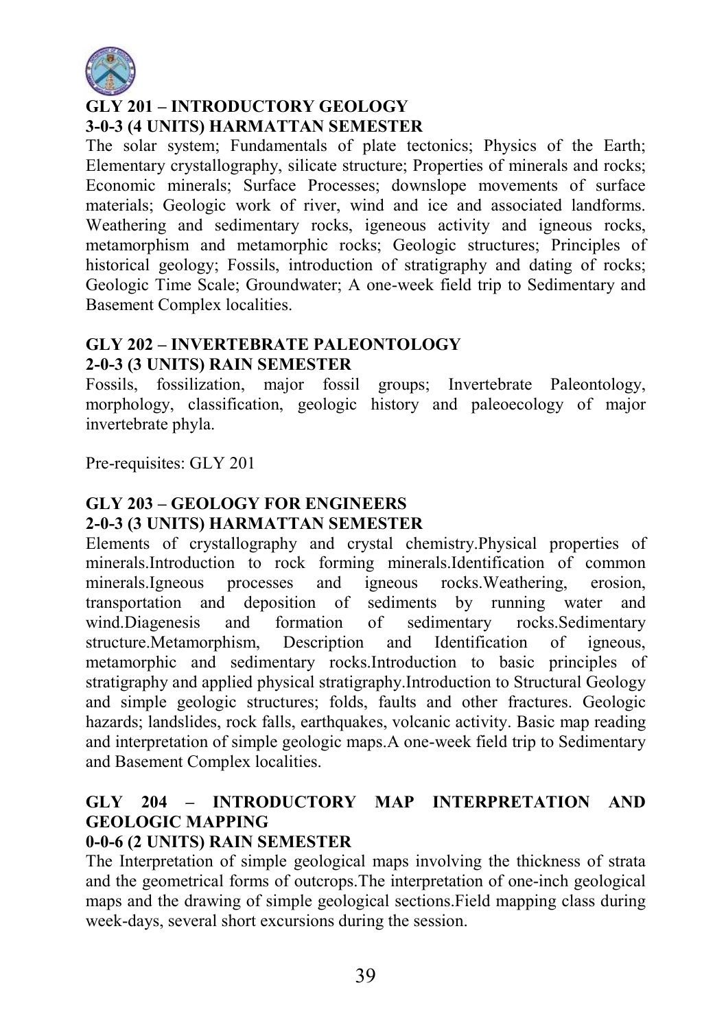## GLY 201 – INTRODUCTORY GEOLOGY

**3-0-3 (4 UNITS) HARMATTAN SEMESTER**

The solar system; Fundamentals of plate tectonics; Physics of the Earth; Elementary crystallography, silicate structure; Properties of minerals and rocks; Economic minerals; Surface Processes; downslope movements of surface materials; Geologic work of river, wind and ice and associated landforms. Weathering and sedimentary rocks, igeneous activity and igneous rocks, metamorphism and metamorphic rocks; Geologic structures; Principles of historical geology; Fossils, introduction of stratigraphy and dating of rocks; Geologic Time Scale; Groundwater; A one-week field trip to Sedimentary and Basement Complex localities.

## GLY 202 – INVERTEBRATE PALEONTOLOGY

**2-0-3 (3 UNITS) RAIN SEMESTER**

Fossils, fossilization, major fossil groups; Invertebrate Paleontology, morphology, classification, geologic history and paleoecology of major invertebrate phyla.

Pre-requisites: GLY 201

## GLY 203 – GEOLOGY FOR ENGINEERS

**2-0-3 (3 UNITS) HARMATTAN SEMESTER**

Elements of crystallography and crystal chemistry.Physical properties of minerals.Introduction to rock forming minerals.Identification of common minerals.Igneous processes and igneous rocks.Weathering, erosion, transportation and deposition of sediments by running water and wind.Diagenesis and formation of sedimentary rocks.Sedimentary structure.Metamorphism, Description and Identification of igneous, metamorphic and sedimentary rocks.Introduction to basic principles of stratigraphy and applied physical stratigraphy.Introduction to Structural Geology and simple geologic structures; folds, faults and other fractures. Geologic hazards; landslides, rock falls, earthquakes, volcanic activity. Basic map reading and interpretation of simple geologic maps.A one-week field trip to Sedimentary and Basement Complex localities.

## GLY 204 – INTRODUCTORY MAP INTERPRETATION AND GEOLOGIC MAPPING

**0-0-6 (2 UNITS) RAIN SEMESTER**

The Interpretation of simple geological maps involving the thickness of strata and the geometrical forms of outcrops.The interpretation of one-inch geological maps and the drawing of simple geological sections.Field mapping class during week-days, several short excursions during the session.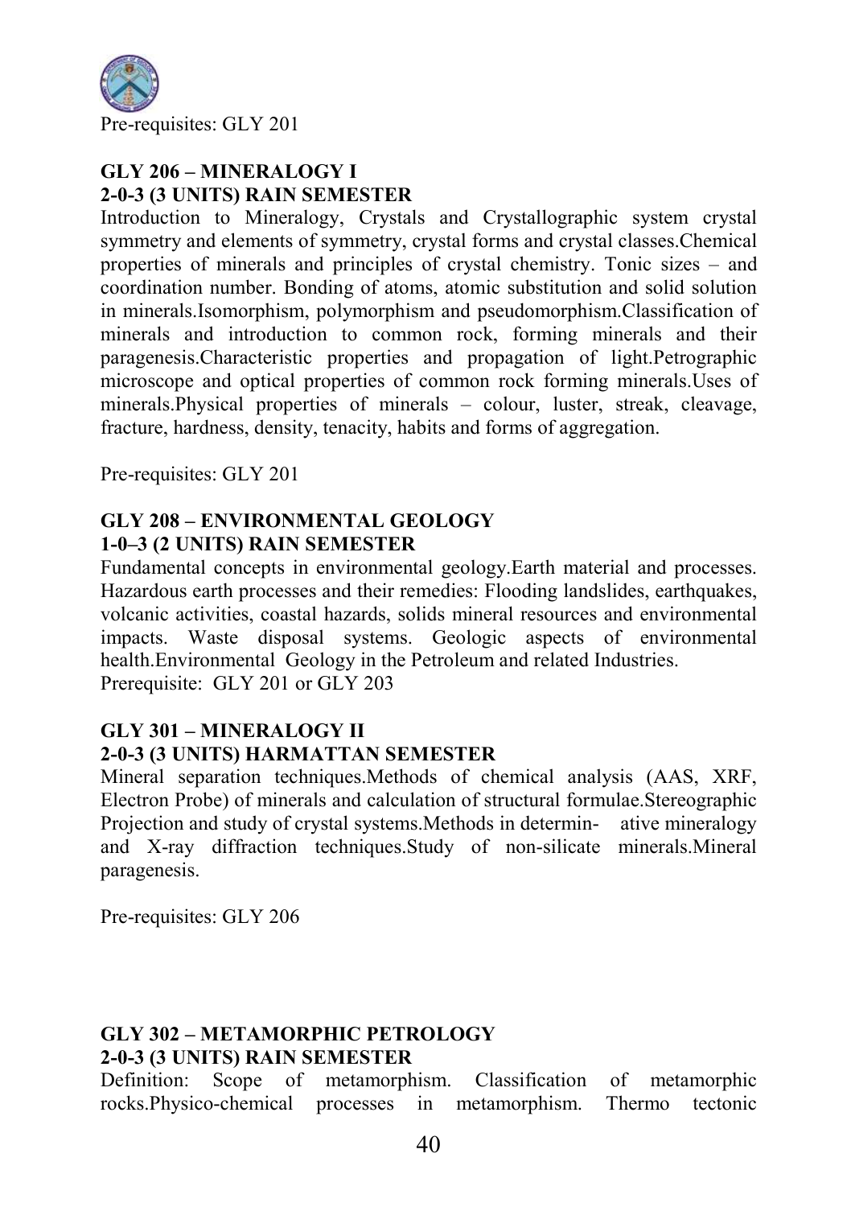Pre-requisites: GLY 201

### GLY 206 – MINERALOGY I
**2-0-3 (3 UNITS) RAIN SEMESTER**

Introduction to Mineralogy, Crystals and Crystallographic system crystal symmetry and elements of symmetry, crystal forms and crystal classes.Chemical properties of minerals and principles of crystal chemistry. Tonic sizes – and coordination number. Bonding of atoms, atomic substitution and solid solution in minerals.Isomorphism, polymorphism and pseudomorphism.Classification of minerals and introduction to common rock, forming minerals and their paragenesis.Characteristic properties and propagation of light.Petrographic microscope and optical properties of common rock forming minerals.Uses of minerals.Physical properties of minerals – colour, luster, streak, cleavage, fracture, hardness, density, tenacity, habits and forms of aggregation.

Pre-requisites: GLY 201

### GLY 208 – ENVIRONMENTAL GEOLOGY
**1-0–3 (2 UNITS) RAIN SEMESTER**

Fundamental concepts in environmental geology.Earth material and processes. Hazardous earth processes and their remedies: Flooding landslides, earthquakes, volcanic activities, coastal hazards, solids mineral resources and environmental impacts. Waste disposal systems. Geologic aspects of environmental health.Environmental Geology in the Petroleum and related Industries.
Prerequisite: GLY 201 or GLY 203

### GLY 301 – MINERALOGY II
**2-0-3 (3 UNITS) HARMATTAN SEMESTER**

Mineral separation techniques.Methods of chemical analysis (AAS, XRF, Electron Probe) of minerals and calculation of structural formulae.Stereographic Projection and study of crystal systems.Methods in determin- ative mineralogy and X-ray diffraction techniques.Study of non-silicate minerals.Mineral paragenesis.

Pre-requisites: GLY 206

### GLY 302 – METAMORPHIC PETROLOGY
**2-0-3 (3 UNITS) RAIN SEMESTER**

Definition: Scope of metamorphism. Classification of metamorphic rocks.Physico-chemical processes in metamorphism. Thermo tectonic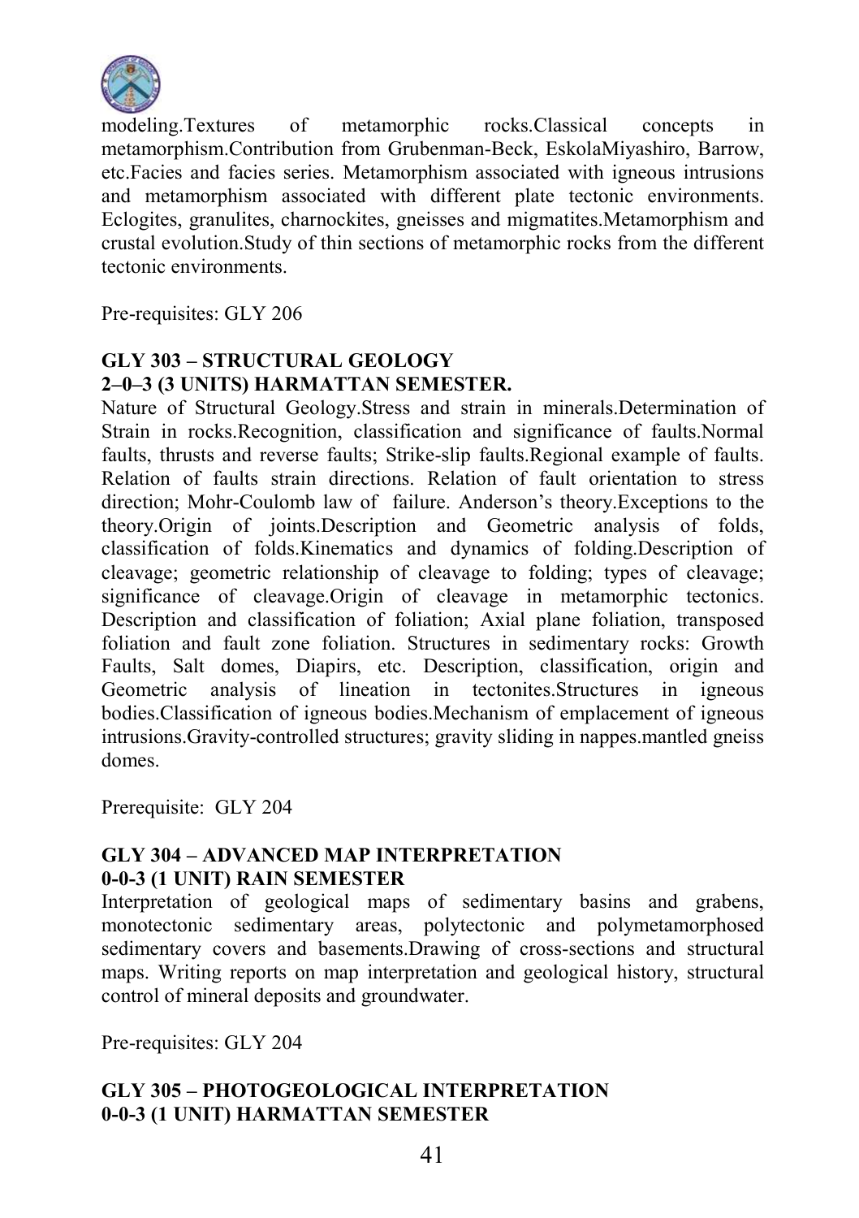modeling.Textures of metamorphic rocks.Classical concepts in metamorphism.Contribution from Grubenman-Beck, EskolaMiyashiro, Barrow, etc.Facies and facies series. Metamorphism associated with igneous intrusions and metamorphism associated with different plate tectonic environments. Eclogites, granulites, charnockites, gneisses and migmatites.Metamorphism and crustal evolution.Study of thin sections of metamorphic rocks from the different tectonic environments.

Pre-requisites: GLY 206

**GLY 303 – STRUCTURAL GEOLOGY**
**2–0–3 (3 UNITS) HARMATTAN SEMESTER.**

Nature of Structural Geology.Stress and strain in minerals.Determination of Strain in rocks.Recognition, classification and significance of faults.Normal faults, thrusts and reverse faults; Strike-slip faults.Regional example of faults. Relation of faults strain directions. Relation of fault orientation to stress direction; Mohr-Coulomb law of failure. Anderson's theory.Exceptions to the theory.Origin of joints.Description and Geometric analysis of folds, classification of folds.Kinematics and dynamics of folding.Description of cleavage; geometric relationship of cleavage to folding; types of cleavage; significance of cleavage.Origin of cleavage in metamorphic tectonics. Description and classification of foliation; Axial plane foliation, transposed foliation and fault zone foliation. Structures in sedimentary rocks: Growth Faults, Salt domes, Diapirs, etc. Description, classification, origin and Geometric analysis of lineation in tectonites.Structures in igneous bodies.Classification of igneous bodies.Mechanism of emplacement of igneous intrusions.Gravity-controlled structures; gravity sliding in nappes.mantled gneiss domes.

Prerequisite: GLY 204

**GLY 304 – ADVANCED MAP INTERPRETATION**
**0-0-3 (1 UNIT) RAIN SEMESTER**

Interpretation of geological maps of sedimentary basins and grabens, monotectonic sedimentary areas, polytectonic and polymetamorphosed sedimentary covers and basements.Drawing of cross-sections and structural maps. Writing reports on map interpretation and geological history, structural control of mineral deposits and groundwater.

Pre-requisites: GLY 204

**GLY 305 – PHOTOGEOLOGICAL INTERPRETATION**
**0-0-3 (1 UNIT) HARMATTAN SEMESTER**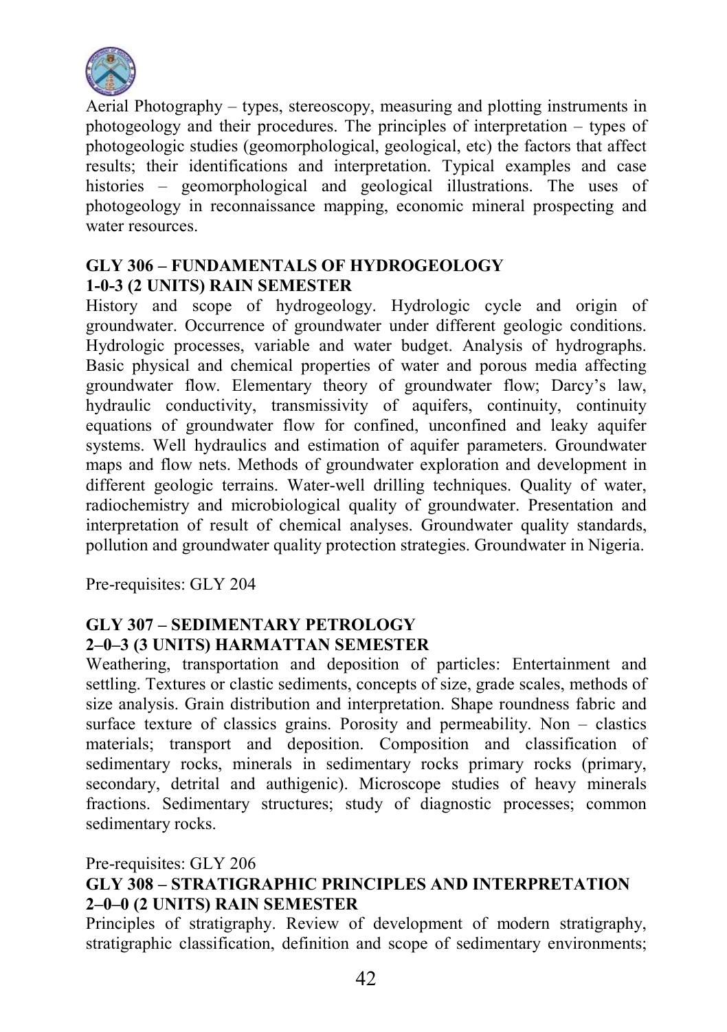Aerial Photography – types, stereoscopy, measuring and plotting instruments in photogeology and their procedures. The principles of interpretation – types of photogeologic studies (geomorphological, geological, etc) the factors that affect results; their identifications and interpretation. Typical examples and case histories – geomorphological and geological illustrations. The uses of photogeology in reconnaissance mapping, economic mineral prospecting and water resources.

**GLY 306 – FUNDAMENTALS OF HYDROGEOLOGY**
**1-0-3 (2 UNITS) RAIN SEMESTER**

History and scope of hydrogeology. Hydrologic cycle and origin of groundwater. Occurrence of groundwater under different geologic conditions. Hydrologic processes, variable and water budget. Analysis of hydrographs. Basic physical and chemical properties of water and porous media affecting groundwater flow. Elementary theory of groundwater flow; Darcy's law, hydraulic conductivity, transmissivity of aquifers, continuity, continuity equations of groundwater flow for confined, unconfined and leaky aquifer systems. Well hydraulics and estimation of aquifer parameters. Groundwater maps and flow nets. Methods of groundwater exploration and development in different geologic terrains. Water-well drilling techniques. Quality of water, radiochemistry and microbiological quality of groundwater. Presentation and interpretation of result of chemical analyses. Groundwater quality standards, pollution and groundwater quality protection strategies. Groundwater in Nigeria.

Pre-requisites: GLY 204

**GLY 307 – SEDIMENTARY PETROLOGY**
**2–0–3 (3 UNITS) HARMATTAN SEMESTER**

Weathering, transportation and deposition of particles: Entertainment and settling. Textures or clastic sediments, concepts of size, grade scales, methods of size analysis. Grain distribution and interpretation. Shape roundness fabric and surface texture of classics grains. Porosity and permeability. Non – clastics materials; transport and deposition. Composition and classification of sedimentary rocks, minerals in sedimentary rocks primary rocks (primary, secondary, detrital and authigenic). Microscope studies of heavy minerals fractions. Sedimentary structures; study of diagnostic processes; common sedimentary rocks.

Pre-requisites: GLY 206

**GLY 308 – STRATIGRAPHIC PRINCIPLES AND INTERPRETATION**
**2–0–0 (2 UNITS) RAIN SEMESTER**

Principles of stratigraphy. Review of development of modern stratigraphy, stratigraphic classification, definition and scope of sedimentary environments;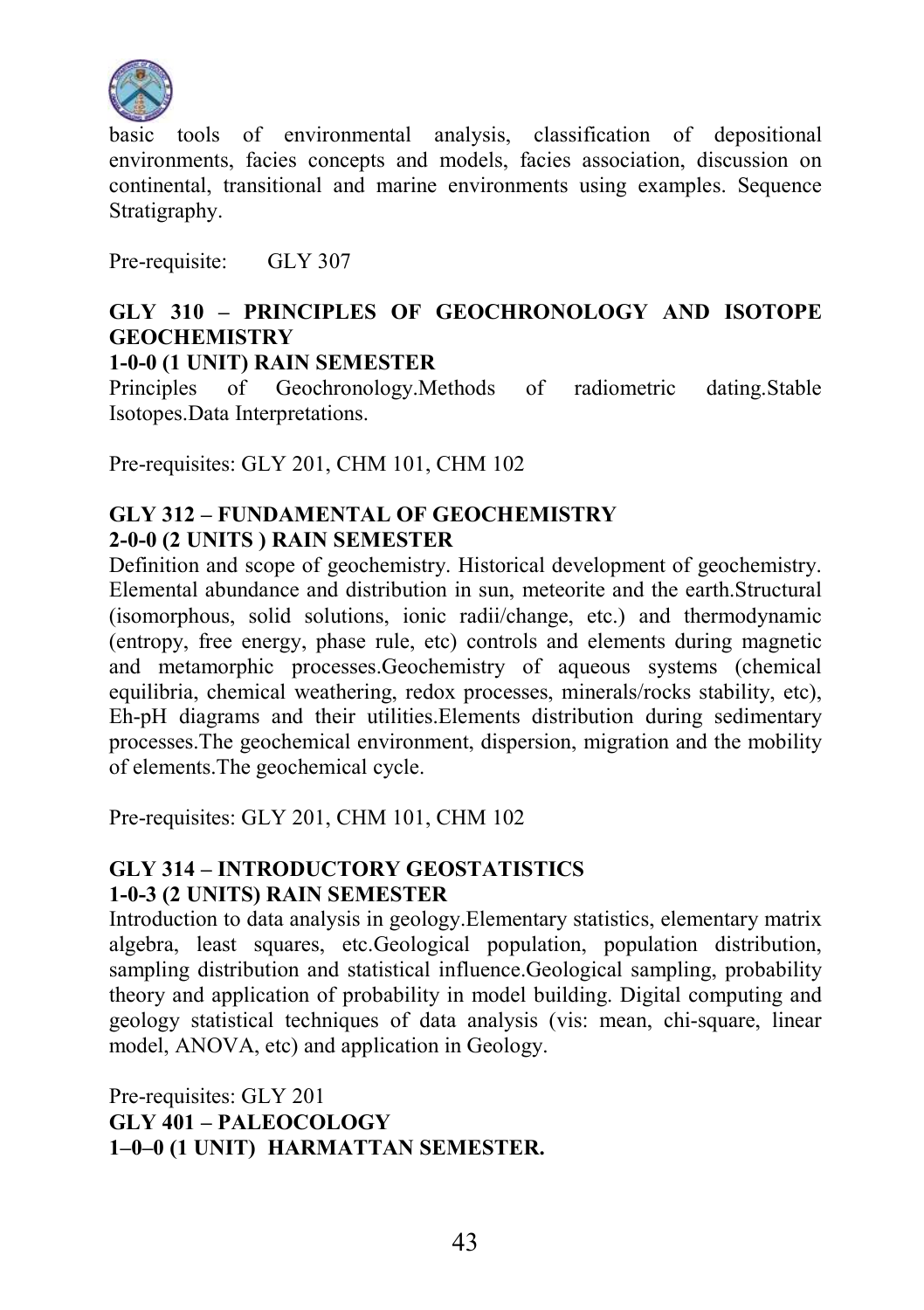basic tools of environmental analysis, classification of depositional environments, facies concepts and models, facies association, discussion on continental, transitional and marine environments using examples. Sequence Stratigraphy.

Pre-requisite: GLY 307

**GLY 310 – PRINCIPLES OF GEOCHRONOLOGY AND ISOTOPE GEOCHEMISTRY**
**1-0-0 (1 UNIT) RAIN SEMESTER**

Principles of Geochronology.Methods of radiometric dating.Stable Isotopes.Data Interpretations.

Pre-requisites: GLY 201, CHM 101, CHM 102

**GLY 312 – FUNDAMENTAL OF GEOCHEMISTRY**
**2-0-0 (2 UNITS ) RAIN SEMESTER**

Definition and scope of geochemistry. Historical development of geochemistry. Elemental abundance and distribution in sun, meteorite and the earth.Structural (isomorphous, solid solutions, ionic radii/change, etc.) and thermodynamic (entropy, free energy, phase rule, etc) controls and elements during magnetic and metamorphic processes.Geochemistry of aqueous systems (chemical equilibria, chemical weathering, redox processes, minerals/rocks stability, etc), Eh-pH diagrams and their utilities.Elements distribution during sedimentary processes.The geochemical environment, dispersion, migration and the mobility of elements.The geochemical cycle.

Pre-requisites: GLY 201, CHM 101, CHM 102

**GLY 314 – INTRODUCTORY GEOSTATISTICS**
**1-0-3 (2 UNITS) RAIN SEMESTER**

Introduction to data analysis in geology.Elementary statistics, elementary matrix algebra, least squares, etc.Geological population, population distribution, sampling distribution and statistical influence.Geological sampling, probability theory and application of probability in model building. Digital computing and geology statistical techniques of data analysis (vis: mean, chi-square, linear model, ANOVA, etc) and application in Geology.

Pre-requisites: GLY 201

**GLY 401 – PALEOCOLOGY**
**1–0–0 (1 UNIT) HARMATTAN SEMESTER.**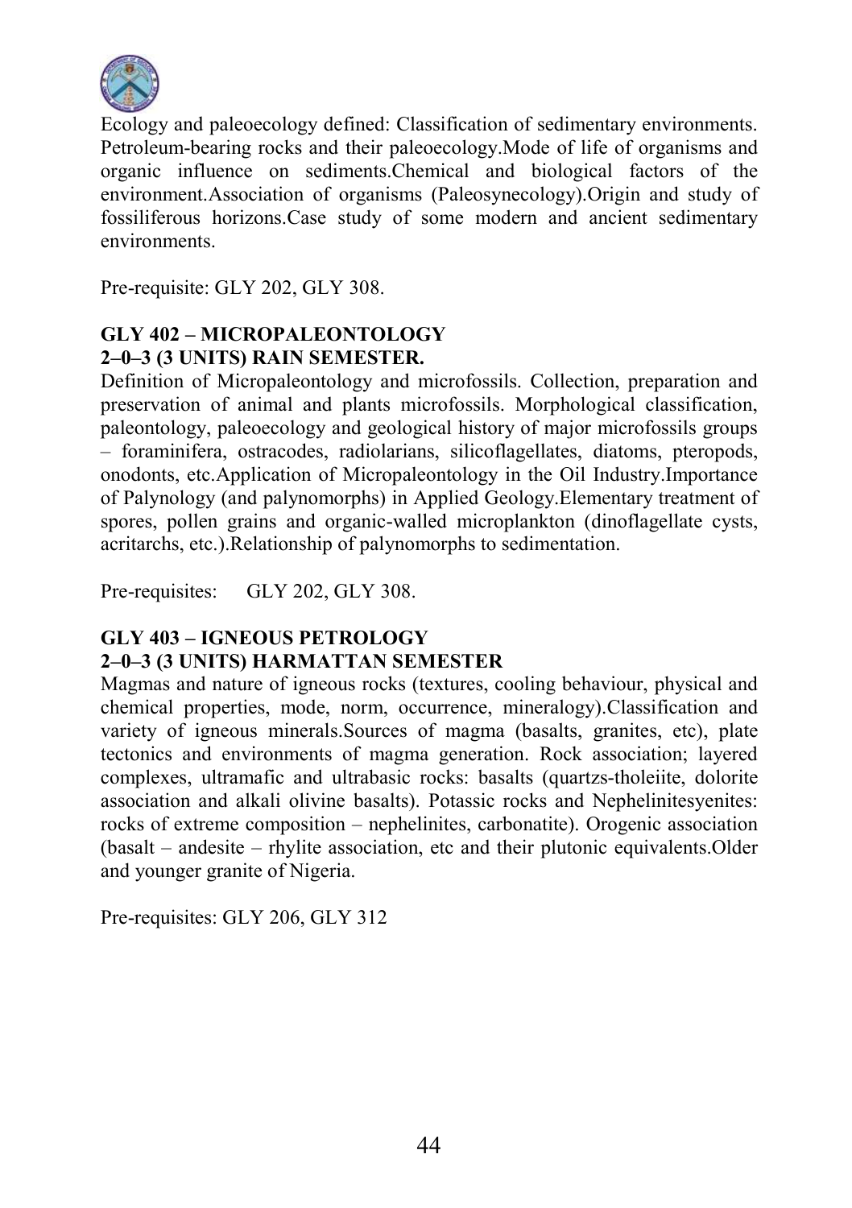Ecology and paleoecology defined: Classification of sedimentary environments. Petroleum-bearing rocks and their paleoecology.Mode of life of organisms and organic influence on sediments.Chemical and biological factors of the environment.Association of organisms (Paleosynecology).Origin and study of fossiliferous horizons.Case study of some modern and ancient sedimentary environments.

Pre-requisite: GLY 202, GLY 308.

**GLY 402 – MICROPALEONTOLOGY**
**2–0–3 (3 UNITS) RAIN SEMESTER.**

Definition of Micropaleontology and microfossils. Collection, preparation and preservation of animal and plants microfossils. Morphological classification, paleontology, paleoecology and geological history of major microfossils groups – foraminifera, ostracodes, radiolarians, silicoflagellates, diatoms, pteropods, onodonts, etc.Application of Micropaleontology in the Oil Industry.Importance of Palynology (and palynomorphs) in Applied Geology.Elementary treatment of spores, pollen grains and organic-walled microplankton (dinoflagellate cysts, acritarchs, etc.).Relationship of palynomorphs to sedimentation.

Pre-requisites: GLY 202, GLY 308.

**GLY 403 – IGNEOUS PETROLOGY**
**2–0–3 (3 UNITS) HARMATTAN SEMESTER**

Magmas and nature of igneous rocks (textures, cooling behaviour, physical and chemical properties, mode, norm, occurrence, mineralogy).Classification and variety of igneous minerals.Sources of magma (basalts, granites, etc), plate tectonics and environments of magma generation. Rock association; layered complexes, ultramafic and ultrabasic rocks: basalts (quartzs-tholeiite, dolorite association and alkali olivine basalts). Potassic rocks and Nephelinitesyenites: rocks of extreme composition – nephelinites, carbonatite). Orogenic association (basalt – andesite – rhylite association, etc and their plutonic equivalents.Older and younger granite of Nigeria.

Pre-requisites: GLY 206, GLY 312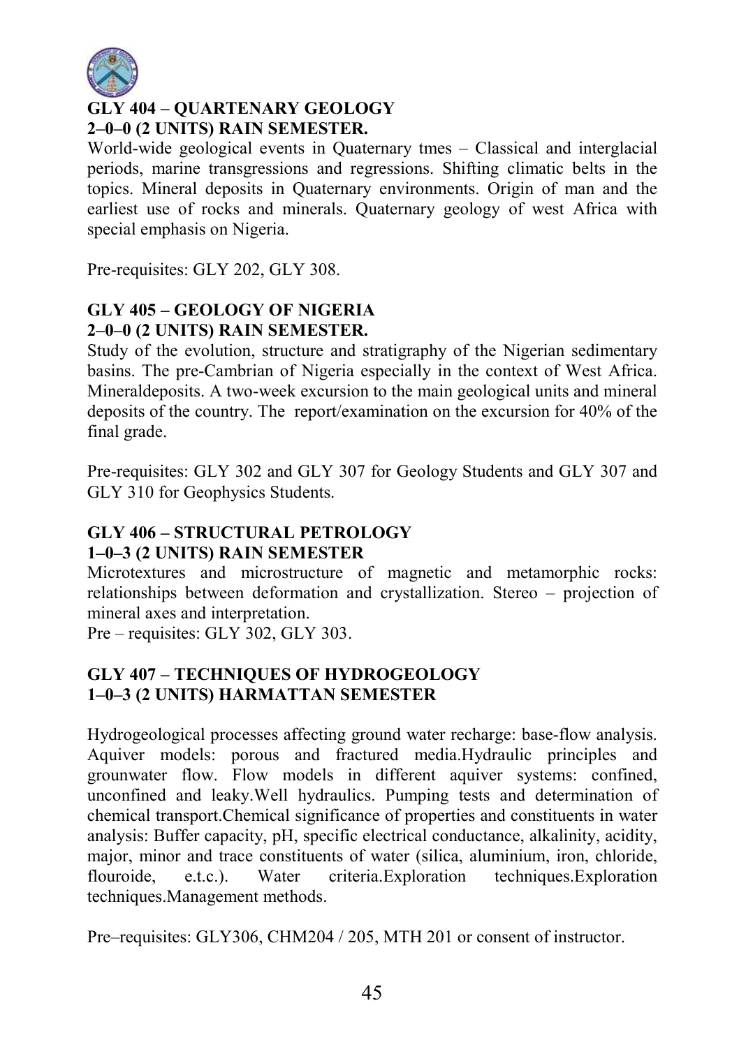## GLY 404 – QUARTENARY GEOLOGY
**2–0–0 (2 UNITS) RAIN SEMESTER.**

World-wide geological events in Quaternary tmes – Classical and interglacial periods, marine transgressions and regressions. Shifting climatic belts in the topics. Mineral deposits in Quaternary environments. Origin of man and the earliest use of rocks and minerals. Quaternary geology of west Africa with special emphasis on Nigeria.

Pre-requisites: GLY 202, GLY 308.

## GLY 405 – GEOLOGY OF NIGERIA
**2–0–0 (2 UNITS) RAIN SEMESTER.**

Study of the evolution, structure and stratigraphy of the Nigerian sedimentary basins. The pre-Cambrian of Nigeria especially in the context of West Africa. Mineraldeposits. A two-week excursion to the main geological units and mineral deposits of the country. The report/examination on the excursion for 40% of the final grade.

Pre-requisites: GLY 302 and GLY 307 for Geology Students and GLY 307 and GLY 310 for Geophysics Students.

## GLY 406 – STRUCTURAL PETROLOGY
**1–0–3 (2 UNITS) RAIN SEMESTER**

Microtextures and microstructure of magnetic and metamorphic rocks: relationships between deformation and crystallization. Stereo – projection of mineral axes and interpretation.

Pre – requisites: GLY 302, GLY 303.

## GLY 407 – TECHNIQUES OF HYDROGEOLOGY
**1–0–3 (2 UNITS) HARMATTAN SEMESTER**

Hydrogeological processes affecting ground water recharge: base-flow analysis. Aquiver models: porous and fractured media.Hydraulic principles and grounwater flow. Flow models in different aquiver systems: confined, unconfined and leaky.Well hydraulics. Pumping tests and determination of chemical transport.Chemical significance of properties and constituents in water analysis: Buffer capacity, pH, specific electrical conductance, alkalinity, acidity, major, minor and trace constituents of water (silica, aluminium, iron, chloride, flouroide, e.t.c.). Water criteria.Exploration techniques.Exploration techniques.Management methods.

Pre–requisites: GLY306, CHM204 / 205, MTH 201 or consent of instructor.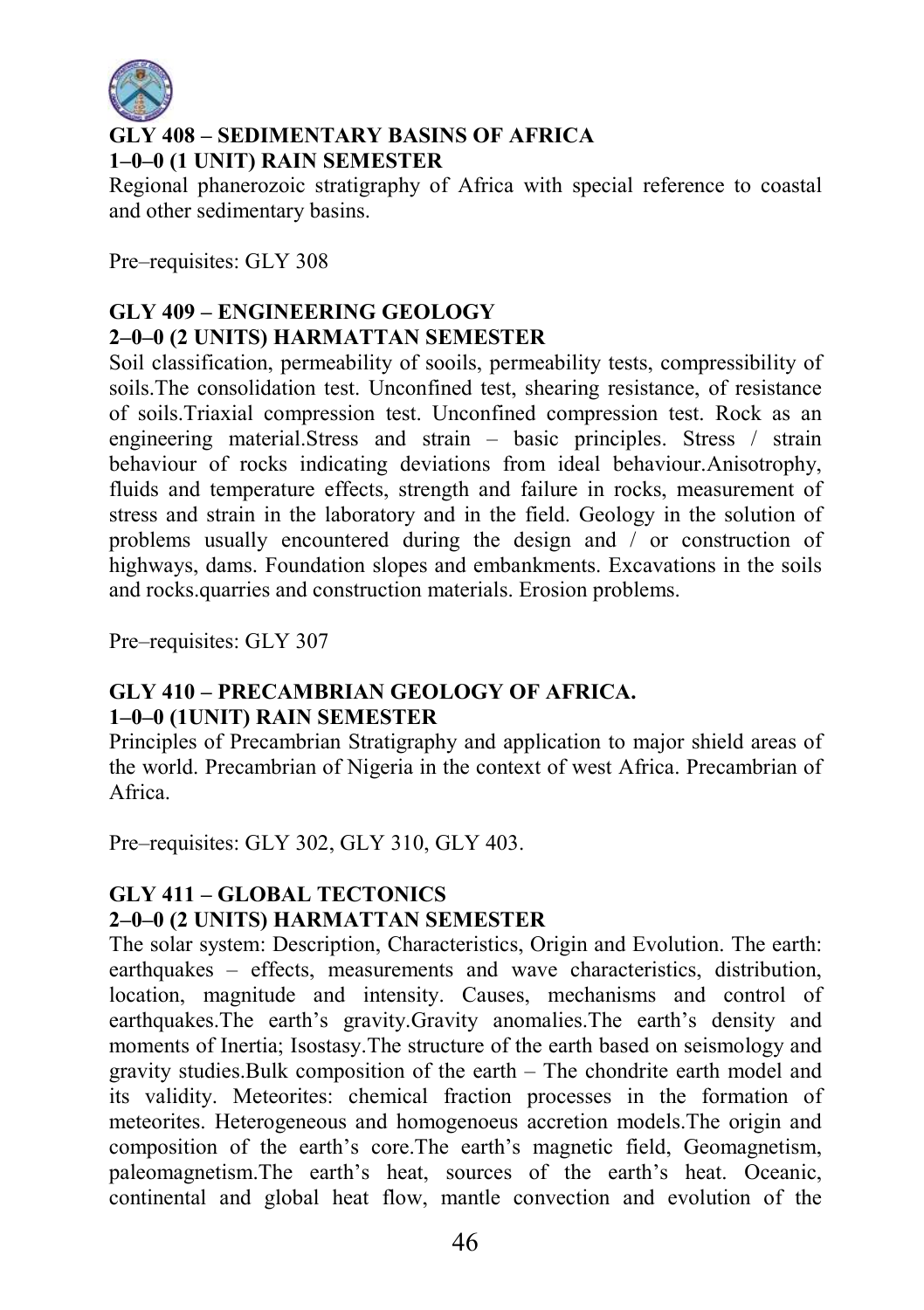## GLY 408 – SEDIMENTARY BASINS OF AFRICA
**1–0–0 (1 UNIT) RAIN SEMESTER**

Regional phanerozoic stratigraphy of Africa with special reference to coastal and other sedimentary basins.

Pre–requisites: GLY 308

## GLY 409 – ENGINEERING GEOLOGY
**2–0–0 (2 UNITS) HARMATTAN SEMESTER**

Soil classification, permeability of sooils, permeability tests, compressibility of soils.The consolidation test. Unconfined test, shearing resistance, of resistance of soils.Triaxial compression test. Unconfined compression test. Rock as an engineering material.Stress and strain – basic principles. Stress / strain behaviour of rocks indicating deviations from ideal behaviour.Anisotrophy, fluids and temperature effects, strength and failure in rocks, measurement of stress and strain in the laboratory and in the field. Geology in the solution of problems usually encountered during the design and / or construction of highways, dams. Foundation slopes and embankments. Excavations in the soils and rocks.quarries and construction materials. Erosion problems.

Pre–requisites: GLY 307

## GLY 410 – PRECAMBRIAN GEOLOGY OF AFRICA.
**1–0–0 (1UNIT) RAIN SEMESTER**

Principles of Precambrian Stratigraphy and application to major shield areas of the world. Precambrian of Nigeria in the context of west Africa. Precambrian of Africa.

Pre–requisites: GLY 302, GLY 310, GLY 403.

## GLY 411 – GLOBAL TECTONICS
**2–0–0 (2 UNITS) HARMATTAN SEMESTER**

The solar system: Description, Characteristics, Origin and Evolution. The earth: earthquakes – effects, measurements and wave characteristics, distribution, location, magnitude and intensity. Causes, mechanisms and control of earthquakes.The earth's gravity.Gravity anomalies.The earth's density and moments of Inertia; Isostasy.The structure of the earth based on seismology and gravity studies.Bulk composition of the earth – The chondrite earth model and its validity. Meteorites: chemical fraction processes in the formation of meteorites. Heterogeneous and homogenoeus accretion models.The origin and composition of the earth's core.The earth's magnetic field, Geomagnetism, paleomagnetism.The earth's heat, sources of the earth's heat. Oceanic, continental and global heat flow, mantle convection and evolution of the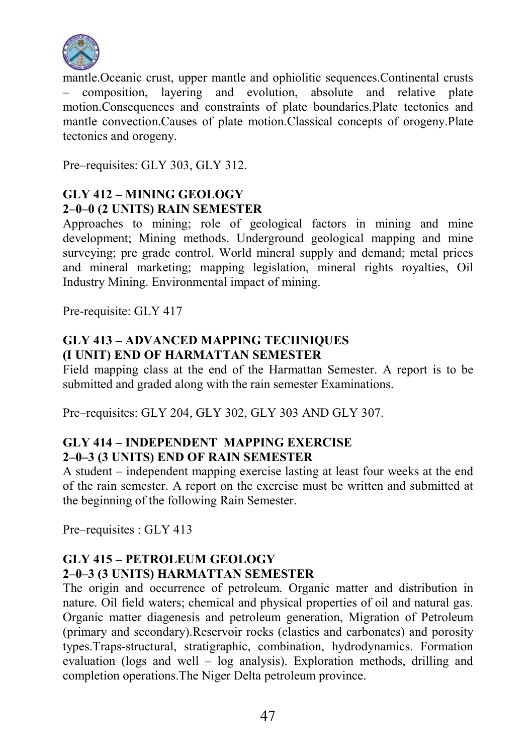mantle.Oceanic crust, upper mantle and ophiolitic sequences.Continental crusts – composition, layering and evolution, absolute and relative plate motion.Consequences and constraints of plate boundaries.Plate tectonics and mantle convection.Causes of plate motion.Classical concepts of orogeny.Plate tectonics and orogeny.

Pre–requisites: GLY 303, GLY 312.

### GLY 412 – MINING GEOLOGY
**2–0–0 (2 UNITS) RAIN SEMESTER**

Approaches to mining; role of geological factors in mining and mine development; Mining methods. Underground geological mapping and mine surveying; pre grade control. World mineral supply and demand; metal prices and mineral marketing; mapping legislation, mineral rights royalties, Oil Industry Mining. Environmental impact of mining.

Pre-requisite: GLY 417

### GLY 413 – ADVANCED MAPPING TECHNIQUES
**(I UNIT) END OF HARMATTAN SEMESTER**

Field mapping class at the end of the Harmattan Semester. A report is to be submitted and graded along with the rain semester Examinations.

Pre–requisites: GLY 204, GLY 302, GLY 303 AND GLY 307.

### GLY 414 – INDEPENDENT MAPPING EXERCISE
**2–0–3 (3 UNITS) END OF RAIN SEMESTER**

A student – independent mapping exercise lasting at least four weeks at the end of the rain semester. A report on the exercise must be written and submitted at the beginning of the following Rain Semester.

Pre–requisites : GLY 413

### GLY 415 – PETROLEUM GEOLOGY
**2–0–3 (3 UNITS) HARMATTAN SEMESTER**

The origin and occurrence of petroleum. Organic matter and distribution in nature. Oil field waters; chemical and physical properties of oil and natural gas. Organic matter diagenesis and petroleum generation, Migration of Petroleum (primary and secondary).Reservoir rocks (clastics and carbonates) and porosity types.Traps-structural, stratigraphic, combination, hydrodynamics. Formation evaluation (logs and well – log analysis). Exploration methods, drilling and completion operations.The Niger Delta petroleum province.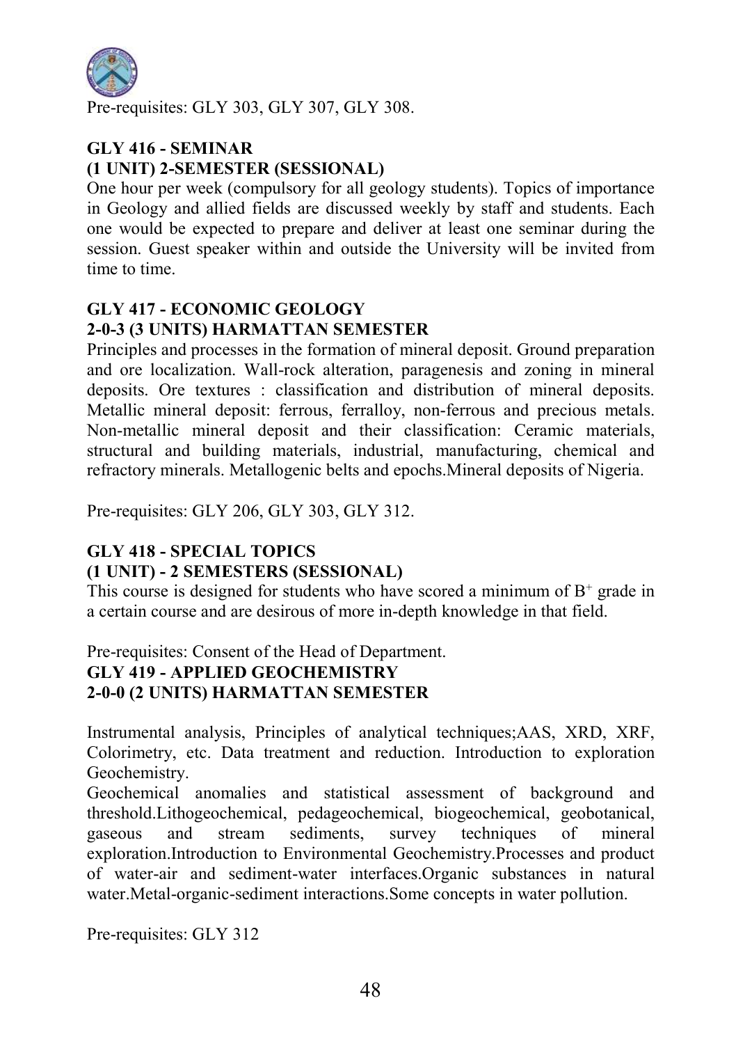Pre-requisites: GLY 303, GLY 307, GLY 308.

### GLY 416 - SEMINAR
**(1 UNIT) 2-SEMESTER (SESSIONAL)**

One hour per week (compulsory for all geology students). Topics of importance in Geology and allied fields are discussed weekly by staff and students. Each one would be expected to prepare and deliver at least one seminar during the session. Guest speaker within and outside the University will be invited from time to time.

### GLY 417 - ECONOMIC GEOLOGY
**2-0-3 (3 UNITS) HARMATTAN SEMESTER**

Principles and processes in the formation of mineral deposit. Ground preparation and ore localization. Wall-rock alteration, paragenesis and zoning in mineral deposits. Ore textures : classification and distribution of mineral deposits. Metallic mineral deposit: ferrous, ferralloy, non-ferrous and precious metals. Non-metallic mineral deposit and their classification: Ceramic materials, structural and building materials, industrial, manufacturing, chemical and refractory minerals. Metallogenic belts and epochs.Mineral deposits of Nigeria.

Pre-requisites: GLY 206, GLY 303, GLY 312.

### GLY 418 - SPECIAL TOPICS
**(1 UNIT) - 2 SEMESTERS (SESSIONAL)**

This course is designed for students who have scored a minimum of $B^+$ grade in a certain course and are desirous of more in-depth knowledge in that field.

Pre-requisites: Consent of the Head of Department.

### GLY 419 - APPLIED GEOCHEMISTRY
**2-0-0 (2 UNITS) HARMATTAN SEMESTER**

Instrumental analysis, Principles of analytical techniques;AAS, XRD, XRF, Colorimetry, etc. Data treatment and reduction. Introduction to exploration Geochemistry.

Geochemical anomalies and statistical assessment of background and threshold.Lithogeochemical, pedageochemical, biogeochemical, geobotanical, gaseous and stream sediments, survey techniques of mineral exploration.Introduction to Environmental Geochemistry.Processes and product of water-air and sediment-water interfaces.Organic substances in natural water.Metal-organic-sediment interactions.Some concepts in water pollution.

Pre-requisites: GLY 312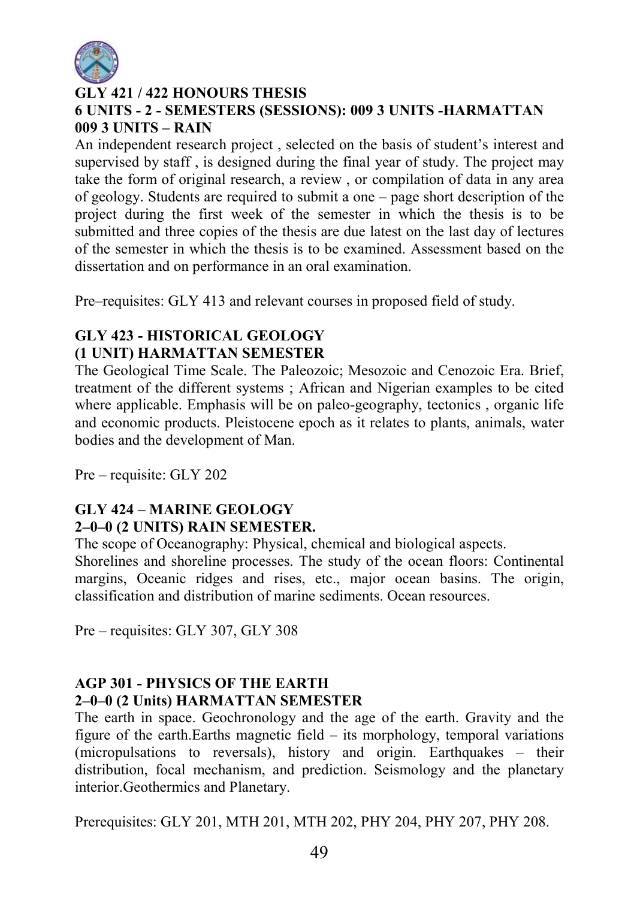**GLY 421 / 422 HONOURS THESIS**
**6 UNITS - 2 - SEMESTERS (SESSIONS): 009 3 UNITS -HARMATTAN 009 3 UNITS – RAIN**

An independent research project , selected on the basis of student's interest and supervised by staff , is designed during the final year of study. The project may take the form of original research, a review , or compilation of data in any area of geology. Students are required to submit a one – page short description of the project during the first week of the semester in which the thesis is to be submitted and three copies of the thesis are due latest on the last day of lectures of the semester in which the thesis is to be examined. Assessment based on the dissertation and on performance in an oral examination.

Pre–requisites: GLY 413 and relevant courses in proposed field of study.

**GLY 423 - HISTORICAL GEOLOGY**
**(1 UNIT) HARMATTAN SEMESTER**

The Geological Time Scale. The Paleozoic; Mesozoic and Cenozoic Era. Brief, treatment of the different systems ; African and Nigerian examples to be cited where applicable. Emphasis will be on paleo-geography, tectonics , organic life and economic products. Pleistocene epoch as it relates to plants, animals, water bodies and the development of Man.

Pre – requisite: GLY 202

**GLY 424 – MARINE GEOLOGY**
**2–0–0 (2 UNITS) RAIN SEMESTER.**

The scope of Oceanography: Physical, chemical and biological aspects.
Shorelines and shoreline processes. The study of the ocean floors: Continental margins, Oceanic ridges and rises, etc., major ocean basins. The origin, classification and distribution of marine sediments. Ocean resources.

Pre – requisites: GLY 307, GLY 308

**AGP 301 - PHYSICS OF THE EARTH**
**2–0–0 (2 Units) HARMATTAN SEMESTER**

The earth in space. Geochronology and the age of the earth. Gravity and the figure of the earth.Earths magnetic field – its morphology, temporal variations (micropulsations to reversals), history and origin. Earthquakes – their distribution, focal mechanism, and prediction. Seismology and the planetary interior.Geothermics and Planetary.

Prerequisites: GLY 201, MTH 201, MTH 202, PHY 204, PHY 207, PHY 208.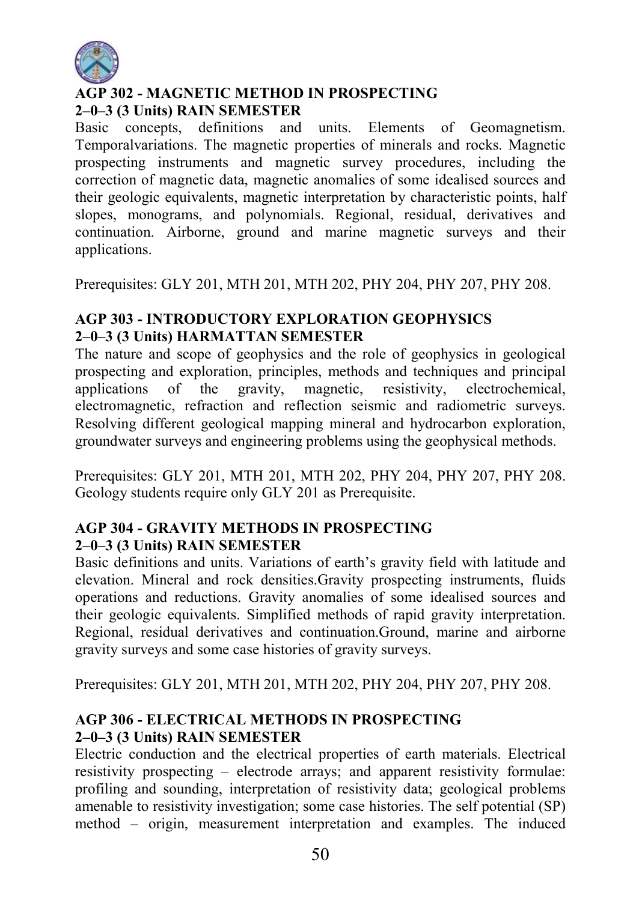## AGP 302 - MAGNETIC METHOD IN PROSPECTING

**2–0–3 (3 Units) RAIN SEMESTER**

Basic concepts, definitions and units. Elements of Geomagnetism. Temporalvariations. The magnetic properties of minerals and rocks. Magnetic prospecting instruments and magnetic survey procedures, including the correction of magnetic data, magnetic anomalies of some idealised sources and their geologic equivalents, magnetic interpretation by characteristic points, half slopes, monograms, and polynomials. Regional, residual, derivatives and continuation. Airborne, ground and marine magnetic surveys and their applications.

Prerequisites: GLY 201, MTH 201, MTH 202, PHY 204, PHY 207, PHY 208.

## AGP 303 - INTRODUCTORY EXPLORATION GEOPHYSICS

**2–0–3 (3 Units) HARMATTAN SEMESTER**

The nature and scope of geophysics and the role of geophysics in geological prospecting and exploration, principles, methods and techniques and principal applications of the gravity, magnetic, resistivity, electrochemical, electromagnetic, refraction and reflection seismic and radiometric surveys. Resolving different geological mapping mineral and hydrocarbon exploration, groundwater surveys and engineering problems using the geophysical methods.

Prerequisites: GLY 201, MTH 201, MTH 202, PHY 204, PHY 207, PHY 208. Geology students require only GLY 201 as Prerequisite.

## AGP 304 - GRAVITY METHODS IN PROSPECTING

**2–0–3 (3 Units) RAIN SEMESTER**

Basic definitions and units. Variations of earth's gravity field with latitude and elevation. Mineral and rock densities.Gravity prospecting instruments, fluids operations and reductions. Gravity anomalies of some idealised sources and their geologic equivalents. Simplified methods of rapid gravity interpretation. Regional, residual derivatives and continuation.Ground, marine and airborne gravity surveys and some case histories of gravity surveys.

Prerequisites: GLY 201, MTH 201, MTH 202, PHY 204, PHY 207, PHY 208.

## AGP 306 - ELECTRICAL METHODS IN PROSPECTING

**2–0–3 (3 Units) RAIN SEMESTER**

Electric conduction and the electrical properties of earth materials. Electrical resistivity prospecting – electrode arrays; and apparent resistivity formulae: profiling and sounding, interpretation of resistivity data; geological problems amenable to resistivity investigation; some case histories. The self potential (SP) method – origin, measurement interpretation and examples. The induced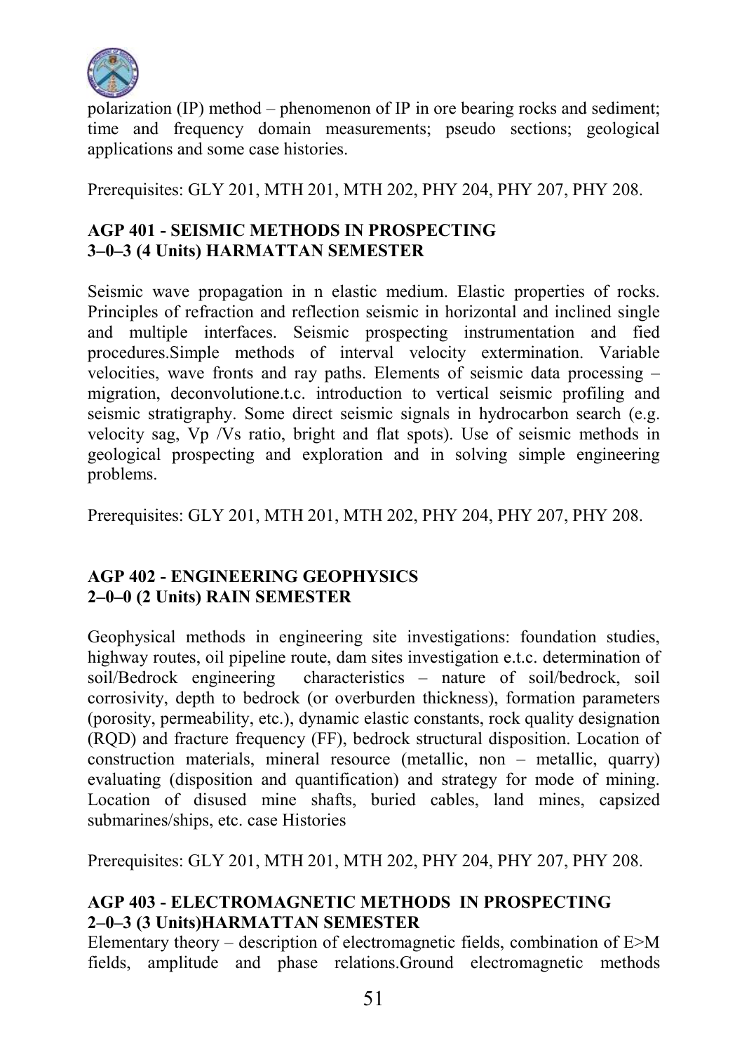polarization (IP) method – phenomenon of IP in ore bearing rocks and sediment; time and frequency domain measurements; pseudo sections; geological applications and some case histories.

Prerequisites: GLY 201, MTH 201, MTH 202, PHY 204, PHY 207, PHY 208.

**AGP 401 - SEISMIC METHODS IN PROSPECTING**
**3–0–3 (4 Units) HARMATTAN SEMESTER**

Seismic wave propagation in n elastic medium. Elastic properties of rocks. Principles of refraction and reflection seismic in horizontal and inclined single and multiple interfaces. Seismic prospecting instrumentation and fied procedures.Simple methods of interval velocity extermination. Variable velocities, wave fronts and ray paths. Elements of seismic data processing – migration, deconvolutione.t.c. introduction to vertical seismic profiling and seismic stratigraphy. Some direct seismic signals in hydrocarbon search (e.g. velocity sag, Vp /Vs ratio, bright and flat spots). Use of seismic methods in geological prospecting and exploration and in solving simple engineering problems.

Prerequisites: GLY 201, MTH 201, MTH 202, PHY 204, PHY 207, PHY 208.

**AGP 402 - ENGINEERING GEOPHYSICS**
**2–0–0 (2 Units) RAIN SEMESTER**

Geophysical methods in engineering site investigations: foundation studies, highway routes, oil pipeline route, dam sites investigation e.t.c. determination of soil/Bedrock engineering characteristics – nature of soil/bedrock, soil corrosivity, depth to bedrock (or overburden thickness), formation parameters (porosity, permeability, etc.), dynamic elastic constants, rock quality designation (RQD) and fracture frequency (FF), bedrock structural disposition. Location of construction materials, mineral resource (metallic, non – metallic, quarry) evaluating (disposition and quantification) and strategy for mode of mining. Location of disused mine shafts, buried cables, land mines, capsized submarines/ships, etc. case Histories

Prerequisites: GLY 201, MTH 201, MTH 202, PHY 204, PHY 207, PHY 208.

**AGP 403 - ELECTROMAGNETIC METHODS IN PROSPECTING**
**2–0–3 (3 Units)HARMATTAN SEMESTER**

Elementary theory – description of electromagnetic fields, combination of E>M fields, amplitude and phase relations.Ground electromagnetic methods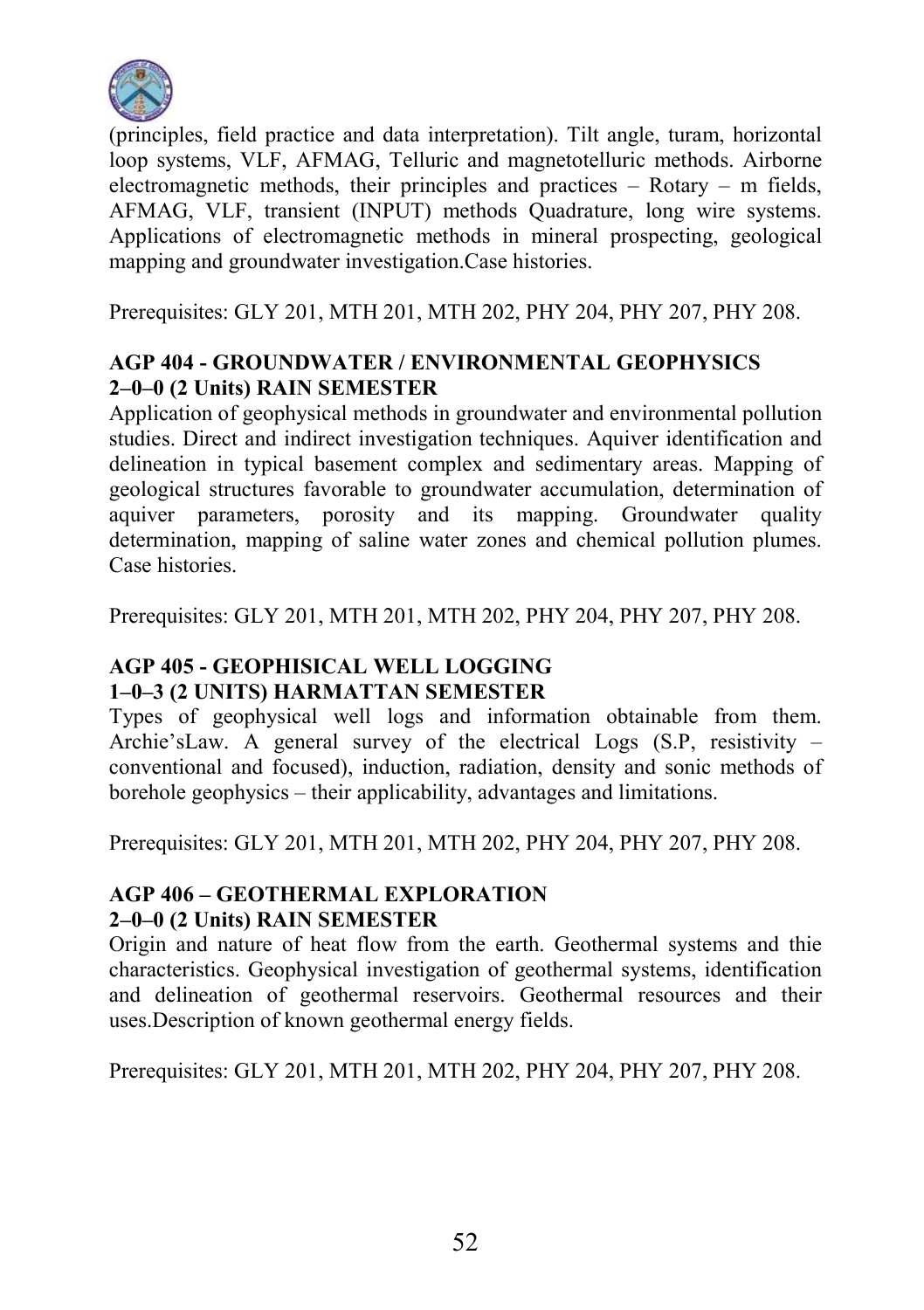(principles, field practice and data interpretation). Tilt angle, turam, horizontal loop systems, VLF, AFMAG, Telluric and magnetotelluric methods. Airborne electromagnetic methods, their principles and practices – Rotary – m fields, AFMAG, VLF, transient (INPUT) methods Quadrature, long wire systems. Applications of electromagnetic methods in mineral prospecting, geological mapping and groundwater investigation.Case histories.

Prerequisites: GLY 201, MTH 201, MTH 202, PHY 204, PHY 207, PHY 208.

**AGP 404 - GROUNDWATER / ENVIRONMENTAL GEOPHYSICS**
**2–0–0 (2 Units) RAIN SEMESTER**

Application of geophysical methods in groundwater and environmental pollution studies. Direct and indirect investigation techniques. Aquiver identification and delineation in typical basement complex and sedimentary areas. Mapping of geological structures favorable to groundwater accumulation, determination of aquiver parameters, porosity and its mapping. Groundwater quality determination, mapping of saline water zones and chemical pollution plumes. Case histories.

Prerequisites: GLY 201, MTH 201, MTH 202, PHY 204, PHY 207, PHY 208.

**AGP 405 - GEOPHISICAL WELL LOGGING**
**1–0–3 (2 UNITS) HARMATTAN SEMESTER**

Types of geophysical well logs and information obtainable from them. Archie'sLaw. A general survey of the electrical Logs (S.P, resistivity – conventional and focused), induction, radiation, density and sonic methods of borehole geophysics – their applicability, advantages and limitations.

Prerequisites: GLY 201, MTH 201, MTH 202, PHY 204, PHY 207, PHY 208.

**AGP 406 – GEOTHERMAL EXPLORATION**
**2–0–0 (2 Units) RAIN SEMESTER**

Origin and nature of heat flow from the earth. Geothermal systems and thie characteristics. Geophysical investigation of geothermal systems, identification and delineation of geothermal reservoirs. Geothermal resources and their uses.Description of known geothermal energy fields.

Prerequisites: GLY 201, MTH 201, MTH 202, PHY 204, PHY 207, PHY 208.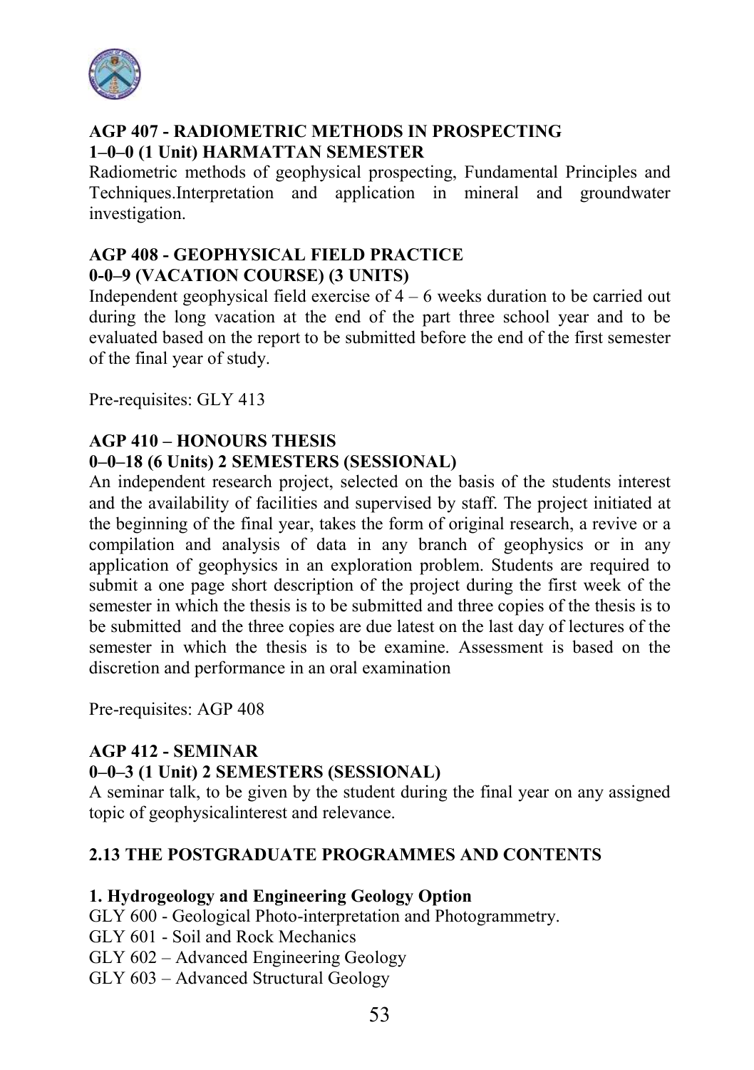**AGP 407 - RADIOMETRIC METHODS IN PROSPECTING**
**1–0–0 (1 Unit) HARMATTAN SEMESTER**

Radiometric methods of geophysical prospecting, Fundamental Principles and Techniques.Interpretation and application in mineral and groundwater investigation.

**AGP 408 - GEOPHYSICAL FIELD PRACTICE**
**0-0–9 (VACATION COURSE) (3 UNITS)**

Independent geophysical field exercise of 4 – 6 weeks duration to be carried out during the long vacation at the end of the part three school year and to be evaluated based on the report to be submitted before the end of the first semester of the final year of study.

Pre-requisites: GLY 413

**AGP 410 – HONOURS THESIS**
**0–0–18 (6 Units) 2 SEMESTERS (SESSIONAL)**

An independent research project, selected on the basis of the students interest and the availability of facilities and supervised by staff. The project initiated at the beginning of the final year, takes the form of original research, a revive or a compilation and analysis of data in any branch of geophysics or in any application of geophysics in an exploration problem. Students are required to submit a one page short description of the project during the first week of the semester in which the thesis is to be submitted and three copies of the thesis is to be submitted and the three copies are due latest on the last day of lectures of the semester in which the thesis is to be examine. Assessment is based on the discretion and performance in an oral examination

Pre-requisites: AGP 408

**AGP 412 - SEMINAR**
**0–0–3 (1 Unit) 2 SEMESTERS (SESSIONAL)**

A seminar talk, to be given by the student during the final year on any assigned topic of geophysicalinterest and relevance.

## 2.13 THE POSTGRADUATE PROGRAMMES AND CONTENTS

**1. Hydrogeology and Engineering Geology Option**

GLY 600 - Geological Photo-interpretation and Photogrammetry.
GLY 601 - Soil and Rock Mechanics
GLY 602 – Advanced Engineering Geology
GLY 603 – Advanced Structural Geology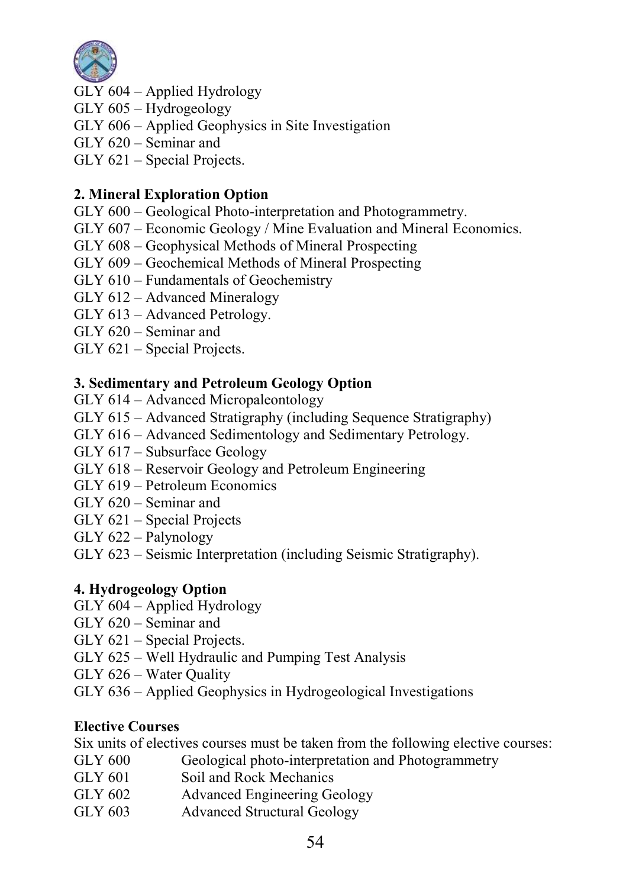GLY 604 – Applied Hydrology
GLY 605 – Hydrogeology
GLY 606 – Applied Geophysics in Site Investigation
GLY 620 – Seminar and
GLY 621 – Special Projects.

**2. Mineral Exploration Option**

GLY 600 – Geological Photo-interpretation and Photogrammetry.
GLY 607 – Economic Geology / Mine Evaluation and Mineral Economics.
GLY 608 – Geophysical Methods of Mineral Prospecting
GLY 609 – Geochemical Methods of Mineral Prospecting
GLY 610 – Fundamentals of Geochemistry
GLY 612 – Advanced Mineralogy
GLY 613 – Advanced Petrology.
GLY 620 – Seminar and
GLY 621 – Special Projects.

**3. Sedimentary and Petroleum Geology Option**

GLY 614 – Advanced Micropaleontology
GLY 615 – Advanced Stratigraphy (including Sequence Stratigraphy)
GLY 616 – Advanced Sedimentology and Sedimentary Petrology.
GLY 617 – Subsurface Geology
GLY 618 – Reservoir Geology and Petroleum Engineering
GLY 619 – Petroleum Economics
GLY 620 – Seminar and
GLY 621 – Special Projects
GLY 622 – Palynology
GLY 623 – Seismic Interpretation (including Seismic Stratigraphy).

**4. Hydrogeology Option**

GLY 604 – Applied Hydrology
GLY 620 – Seminar and
GLY 621 – Special Projects.
GLY 625 – Well Hydraulic and Pumping Test Analysis
GLY 626 – Water Quality
GLY 636 – Applied Geophysics in Hydrogeological Investigations

**Elective Courses**

Six units of electives courses must be taken from the following elective courses:

GLY 600 Geological photo-interpretation and Photogrammetry
GLY 601 Soil and Rock Mechanics
GLY 602 Advanced Engineering Geology
GLY 603 Advanced Structural Geology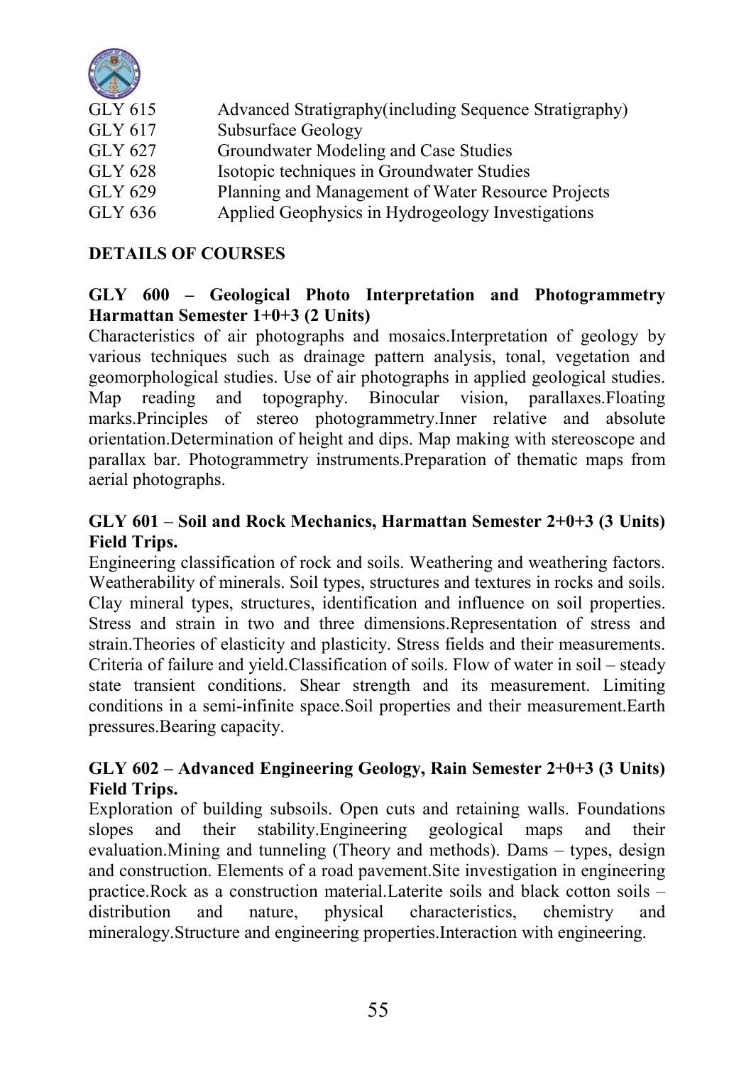| | |
|---|---|
| GLY 615 | Advanced Stratigraphy(including Sequence Stratigraphy) |
| GLY 617 | Subsurface Geology |
| GLY 627 | Groundwater Modeling and Case Studies |
| GLY 628 | Isotopic techniques in Groundwater Studies |
| GLY 629 | Planning and Management of Water Resource Projects |
| GLY 636 | Applied Geophysics in Hydrogeology Investigations |

## DETAILS OF COURSES

### GLY 600 – Geological Photo Interpretation and Photogrammetry Harmattan Semester 1+0+3 (2 Units)

Characteristics of air photographs and mosaics.Interpretation of geology by various techniques such as drainage pattern analysis, tonal, vegetation and geomorphological studies. Use of air photographs in applied geological studies. Map reading and topography. Binocular vision, parallaxes.Floating marks.Principles of stereo photogrammetry.Inner relative and absolute orientation.Determination of height and dips. Map making with stereoscope and parallax bar. Photogrammetry instruments.Preparation of thematic maps from aerial photographs.

### GLY 601 – Soil and Rock Mechanics, Harmattan Semester 2+0+3 (3 Units) Field Trips.

Engineering classification of rock and soils. Weathering and weathering factors. Weatherability of minerals. Soil types, structures and textures in rocks and soils. Clay mineral types, structures, identification and influence on soil properties. Stress and strain in two and three dimensions.Representation of stress and strain.Theories of elasticity and plasticity. Stress fields and their measurements. Criteria of failure and yield.Classification of soils. Flow of water in soil – steady state transient conditions. Shear strength and its measurement. Limiting conditions in a semi-infinite space.Soil properties and their measurement.Earth pressures.Bearing capacity.

### GLY 602 – Advanced Engineering Geology, Rain Semester 2+0+3 (3 Units) Field Trips.

Exploration of building subsoils. Open cuts and retaining walls. Foundations slopes and their stability.Engineering geological maps and their evaluation.Mining and tunneling (Theory and methods). Dams – types, design and construction. Elements of a road pavement.Site investigation in engineering practice.Rock as a construction material.Laterite soils and black cotton soils – distribution and nature, physical characteristics, chemistry and mineralogy.Structure and engineering properties.Interaction with engineering.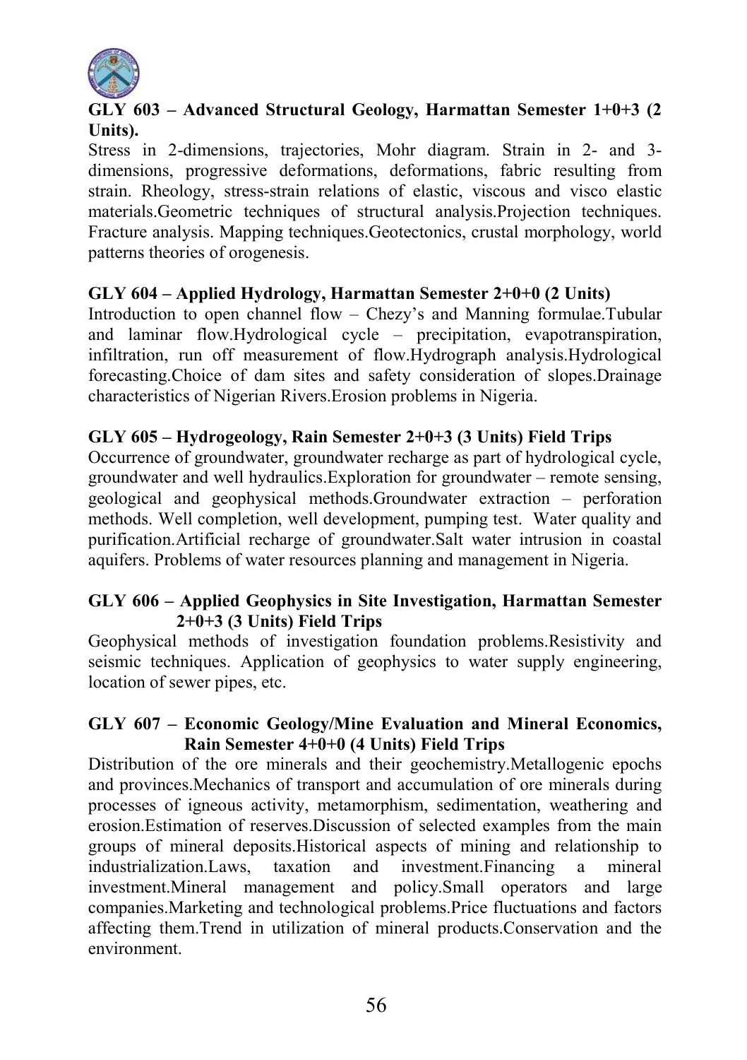**GLY 603 – Advanced Structural Geology, Harmattan Semester 1+0+3 (2 Units).**

Stress in 2-dimensions, trajectories, Mohr diagram. Strain in 2- and 3-dimensions, progressive deformations, deformations, fabric resulting from strain. Rheology, stress-strain relations of elastic, viscous and visco elastic materials.Geometric techniques of structural analysis.Projection techniques. Fracture analysis. Mapping techniques.Geotectonics, crustal morphology, world patterns theories of orogenesis.

**GLY 604 – Applied Hydrology, Harmattan Semester 2+0+0 (2 Units)**

Introduction to open channel flow – Chezy's and Manning formulae.Tubular and laminar flow.Hydrological cycle – precipitation, evapotranspiration, infiltration, run off measurement of flow.Hydrograph analysis.Hydrological forecasting.Choice of dam sites and safety consideration of slopes.Drainage characteristics of Nigerian Rivers.Erosion problems in Nigeria.

**GLY 605 – Hydrogeology, Rain Semester 2+0+3 (3 Units) Field Trips**

Occurrence of groundwater, groundwater recharge as part of hydrological cycle, groundwater and well hydraulics.Exploration for groundwater – remote sensing, geological and geophysical methods.Groundwater extraction – perforation methods. Well completion, well development, pumping test. Water quality and purification.Artificial recharge of groundwater.Salt water intrusion in coastal aquifers. Problems of water resources planning and management in Nigeria.

**GLY 606 – Applied Geophysics in Site Investigation, Harmattan Semester 2+0+3 (3 Units) Field Trips**

Geophysical methods of investigation foundation problems.Resistivity and seismic techniques. Application of geophysics to water supply engineering, location of sewer pipes, etc.

**GLY 607 – Economic Geology/Mine Evaluation and Mineral Economics, Rain Semester 4+0+0 (4 Units) Field Trips**

Distribution of the ore minerals and their geochemistry.Metallogenic epochs and provinces.Mechanics of transport and accumulation of ore minerals during processes of igneous activity, metamorphism, sedimentation, weathering and erosion.Estimation of reserves.Discussion of selected examples from the main groups of mineral deposits.Historical aspects of mining and relationship to industrialization.Laws, taxation and investment.Financing a mineral investment.Mineral management and policy.Small operators and large companies.Marketing and technological problems.Price fluctuations and factors affecting them.Trend in utilization of mineral products.Conservation and the environment.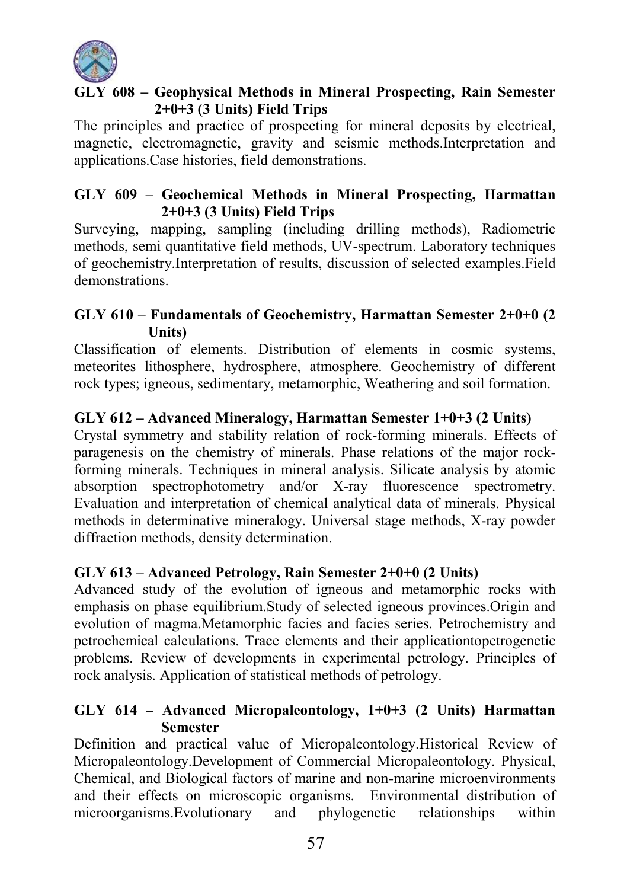**GLY 608 – Geophysical Methods in Mineral Prospecting, Rain Semester 2+0+3 (3 Units) Field Trips**

The principles and practice of prospecting for mineral deposits by electrical, magnetic, electromagnetic, gravity and seismic methods.Interpretation and applications.Case histories, field demonstrations.

**GLY 609 – Geochemical Methods in Mineral Prospecting, Harmattan 2+0+3 (3 Units) Field Trips**

Surveying, mapping, sampling (including drilling methods), Radiometric methods, semi quantitative field methods, UV-spectrum. Laboratory techniques of geochemistry.Interpretation of results, discussion of selected examples.Field demonstrations.

**GLY 610 – Fundamentals of Geochemistry, Harmattan Semester 2+0+0 (2 Units)**

Classification of elements. Distribution of elements in cosmic systems, meteorites lithosphere, hydrosphere, atmosphere. Geochemistry of different rock types; igneous, sedimentary, metamorphic, Weathering and soil formation.

**GLY 612 – Advanced Mineralogy, Harmattan Semester 1+0+3 (2 Units)**

Crystal symmetry and stability relation of rock-forming minerals. Effects of paragenesis on the chemistry of minerals. Phase relations of the major rock-forming minerals. Techniques in mineral analysis. Silicate analysis by atomic absorption spectrophotometry and/or X-ray fluorescence spectrometry. Evaluation and interpretation of chemical analytical data of minerals. Physical methods in determinative mineralogy. Universal stage methods, X-ray powder diffraction methods, density determination.

**GLY 613 – Advanced Petrology, Rain Semester 2+0+0 (2 Units)**

Advanced study of the evolution of igneous and metamorphic rocks with emphasis on phase equilibrium.Study of selected igneous provinces.Origin and evolution of magma.Metamorphic facies and facies series. Petrochemistry and petrochemical calculations. Trace elements and their applicationtopetrogenetic problems. Review of developments in experimental petrology. Principles of rock analysis. Application of statistical methods of petrology.

**GLY 614 – Advanced Micropaleontology, 1+0+3 (2 Units) Harmattan Semester**

Definition and practical value of Micropaleontology.Historical Review of Micropaleontology.Development of Commercial Micropaleontology. Physical, Chemical, and Biological factors of marine and non-marine microenvironments and their effects on microscopic organisms. Environmental distribution of microorganisms.Evolutionary and phylogenetic relationships within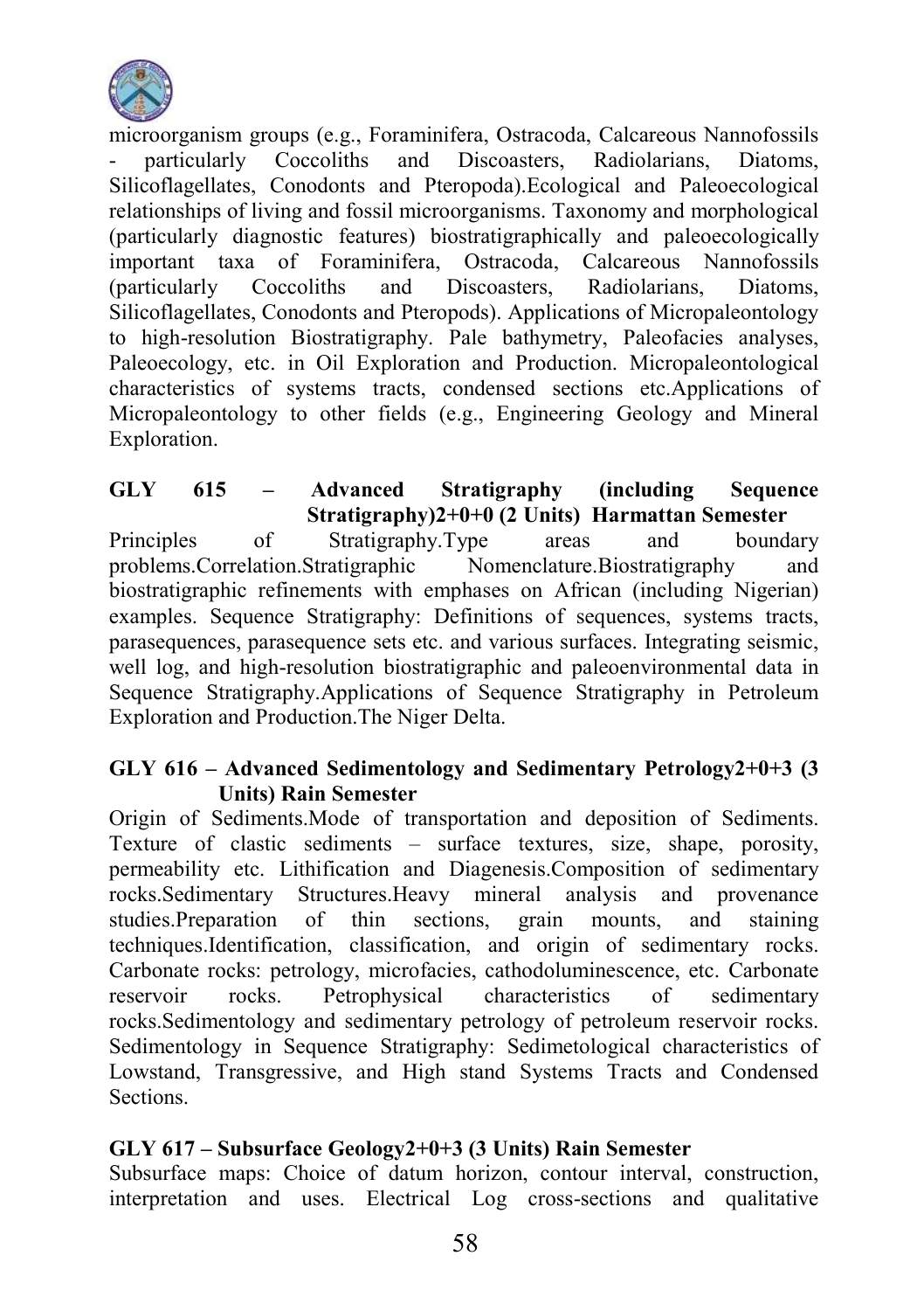microorganism groups (e.g., Foraminifera, Ostracoda, Calcareous Nannofossils - particularly Coccoliths and Discoasters, Radiolarians, Diatoms, Silicoflagellates, Conodonts and Pteropoda).Ecological and Paleoecological relationships of living and fossil microorganisms. Taxonomy and morphological (particularly diagnostic features) biostratigraphically and paleoecologically important taxa of Foraminifera, Ostracoda, Calcareous Nannofossils (particularly Coccoliths and Discoasters, Radiolarians, Diatoms, Silicoflagellates, Conodonts and Pteropods). Applications of Micropaleontology to high-resolution Biostratigraphy. Pale bathymetry, Paleofacies analyses, Paleoecology, etc. in Oil Exploration and Production. Micropaleontological characteristics of systems tracts, condensed sections etc.Applications of Micropaleontology to other fields (e.g., Engineering Geology and Mineral Exploration.

**GLY 615 – Advanced Stratigraphy (including Sequence Stratigraphy)2+0+0 (2 Units) Harmattan Semester**

Principles of Stratigraphy.Type areas and boundary problems.Correlation.Stratigraphic Nomenclature.Biostratigraphy and biostratigraphic refinements with emphases on African (including Nigerian) examples. Sequence Stratigraphy: Definitions of sequences, systems tracts, parasequences, parasequence sets etc. and various surfaces. Integrating seismic, well log, and high-resolution biostratigraphic and paleoenvironmental data in Sequence Stratigraphy.Applications of Sequence Stratigraphy in Petroleum Exploration and Production.The Niger Delta.

**GLY 616 – Advanced Sedimentology and Sedimentary Petrology2+0+3 (3 Units) Rain Semester**

Origin of Sediments.Mode of transportation and deposition of Sediments. Texture of clastic sediments – surface textures, size, shape, porosity, permeability etc. Lithification and Diagenesis.Composition of sedimentary rocks.Sedimentary Structures.Heavy mineral analysis and provenance studies.Preparation of thin sections, grain mounts, and staining techniques.Identification, classification, and origin of sedimentary rocks. Carbonate rocks: petrology, microfacies, cathodoluminescence, etc. Carbonate reservoir rocks. Petrophysical characteristics of sedimentary rocks.Sedimentology and sedimentary petrology of petroleum reservoir rocks. Sedimentology in Sequence Stratigraphy: Sedimetological characteristics of Lowstand, Transgressive, and High stand Systems Tracts and Condensed Sections.

**GLY 617 – Subsurface Geology2+0+3 (3 Units) Rain Semester**

Subsurface maps: Choice of datum horizon, contour interval, construction, interpretation and uses. Electrical Log cross-sections and qualitative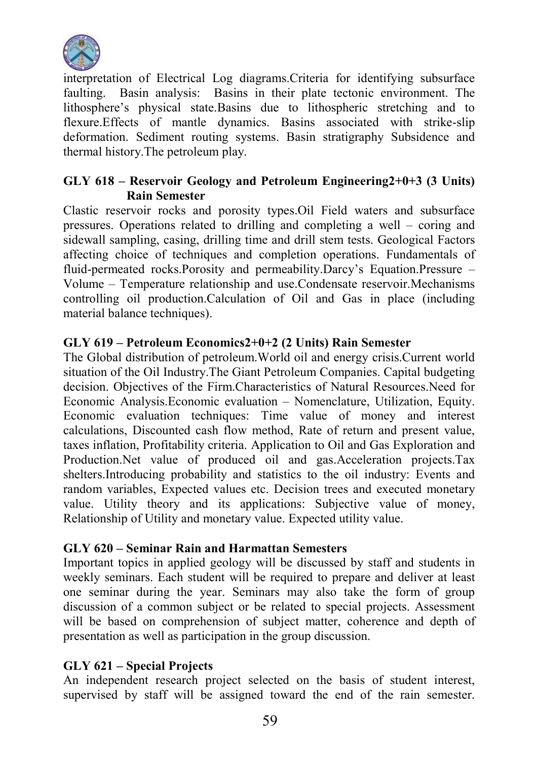interpretation of Electrical Log diagrams.Criteria for identifying subsurface faulting. Basin analysis: Basins in their plate tectonic environment. The lithosphere's physical state.Basins due to lithospheric stretching and to flexure.Effects of mantle dynamics. Basins associated with strike-slip deformation. Sediment routing systems. Basin stratigraphy Subsidence and thermal history.The petroleum play.

**GLY 618 – Reservoir Geology and Petroleum Engineering2+0+3 (3 Units) Rain Semester**

Clastic reservoir rocks and porosity types.Oil Field waters and subsurface pressures. Operations related to drilling and completing a well – coring and sidewall sampling, casing, drilling time and drill stem tests. Geological Factors affecting choice of techniques and completion operations. Fundamentals of fluid-permeated rocks.Porosity and permeability.Darcy's Equation.Pressure – Volume – Temperature relationship and use.Condensate reservoir.Mechanisms controlling oil production.Calculation of Oil and Gas in place (including material balance techniques).

**GLY 619 – Petroleum Economics2+0+2 (2 Units) Rain Semester**

The Global distribution of petroleum.World oil and energy crisis.Current world situation of the Oil Industry.The Giant Petroleum Companies. Capital budgeting decision. Objectives of the Firm.Characteristics of Natural Resources.Need for Economic Analysis.Economic evaluation – Nomenclature, Utilization, Equity. Economic evaluation techniques: Time value of money and interest calculations, Discounted cash flow method, Rate of return and present value, taxes inflation, Profitability criteria. Application to Oil and Gas Exploration and Production.Net value of produced oil and gas.Acceleration projects.Tax shelters.Introducing probability and statistics to the oil industry: Events and random variables, Expected values etc. Decision trees and executed monetary value. Utility theory and its applications: Subjective value of money, Relationship of Utility and monetary value. Expected utility value.

**GLY 620 – Seminar Rain and Harmattan Semesters**

Important topics in applied geology will be discussed by staff and students in weekly seminars. Each student will be required to prepare and deliver at least one seminar during the year. Seminars may also take the form of group discussion of a common subject or be related to special projects. Assessment will be based on comprehension of subject matter, coherence and depth of presentation as well as participation in the group discussion.

**GLY 621 – Special Projects**

An independent research project selected on the basis of student interest, supervised by staff will be assigned toward the end of the rain semester.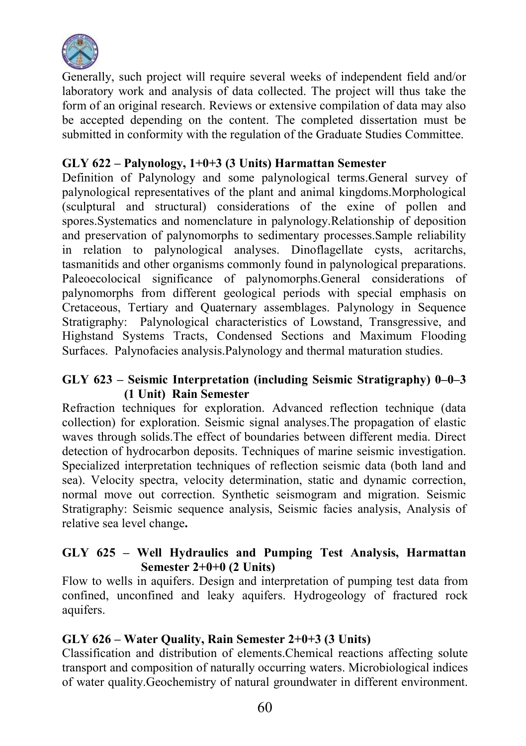Generally, such project will require several weeks of independent field and/or laboratory work and analysis of data collected. The project will thus take the form of an original research. Reviews or extensive compilation of data may also be accepted depending on the content. The completed dissertation must be submitted in conformity with the regulation of the Graduate Studies Committee.

**GLY 622 – Palynology, 1+0+3 (3 Units) Harmattan Semester**

Definition of Palynology and some palynological terms.General survey of palynological representatives of the plant and animal kingdoms.Morphological (sculptural and structural) considerations of the exine of pollen and spores.Systematics and nomenclature in palynology.Relationship of deposition and preservation of palynomorphs to sedimentary processes.Sample reliability in relation to palynological analyses. Dinoflagellate cysts, acritarchs, tasmanitids and other organisms commonly found in palynological preparations. Paleoecolocical significance of palynomorphs.General considerations of palynomorphs from different geological periods with special emphasis on Cretaceous, Tertiary and Quaternary assemblages. Palynology in Sequence Stratigraphy: Palynological characteristics of Lowstand, Transgressive, and Highstand Systems Tracts, Condensed Sections and Maximum Flooding Surfaces. Palynofacies analysis.Palynology and thermal maturation studies.

**GLY 623 – Seismic Interpretation (including Seismic Stratigraphy) 0–0–3 (1 Unit) Rain Semester**

Refraction techniques for exploration. Advanced reflection technique (data collection) for exploration. Seismic signal analyses.The propagation of elastic waves through solids.The effect of boundaries between different media. Direct detection of hydrocarbon deposits. Techniques of marine seismic investigation. Specialized interpretation techniques of reflection seismic data (both land and sea). Velocity spectra, velocity determination, static and dynamic correction, normal move out correction. Synthetic seismogram and migration. Seismic Stratigraphy: Seismic sequence analysis, Seismic facies analysis, Analysis of relative sea level change**.**

**GLY 625 – Well Hydraulics and Pumping Test Analysis, Harmattan Semester 2+0+0 (2 Units)**

Flow to wells in aquifers. Design and interpretation of pumping test data from confined, unconfined and leaky aquifers. Hydrogeology of fractured rock aquifers.

**GLY 626 – Water Quality, Rain Semester 2+0+3 (3 Units)**

Classification and distribution of elements.Chemical reactions affecting solute transport and composition of naturally occurring waters. Microbiological indices of water quality.Geochemistry of natural groundwater in different environment.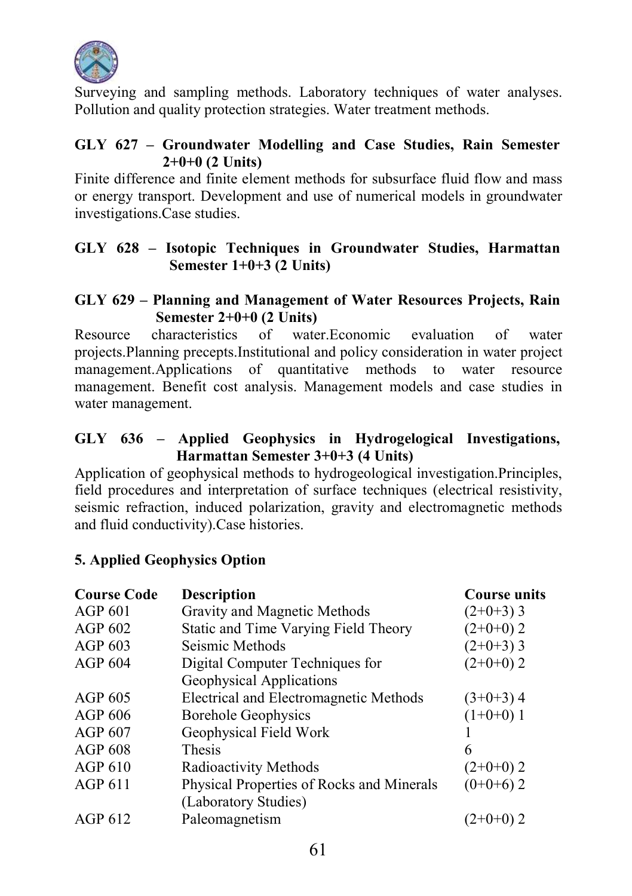Surveying and sampling methods. Laboratory techniques of water analyses. Pollution and quality protection strategies. Water treatment methods.

**GLY 627 – Groundwater Modelling and Case Studies, Rain Semester 2+0+0 (2 Units)**

Finite difference and finite element methods for subsurface fluid flow and mass or energy transport. Development and use of numerical models in groundwater investigations.Case studies.

**GLY 628 – Isotopic Techniques in Groundwater Studies, Harmattan Semester 1+0+3 (2 Units)**

**GLY 629 – Planning and Management of Water Resources Projects, Rain Semester 2+0+0 (2 Units)**

Resource characteristics of water.Economic evaluation of water projects.Planning precepts.Institutional and policy consideration in water project management.Applications of quantitative methods to water resource management. Benefit cost analysis. Management models and case studies in water management.

**GLY 636 – Applied Geophysics in Hydrogelogical Investigations, Harmattan Semester 3+0+3 (4 Units)**

Application of geophysical methods to hydrogeological investigation.Principles, field procedures and interpretation of surface techniques (electrical resistivity, seismic refraction, induced polarization, gravity and electromagnetic methods and fluid conductivity).Case histories.

**5. Applied Geophysics Option**

| Course Code | Description | Course units |
|---|---|---|
| AGP 601 | Gravity and Magnetic Methods | (2+0+3) 3 |
| AGP 602 | Static and Time Varying Field Theory | (2+0+0) 2 |
| AGP 603 | Seismic Methods | (2+0+3) 3 |
| AGP 604 | Digital Computer Techniques for Geophysical Applications | (2+0+0) 2 |
| AGP 605 | Electrical and Electromagnetic Methods | (3+0+3) 4 |
| AGP 606 | Borehole Geophysics | (1+0+0) 1 |
| AGP 607 | Geophysical Field Work | 1 |
| AGP 608 | Thesis | 6 |
| AGP 610 | Radioactivity Methods | (2+0+0) 2 |
| AGP 611 | Physical Properties of Rocks and Minerals (Laboratory Studies) | (0+0+6) 2 |
| AGP 612 | Paleomagnetism | (2+0+0) 2 |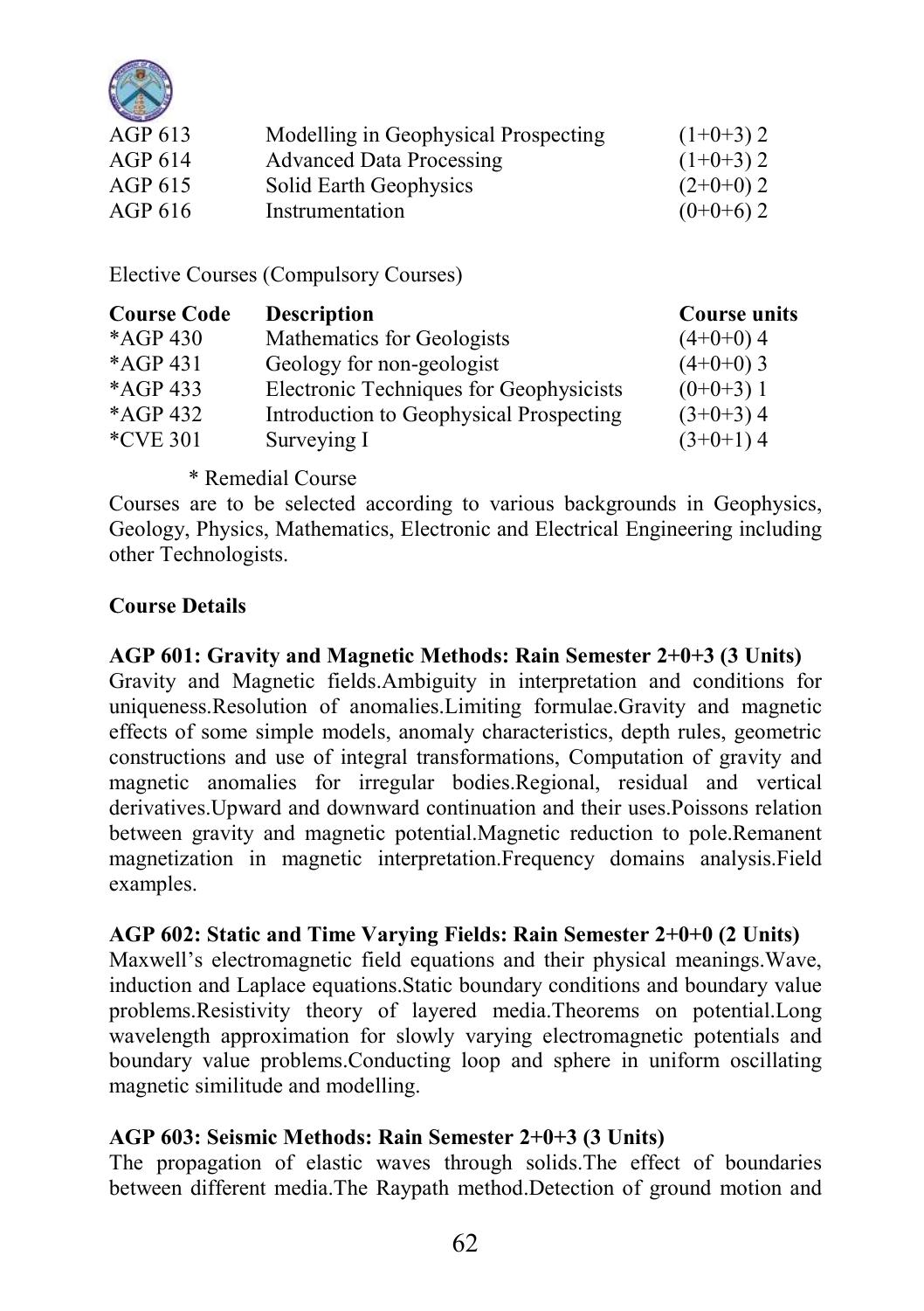| | | |
|---|---|---|
| AGP 613 | Modelling in Geophysical Prospecting | (1+0+3) 2 |
| AGP 614 | Advanced Data Processing | (1+0+3) 2 |
| AGP 615 | Solid Earth Geophysics | (2+0+0) 2 |
| AGP 616 | Instrumentation | (0+0+6) 2 |

Elective Courses (Compulsory Courses)

| Course Code | Description | Course units |
|---|---|---|
| *AGP 430 | Mathematics for Geologists | (4+0+0) 4 |
| *AGP 431 | Geology for non-geologist | (4+0+0) 3 |
| *AGP 433 | Electronic Techniques for Geophysicists | (0+0+3) 1 |
| *AGP 432 | Introduction to Geophysical Prospecting | (3+0+3) 4 |
| *CVE 301 | Surveying I | (3+0+1) 4 |

\* Remedial Course

Courses are to be selected according to various backgrounds in Geophysics, Geology, Physics, Mathematics, Electronic and Electrical Engineering including other Technologists.

**Course Details**

**AGP 601: Gravity and Magnetic Methods: Rain Semester 2+0+3 (3 Units)**

Gravity and Magnetic fields.Ambiguity in interpretation and conditions for uniqueness.Resolution of anomalies.Limiting formulae.Gravity and magnetic effects of some simple models, anomaly characteristics, depth rules, geometric constructions and use of integral transformations, Computation of gravity and magnetic anomalies for irregular bodies.Regional, residual and vertical derivatives.Upward and downward continuation and their uses.Poissons relation between gravity and magnetic potential.Magnetic reduction to pole.Remanent magnetization in magnetic interpretation.Frequency domains analysis.Field examples.

**AGP 602: Static and Time Varying Fields: Rain Semester 2+0+0 (2 Units)**

Maxwell's electromagnetic field equations and their physical meanings.Wave, induction and Laplace equations.Static boundary conditions and boundary value problems.Resistivity theory of layered media.Theorems on potential.Long wavelength approximation for slowly varying electromagnetic potentials and boundary value problems.Conducting loop and sphere in uniform oscillating magnetic similitude and modelling.

**AGP 603: Seismic Methods: Rain Semester 2+0+3 (3 Units)**

The propagation of elastic waves through solids.The effect of boundaries between different media.The Raypath method.Detection of ground motion and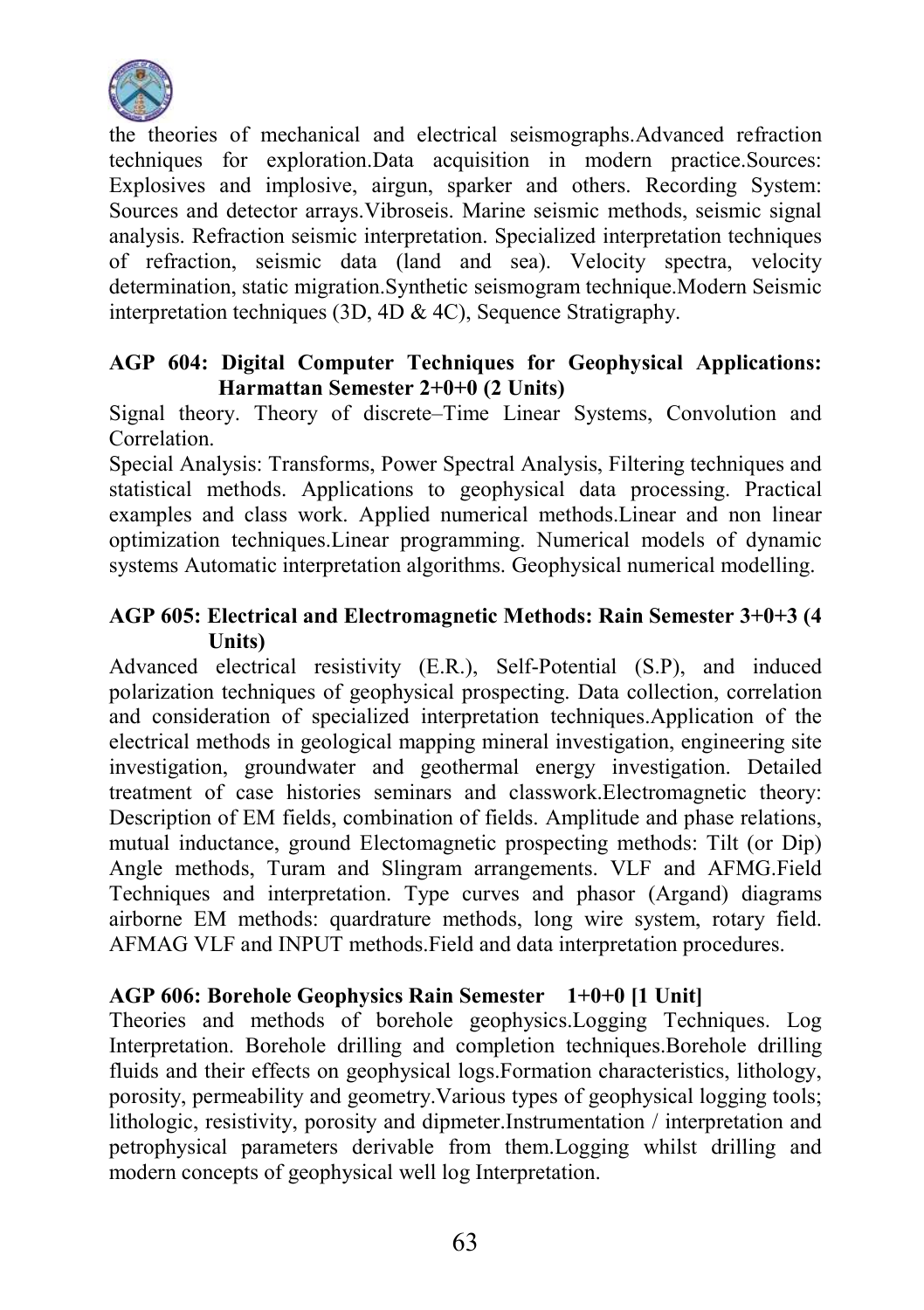the theories of mechanical and electrical seismographs.Advanced refraction techniques for exploration.Data acquisition in modern practice.Sources: Explosives and implosive, airgun, sparker and others. Recording System: Sources and detector arrays.Vibroseis. Marine seismic methods, seismic signal analysis. Refraction seismic interpretation. Specialized interpretation techniques of refraction, seismic data (land and sea). Velocity spectra, velocity determination, static migration.Synthetic seismogram technique.Modern Seismic interpretation techniques (3D, 4D & 4C), Sequence Stratigraphy.

**AGP 604: Digital Computer Techniques for Geophysical Applications: Harmattan Semester 2+0+0 (2 Units)**

Signal theory. Theory of discrete–Time Linear Systems, Convolution and Correlation.

Special Analysis: Transforms, Power Spectral Analysis, Filtering techniques and statistical methods. Applications to geophysical data processing. Practical examples and class work. Applied numerical methods.Linear and non linear optimization techniques.Linear programming. Numerical models of dynamic systems Automatic interpretation algorithms. Geophysical numerical modelling.

**AGP 605: Electrical and Electromagnetic Methods: Rain Semester 3+0+3 (4 Units)**

Advanced electrical resistivity (E.R.), Self-Potential (S.P), and induced polarization techniques of geophysical prospecting. Data collection, correlation and consideration of specialized interpretation techniques.Application of the electrical methods in geological mapping mineral investigation, engineering site investigation, groundwater and geothermal energy investigation. Detailed treatment of case histories seminars and classwork.Electromagnetic theory: Description of EM fields, combination of fields. Amplitude and phase relations, mutual inductance, ground Electomagnetic prospecting methods: Tilt (or Dip) Angle methods, Turam and Slingram arrangements. VLF and AFMG.Field Techniques and interpretation. Type curves and phasor (Argand) diagrams airborne EM methods: quardrature methods, long wire system, rotary field. AFMAG VLF and INPUT methods.Field and data interpretation procedures.

**AGP 606: Borehole Geophysics Rain Semester 1+0+0 [1 Unit]**

Theories and methods of borehole geophysics.Logging Techniques. Log Interpretation. Borehole drilling and completion techniques.Borehole drilling fluids and their effects on geophysical logs.Formation characteristics, lithology, porosity, permeability and geometry.Various types of geophysical logging tools; lithologic, resistivity, porosity and dipmeter.Instrumentation / interpretation and petrophysical parameters derivable from them.Logging whilst drilling and modern concepts of geophysical well log Interpretation.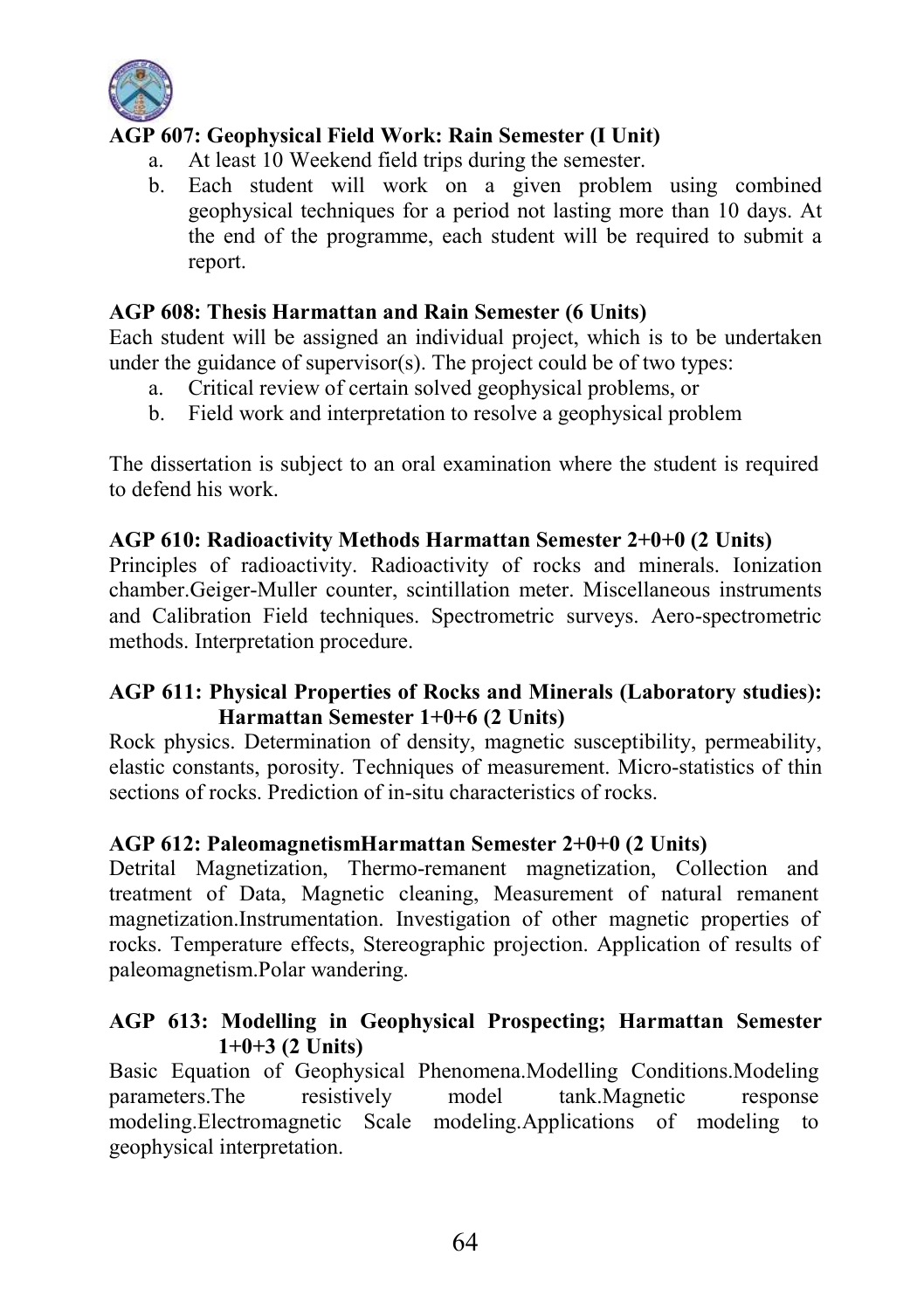**AGP 607: Geophysical Field Work: Rain Semester (I Unit)**

a. At least 10 Weekend field trips during the semester.
b. Each student will work on a given problem using combined geophysical techniques for a period not lasting more than 10 days. At the end of the programme, each student will be required to submit a report.

**AGP 608: Thesis Harmattan and Rain Semester (6 Units)**

Each student will be assigned an individual project, which is to be undertaken under the guidance of supervisor(s). The project could be of two types:

a. Critical review of certain solved geophysical problems, or
b. Field work and interpretation to resolve a geophysical problem

The dissertation is subject to an oral examination where the student is required to defend his work.

**AGP 610: Radioactivity Methods Harmattan Semester 2+0+0 (2 Units)**

Principles of radioactivity. Radioactivity of rocks and minerals. Ionization chamber.Geiger-Muller counter, scintillation meter. Miscellaneous instruments and Calibration Field techniques. Spectrometric surveys. Aero-spectrometric methods. Interpretation procedure.

**AGP 611: Physical Properties of Rocks and Minerals (Laboratory studies): Harmattan Semester 1+0+6 (2 Units)**

Rock physics. Determination of density, magnetic susceptibility, permeability, elastic constants, porosity. Techniques of measurement. Micro-statistics of thin sections of rocks. Prediction of in-situ characteristics of rocks.

**AGP 612: PaleomagnetismHarmattan Semester 2+0+0 (2 Units)**

Detrital Magnetization, Thermo-remanent magnetization, Collection and treatment of Data, Magnetic cleaning, Measurement of natural remanent magnetization.Instrumentation. Investigation of other magnetic properties of rocks. Temperature effects, Stereographic projection. Application of results of paleomagnetism.Polar wandering.

**AGP 613: Modelling in Geophysical Prospecting; Harmattan Semester 1+0+3 (2 Units)**

Basic Equation of Geophysical Phenomena.Modelling Conditions.Modeling parameters.The resistively model tank.Magnetic response modeling.Electromagnetic Scale modeling.Applications of modeling to geophysical interpretation.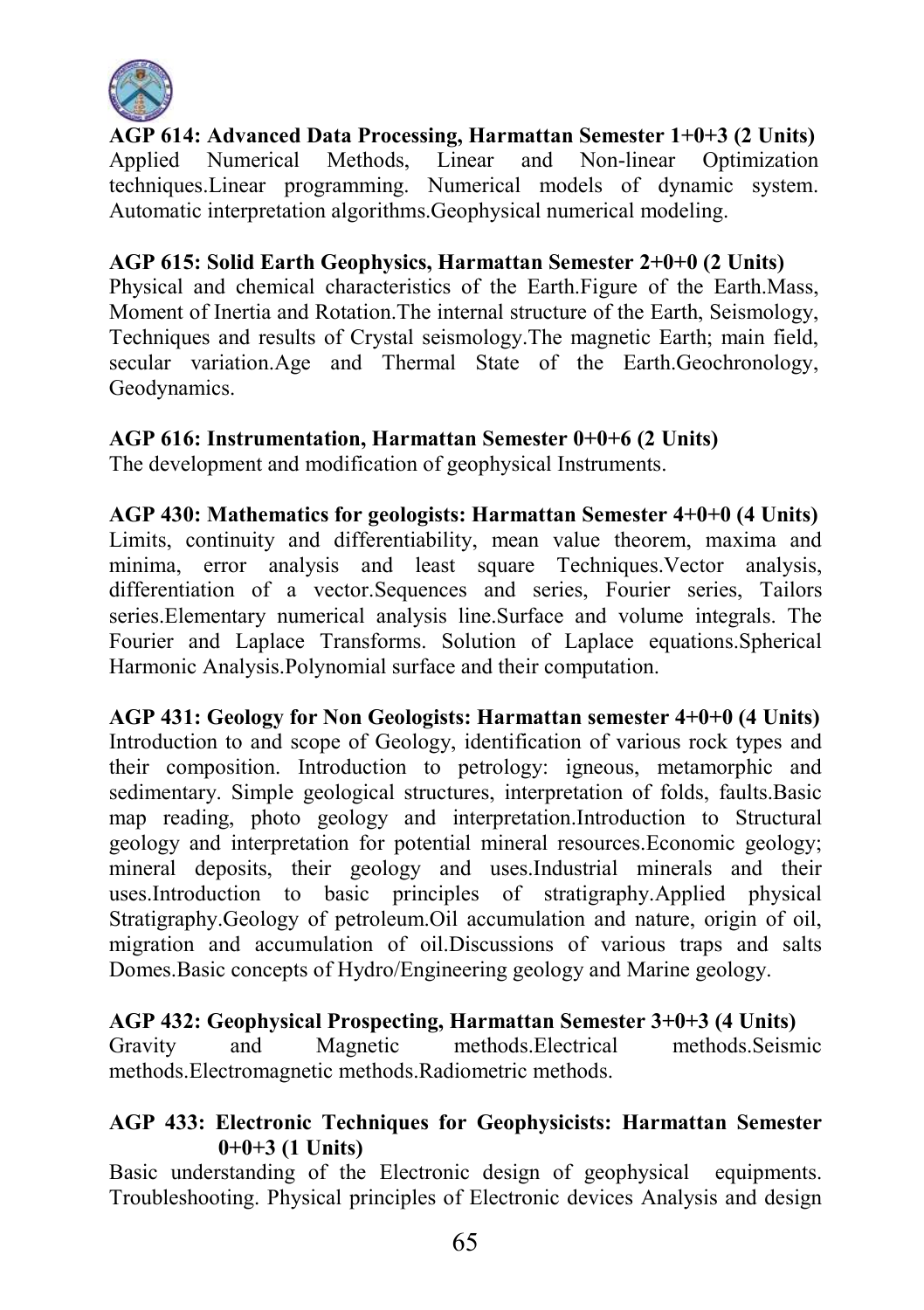**AGP 614: Advanced Data Processing, Harmattan Semester 1+0+3 (2 Units)**
Applied Numerical Methods, Linear and Non-linear Optimization techniques.Linear programming. Numerical models of dynamic system. Automatic interpretation algorithms.Geophysical numerical modeling.

**AGP 615: Solid Earth Geophysics, Harmattan Semester 2+0+0 (2 Units)**
Physical and chemical characteristics of the Earth.Figure of the Earth.Mass, Moment of Inertia and Rotation.The internal structure of the Earth, Seismology, Techniques and results of Crystal seismology.The magnetic Earth; main field, secular variation.Age and Thermal State of the Earth.Geochronology, Geodynamics.

**AGP 616: Instrumentation, Harmattan Semester 0+0+6 (2 Units)**
The development and modification of geophysical Instruments.

**AGP 430: Mathematics for geologists: Harmattan Semester 4+0+0 (4 Units)**
Limits, continuity and differentiability, mean value theorem, maxima and minima, error analysis and least square Techniques.Vector analysis, differentiation of a vector.Sequences and series, Fourier series, Tailors series.Elementary numerical analysis line.Surface and volume integrals. The Fourier and Laplace Transforms. Solution of Laplace equations.Spherical Harmonic Analysis.Polynomial surface and their computation.

**AGP 431: Geology for Non Geologists: Harmattan semester 4+0+0 (4 Units)**
Introduction to and scope of Geology, identification of various rock types and their composition. Introduction to petrology: igneous, metamorphic and sedimentary. Simple geological structures, interpretation of folds, faults.Basic map reading, photo geology and interpretation.Introduction to Structural geology and interpretation for potential mineral resources.Economic geology; mineral deposits, their geology and uses.Industrial minerals and their uses.Introduction to basic principles of stratigraphy.Applied physical Stratigraphy.Geology of petroleum.Oil accumulation and nature, origin of oil, migration and accumulation of oil.Discussions of various traps and salts Domes.Basic concepts of Hydro/Engineering geology and Marine geology.

**AGP 432: Geophysical Prospecting, Harmattan Semester 3+0+3 (4 Units)**
Gravity and Magnetic methods.Electrical methods.Seismic methods.Electromagnetic methods.Radiometric methods.

**AGP 433: Electronic Techniques for Geophysicists: Harmattan Semester 0+0+3 (1 Units)**
Basic understanding of the Electronic design of geophysical equipments. Troubleshooting. Physical principles of Electronic devices Analysis and design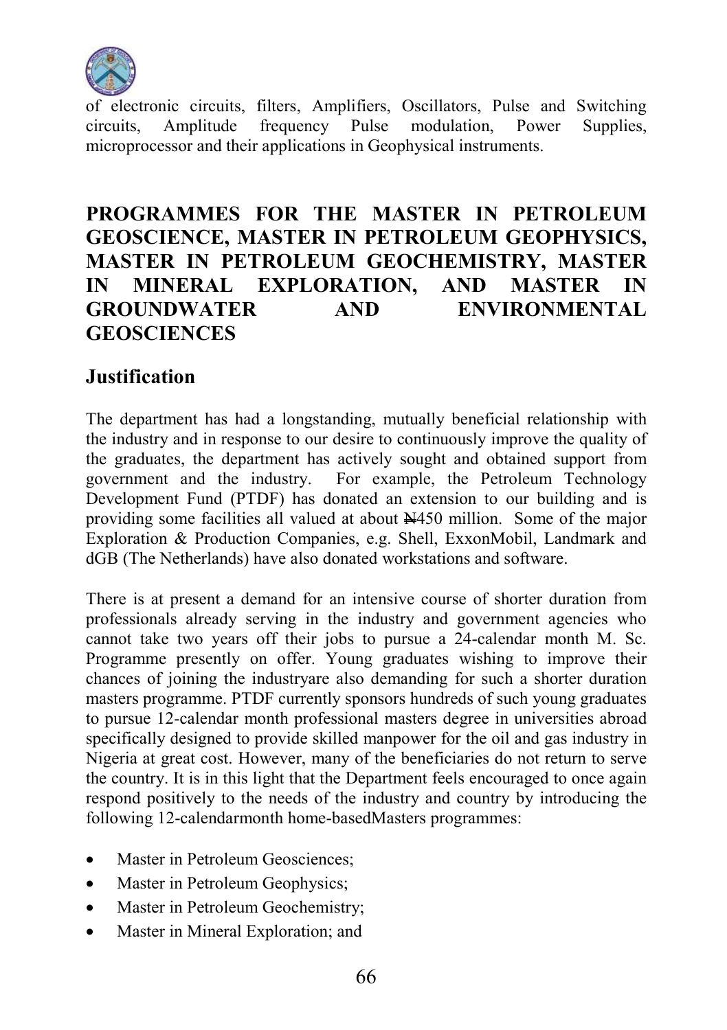of electronic circuits, filters, Amplifiers, Oscillators, Pulse and Switching circuits, Amplitude frequency Pulse modulation, Power Supplies, microprocessor and their applications in Geophysical instruments.

## PROGRAMMES FOR THE MASTER IN PETROLEUM GEOSCIENCE, MASTER IN PETROLEUM GEOPHYSICS, MASTER IN PETROLEUM GEOCHEMISTRY, MASTER IN MINERAL EXPLORATION, AND MASTER IN GROUNDWATER AND ENVIRONMENTAL GEOSCIENCES

### Justification

The department has had a longstanding, mutually beneficial relationship with the industry and in response to our desire to continuously improve the quality of the graduates, the department has actively sought and obtained support from government and the industry. For example, the Petroleum Technology Development Fund (PTDF) has donated an extension to our building and is providing some facilities all valued at about ₦450 million. Some of the major Exploration & Production Companies, e.g. Shell, ExxonMobil, Landmark and dGB (The Netherlands) have also donated workstations and software.

There is at present a demand for an intensive course of shorter duration from professionals already serving in the industry and government agencies who cannot take two years off their jobs to pursue a 24-calendar month M. Sc. Programme presently on offer. Young graduates wishing to improve their chances of joining the industryare also demanding for such a shorter duration masters programme. PTDF currently sponsors hundreds of such young graduates to pursue 12-calendar month professional masters degree in universities abroad specifically designed to provide skilled manpower for the oil and gas industry in Nigeria at great cost. However, many of the beneficiaries do not return to serve the country. It is in this light that the Department feels encouraged to once again respond positively to the needs of the industry and country by introducing the following 12-calendarmonth home-basedMasters programmes:

- Master in Petroleum Geosciences;
- Master in Petroleum Geophysics;
- Master in Petroleum Geochemistry;
- Master in Mineral Exploration; and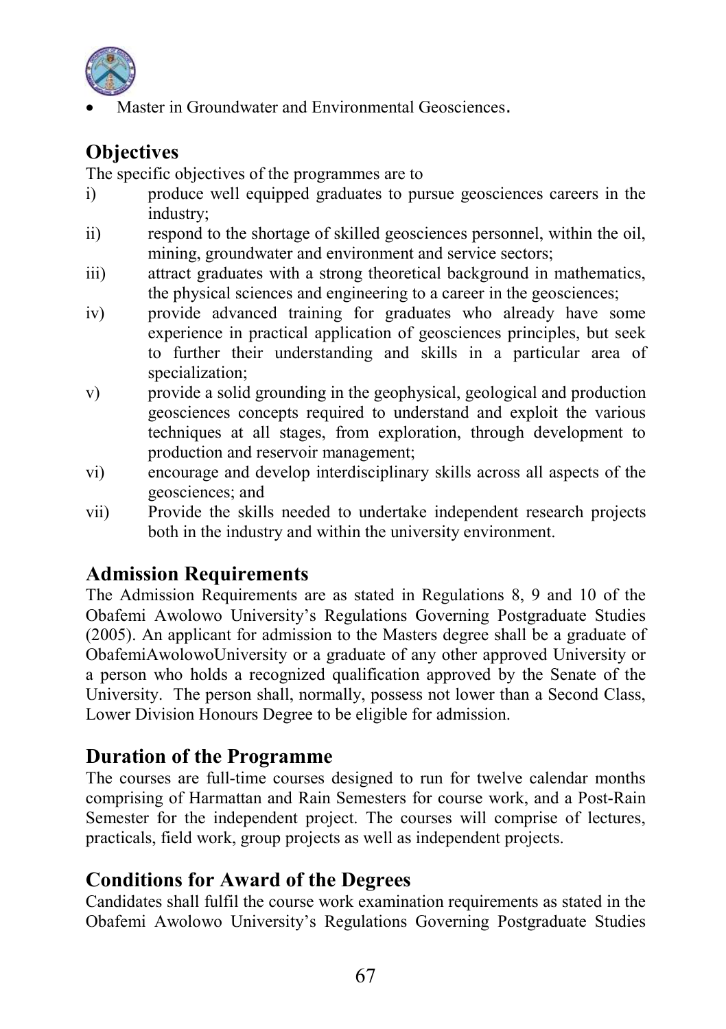- Master in Groundwater and Environmental Geosciences.

## Objectives

The specific objectives of the programmes are to

i) produce well equipped graduates to pursue geosciences careers in the industry;

ii) respond to the shortage of skilled geosciences personnel, within the oil, mining, groundwater and environment and service sectors;

iii) attract graduates with a strong theoretical background in mathematics, the physical sciences and engineering to a career in the geosciences;

iv) provide advanced training for graduates who already have some experience in practical application of geosciences principles, but seek to further their understanding and skills in a particular area of specialization;

v) provide a solid grounding in the geophysical, geological and production geosciences concepts required to understand and exploit the various techniques at all stages, from exploration, through development to production and reservoir management;

vi) encourage and develop interdisciplinary skills across all aspects of the geosciences; and

vii) Provide the skills needed to undertake independent research projects both in the industry and within the university environment.

## Admission Requirements

The Admission Requirements are as stated in Regulations 8, 9 and 10 of the Obafemi Awolowo University's Regulations Governing Postgraduate Studies (2005). An applicant for admission to the Masters degree shall be a graduate of ObafemiAwolowoUniversity or a graduate of any other approved University or a person who holds a recognized qualification approved by the Senate of the University. The person shall, normally, possess not lower than a Second Class, Lower Division Honours Degree to be eligible for admission.

## Duration of the Programme

The courses are full-time courses designed to run for twelve calendar months comprising of Harmattan and Rain Semesters for course work, and a Post-Rain Semester for the independent project. The courses will comprise of lectures, practicals, field work, group projects as well as independent projects.

## Conditions for Award of the Degrees

Candidates shall fulfil the course work examination requirements as stated in the Obafemi Awolowo University's Regulations Governing Postgraduate Studies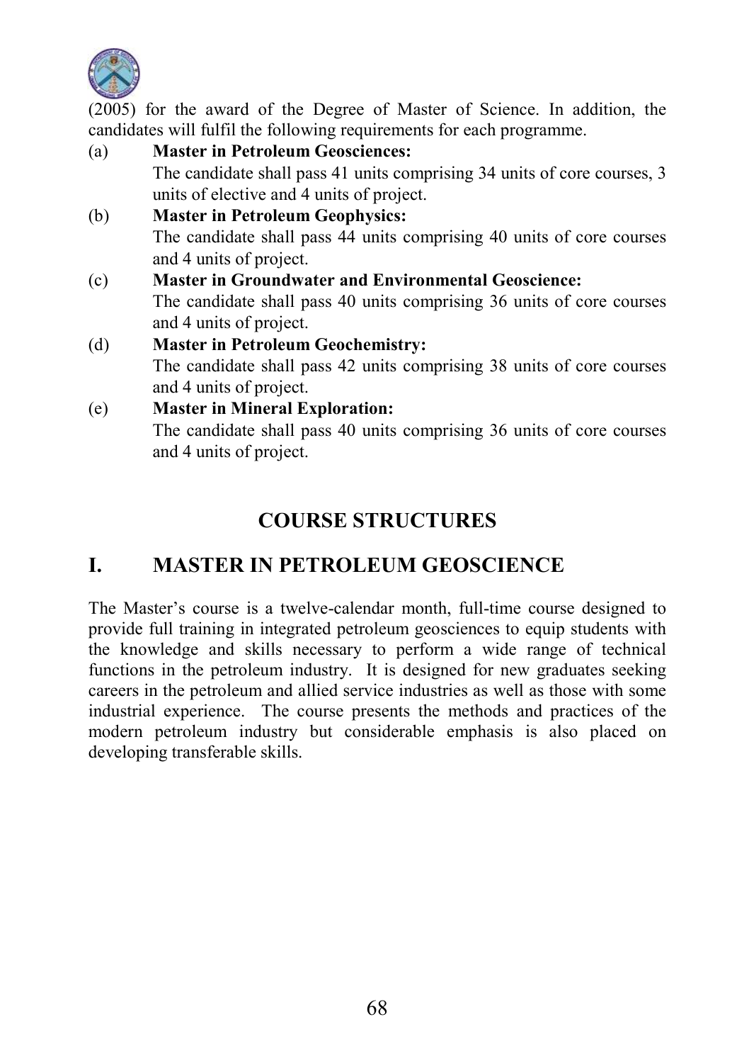(2005) for the award of the Degree of Master of Science. In addition, the candidates will fulfil the following requirements for each programme.

(a) **Master in Petroleum Geosciences:**
The candidate shall pass 41 units comprising 34 units of core courses, 3 units of elective and 4 units of project.

(b) **Master in Petroleum Geophysics:**
The candidate shall pass 44 units comprising 40 units of core courses and 4 units of project.

(c) **Master in Groundwater and Environmental Geoscience:**
The candidate shall pass 40 units comprising 36 units of core courses and 4 units of project.

(d) **Master in Petroleum Geochemistry:**
The candidate shall pass 42 units comprising 38 units of core courses and 4 units of project.

(e) **Master in Mineral Exploration:**
The candidate shall pass 40 units comprising 36 units of core courses and 4 units of project.

## COURSE STRUCTURES

## I. MASTER IN PETROLEUM GEOSCIENCE

The Master's course is a twelve-calendar month, full-time course designed to provide full training in integrated petroleum geosciences to equip students with the knowledge and skills necessary to perform a wide range of technical functions in the petroleum industry. It is designed for new graduates seeking careers in the petroleum and allied service industries as well as those with some industrial experience. The course presents the methods and practices of the modern petroleum industry but considerable emphasis is also placed on developing transferable skills.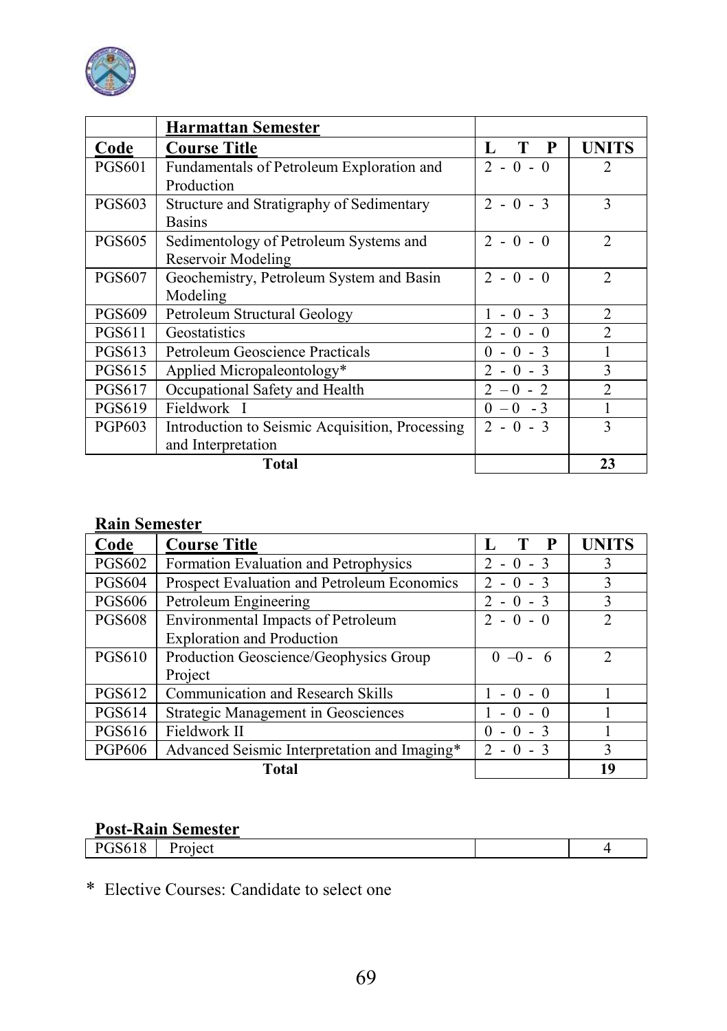| | **Harmattan Semester** | | |
|---|---|---|---|
| **Code** | **Course Title** | **L T P** | **UNITS** |
| PGS601 | Fundamentals of Petroleum Exploration and Production | 2 - 0 - 0 | 2 |
| PGS603 | Structure and Stratigraphy of Sedimentary Basins | 2 - 0 - 3 | 3 |
| PGS605 | Sedimentology of Petroleum Systems and Reservoir Modeling | 2 - 0 - 0 | 2 |
| PGS607 | Geochemistry, Petroleum System and Basin Modeling | 2 - 0 - 0 | 2 |
| PGS609 | Petroleum Structural Geology | 1 - 0 - 3 | 2 |
| PGS611 | Geostatistics | 2 - 0 - 0 | 2 |
| PGS613 | Petroleum Geoscience Practicals | 0 - 0 - 3 | 1 |
| PGS615 | Applied Micropaleontology* | 2 - 0 - 3 | 3 |
| PGS617 | Occupational Safety and Health | 2 – 0 - 2 | 2 |
| PGS619 | Fieldwork I | 0 – 0 - 3 | 1 |
| PGP603 | Introduction to Seismic Acquisition, Processing and Interpretation | 2 - 0 - 3 | 3 |
| | **Total** | | **23** |

**Rain Semester**

| **Code** | **Course Title** | **L T P** | **UNITS** |
|---|---|---|---|
| PGS602 | Formation Evaluation and Petrophysics | 2 - 0 - 3 | 3 |
| PGS604 | Prospect Evaluation and Petroleum Economics | 2 - 0 - 3 | 3 |
| PGS606 | Petroleum Engineering | 2 - 0 - 3 | 3 |
| PGS608 | Environmental Impacts of Petroleum Exploration and Production | 2 - 0 - 0 | 2 |
| PGS610 | Production Geoscience/Geophysics Group Project | 0 –0 - 6 | 2 |
| PGS612 | Communication and Research Skills | 1 - 0 - 0 | 1 |
| PGS614 | Strategic Management in Geosciences | 1 - 0 - 0 | 1 |
| PGS616 | Fieldwork II | 0 - 0 - 3 | 1 |
| PGP606 | Advanced Seismic Interpretation and Imaging* | 2 - 0 - 3 | 3 |
| | **Total** | | **19** |

**Post-Rain Semester**

| | | | |
|---|---|---|---|
| PGS618 | Project | | 4 |

\* Elective Courses: Candidate to select one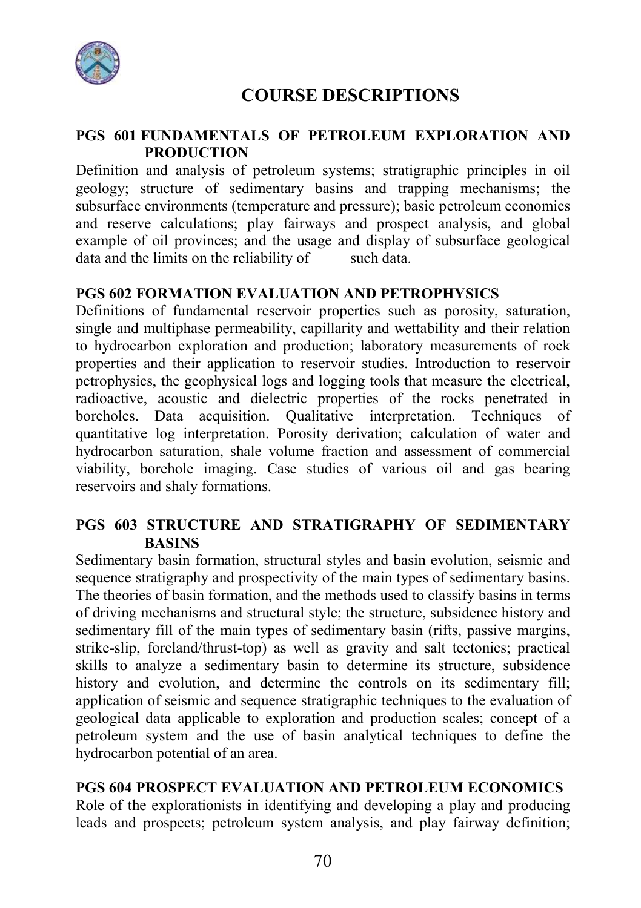# COURSE DESCRIPTIONS

### PGS 601 FUNDAMENTALS OF PETROLEUM EXPLORATION AND PRODUCTION

Definition and analysis of petroleum systems; stratigraphic principles in oil geology; structure of sedimentary basins and trapping mechanisms; the subsurface environments (temperature and pressure); basic petroleum economics and reserve calculations; play fairways and prospect analysis, and global example of oil provinces; and the usage and display of subsurface geological data and the limits on the reliability of such data.

### PGS 602 FORMATION EVALUATION AND PETROPHYSICS

Definitions of fundamental reservoir properties such as porosity, saturation, single and multiphase permeability, capillarity and wettability and their relation to hydrocarbon exploration and production; laboratory measurements of rock properties and their application to reservoir studies. Introduction to reservoir petrophysics, the geophysical logs and logging tools that measure the electrical, radioactive, acoustic and dielectric properties of the rocks penetrated in boreholes. Data acquisition. Qualitative interpretation. Techniques of quantitative log interpretation. Porosity derivation; calculation of water and hydrocarbon saturation, shale volume fraction and assessment of commercial viability, borehole imaging. Case studies of various oil and gas bearing reservoirs and shaly formations.

### PGS 603 STRUCTURE AND STRATIGRAPHY OF SEDIMENTARY BASINS

Sedimentary basin formation, structural styles and basin evolution, seismic and sequence stratigraphy and prospectivity of the main types of sedimentary basins. The theories of basin formation, and the methods used to classify basins in terms of driving mechanisms and structural style; the structure, subsidence history and sedimentary fill of the main types of sedimentary basin (rifts, passive margins, strike-slip, foreland/thrust-top) as well as gravity and salt tectonics; practical skills to analyze a sedimentary basin to determine its structure, subsidence history and evolution, and determine the controls on its sedimentary fill; application of seismic and sequence stratigraphic techniques to the evaluation of geological data applicable to exploration and production scales; concept of a petroleum system and the use of basin analytical techniques to define the hydrocarbon potential of an area.

### PGS 604 PROSPECT EVALUATION AND PETROLEUM ECONOMICS

Role of the explorationists in identifying and developing a play and producing leads and prospects; petroleum system analysis, and play fairway definition;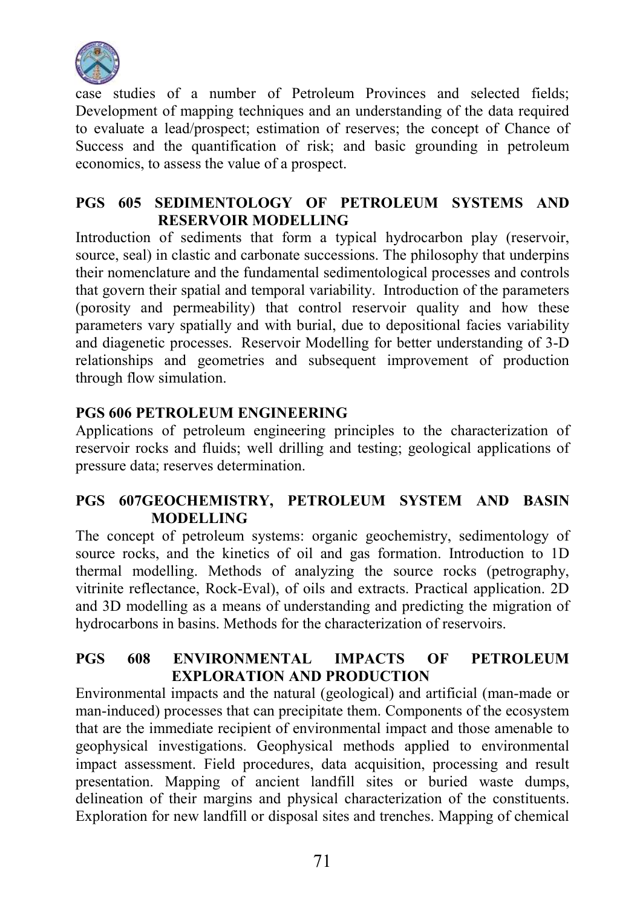case studies of a number of Petroleum Provinces and selected fields; Development of mapping techniques and an understanding of the data required to evaluate a lead/prospect; estimation of reserves; the concept of Chance of Success and the quantification of risk; and basic grounding in petroleum economics, to assess the value of a prospect.

**PGS 605 SEDIMENTOLOGY OF PETROLEUM SYSTEMS AND RESERVOIR MODELLING**

Introduction of sediments that form a typical hydrocarbon play (reservoir, source, seal) in clastic and carbonate successions. The philosophy that underpins their nomenclature and the fundamental sedimentological processes and controls that govern their spatial and temporal variability. Introduction of the parameters (porosity and permeability) that control reservoir quality and how these parameters vary spatially and with burial, due to depositional facies variability and diagenetic processes. Reservoir Modelling for better understanding of 3-D relationships and geometries and subsequent improvement of production through flow simulation.

**PGS 606 PETROLEUM ENGINEERING**

Applications of petroleum engineering principles to the characterization of reservoir rocks and fluids; well drilling and testing; geological applications of pressure data; reserves determination.

**PGS 607GEOCHEMISTRY, PETROLEUM SYSTEM AND BASIN MODELLING**

The concept of petroleum systems: organic geochemistry, sedimentology of source rocks, and the kinetics of oil and gas formation. Introduction to 1D thermal modelling. Methods of analyzing the source rocks (petrography, vitrinite reflectance, Rock-Eval), of oils and extracts. Practical application. 2D and 3D modelling as a means of understanding and predicting the migration of hydrocarbons in basins. Methods for the characterization of reservoirs.

**PGS 608 ENVIRONMENTAL IMPACTS OF PETROLEUM EXPLORATION AND PRODUCTION**

Environmental impacts and the natural (geological) and artificial (man-made or man-induced) processes that can precipitate them. Components of the ecosystem that are the immediate recipient of environmental impact and those amenable to geophysical investigations. Geophysical methods applied to environmental impact assessment. Field procedures, data acquisition, processing and result presentation. Mapping of ancient landfill sites or buried waste dumps, delineation of their margins and physical characterization of the constituents. Exploration for new landfill or disposal sites and trenches. Mapping of chemical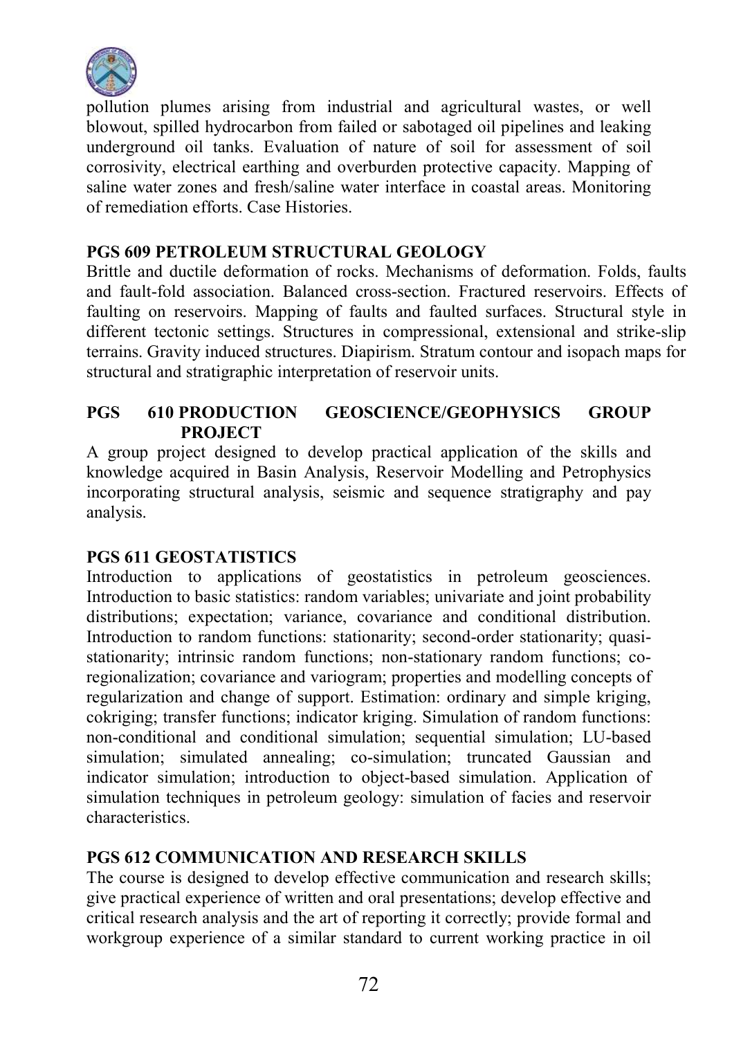pollution plumes arising from industrial and agricultural wastes, or well blowout, spilled hydrocarbon from failed or sabotaged oil pipelines and leaking underground oil tanks. Evaluation of nature of soil for assessment of soil corrosivity, electrical earthing and overburden protective capacity. Mapping of saline water zones and fresh/saline water interface in coastal areas. Monitoring of remediation efforts. Case Histories.

**PGS 609 PETROLEUM STRUCTURAL GEOLOGY**

Brittle and ductile deformation of rocks. Mechanisms of deformation. Folds, faults and fault-fold association. Balanced cross-section. Fractured reservoirs. Effects of faulting on reservoirs. Mapping of faults and faulted surfaces. Structural style in different tectonic settings. Structures in compressional, extensional and strike-slip terrains. Gravity induced structures. Diapirism. Stratum contour and isopach maps for structural and stratigraphic interpretation of reservoir units.

**PGS 610 PRODUCTION GEOSCIENCE/GEOPHYSICS GROUP PROJECT**

A group project designed to develop practical application of the skills and knowledge acquired in Basin Analysis, Reservoir Modelling and Petrophysics incorporating structural analysis, seismic and sequence stratigraphy and pay analysis.

**PGS 611 GEOSTATISTICS**

Introduction to applications of geostatistics in petroleum geosciences. Introduction to basic statistics: random variables; univariate and joint probability distributions; expectation; variance, covariance and conditional distribution. Introduction to random functions: stationarity; second-order stationarity; quasi-stationarity; intrinsic random functions; non-stationary random functions; co-regionalization; covariance and variogram; properties and modelling concepts of regularization and change of support. Estimation: ordinary and simple kriging, cokriging; transfer functions; indicator kriging. Simulation of random functions: non-conditional and conditional simulation; sequential simulation; LU-based simulation; simulated annealing; co-simulation; truncated Gaussian and indicator simulation; introduction to object-based simulation. Application of simulation techniques in petroleum geology: simulation of facies and reservoir characteristics.

**PGS 612 COMMUNICATION AND RESEARCH SKILLS**

The course is designed to develop effective communication and research skills; give practical experience of written and oral presentations; develop effective and critical research analysis and the art of reporting it correctly; provide formal and workgroup experience of a similar standard to current working practice in oil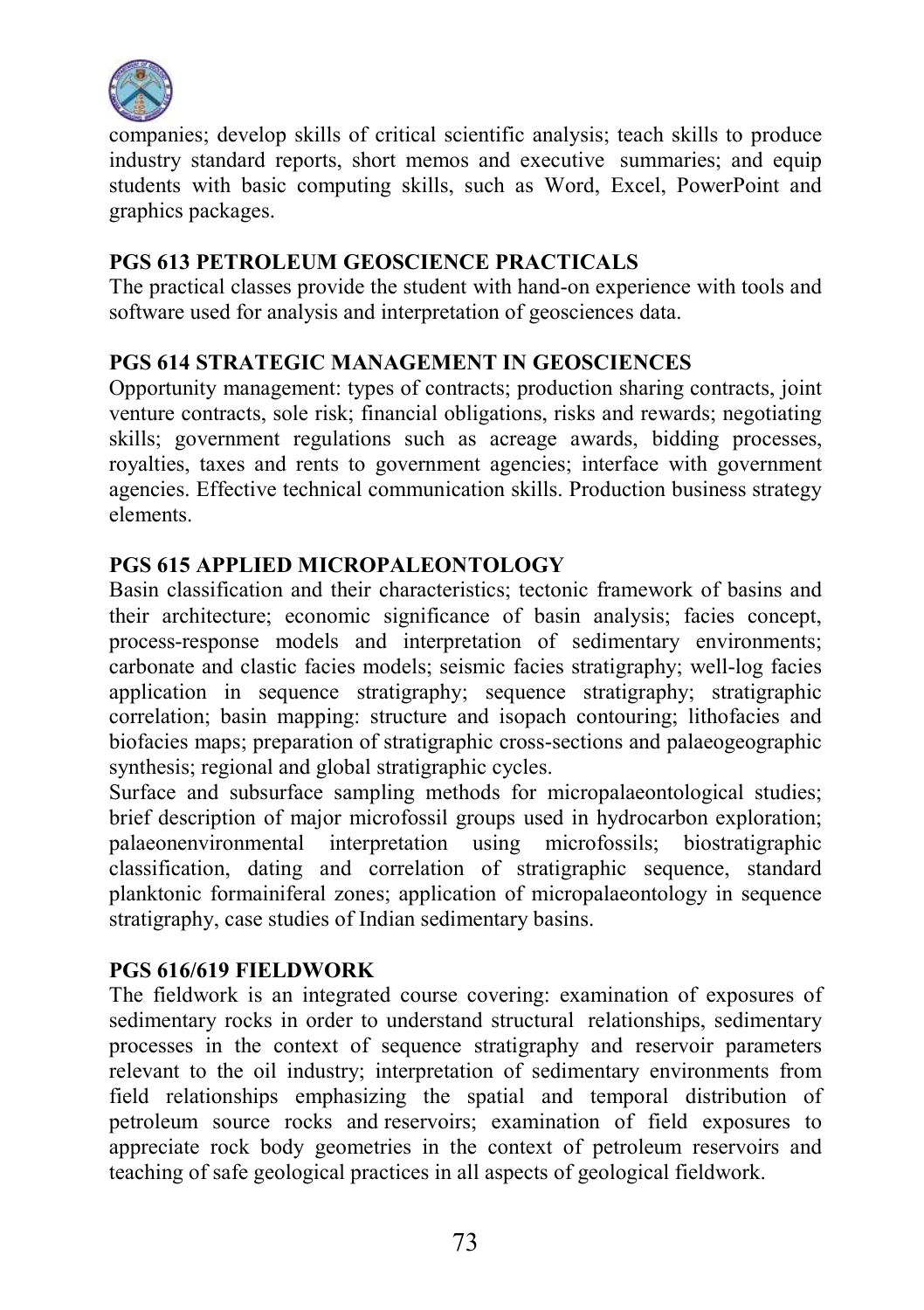companies; develop skills of critical scientific analysis; teach skills to produce industry standard reports, short memos and executive summaries; and equip students with basic computing skills, such as Word, Excel, PowerPoint and graphics packages.

**PGS 613 PETROLEUM GEOSCIENCE PRACTICALS**

The practical classes provide the student with hand-on experience with tools and software used for analysis and interpretation of geosciences data.

**PGS 614 STRATEGIC MANAGEMENT IN GEOSCIENCES**

Opportunity management: types of contracts; production sharing contracts, joint venture contracts, sole risk; financial obligations, risks and rewards; negotiating skills; government regulations such as acreage awards, bidding processes, royalties, taxes and rents to government agencies; interface with government agencies. Effective technical communication skills. Production business strategy elements.

**PGS 615 APPLIED MICROPALEONTOLOGY**

Basin classification and their characteristics; tectonic framework of basins and their architecture; economic significance of basin analysis; facies concept, process-response models and interpretation of sedimentary environments; carbonate and clastic facies models; seismic facies stratigraphy; well-log facies application in sequence stratigraphy; sequence stratigraphy; stratigraphic correlation; basin mapping: structure and isopach contouring; lithofacies and biofacies maps; preparation of stratigraphic cross-sections and palaeogeographic synthesis; regional and global stratigraphic cycles.

Surface and subsurface sampling methods for micropalaeontological studies; brief description of major microfossil groups used in hydrocarbon exploration; palaeonenvironmental interpretation using microfossils; biostratigraphic classification, dating and correlation of stratigraphic sequence, standard planktonic formainiferal zones; application of micropalaeontology in sequence stratigraphy, case studies of Indian sedimentary basins.

**PGS 616/619 FIELDWORK**

The fieldwork is an integrated course covering: examination of exposures of sedimentary rocks in order to understand structural relationships, sedimentary processes in the context of sequence stratigraphy and reservoir parameters relevant to the oil industry; interpretation of sedimentary environments from field relationships emphasizing the spatial and temporal distribution of petroleum source rocks and reservoirs; examination of field exposures to appreciate rock body geometries in the context of petroleum reservoirs and teaching of safe geological practices in all aspects of geological fieldwork.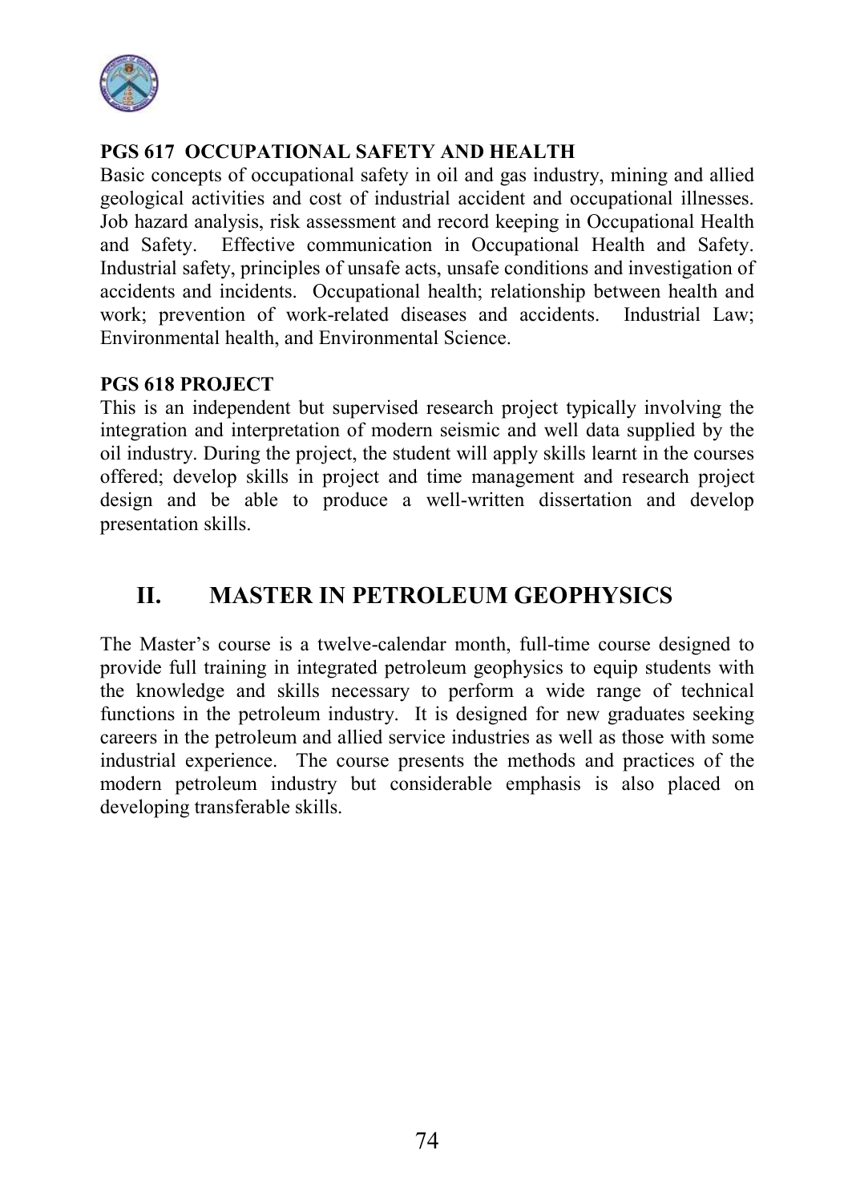**PGS 617 OCCUPATIONAL SAFETY AND HEALTH**

Basic concepts of occupational safety in oil and gas industry, mining and allied geological activities and cost of industrial accident and occupational illnesses. Job hazard analysis, risk assessment and record keeping in Occupational Health and Safety. Effective communication in Occupational Health and Safety. Industrial safety, principles of unsafe acts, unsafe conditions and investigation of accidents and incidents. Occupational health; relationship between health and work; prevention of work-related diseases and accidents. Industrial Law; Environmental health, and Environmental Science.

**PGS 618 PROJECT**

This is an independent but supervised research project typically involving the integration and interpretation of modern seismic and well data supplied by the oil industry. During the project, the student will apply skills learnt in the courses offered; develop skills in project and time management and research project design and be able to produce a well-written dissertation and develop presentation skills.

## II. MASTER IN PETROLEUM GEOPHYSICS

The Master's course is a twelve-calendar month, full-time course designed to provide full training in integrated petroleum geophysics to equip students with the knowledge and skills necessary to perform a wide range of technical functions in the petroleum industry. It is designed for new graduates seeking careers in the petroleum and allied service industries as well as those with some industrial experience. The course presents the methods and practices of the modern petroleum industry but considerable emphasis is also placed on developing transferable skills.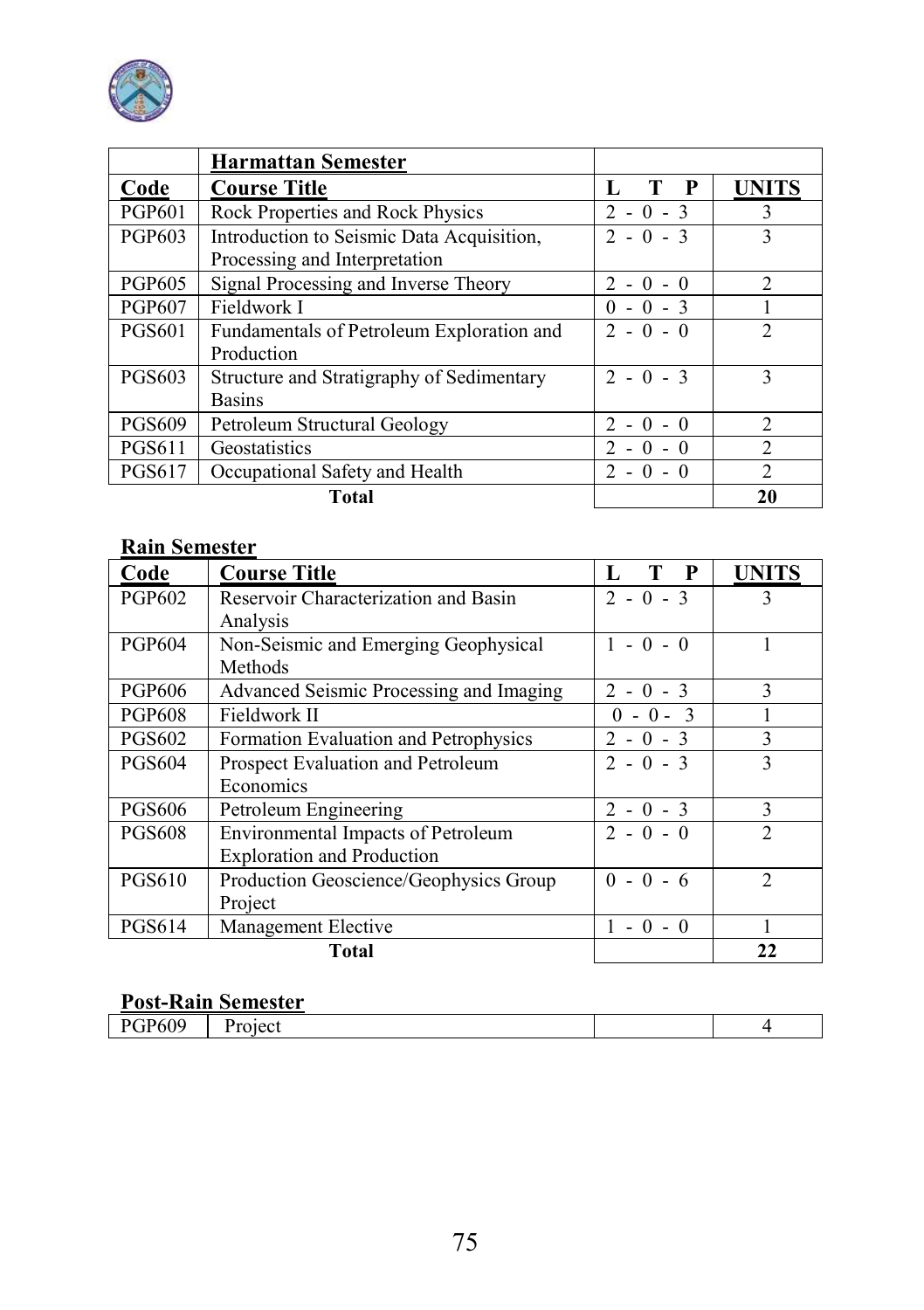| | **Harmattan Semester** | | |
|---|---|---|---|
| **Code** | **Course Title** | **L T P** | **UNITS** |
| PGP601 | Rock Properties and Rock Physics | 2 - 0 - 3 | 3 |
| PGP603 | Introduction to Seismic Data Acquisition, Processing and Interpretation | 2 - 0 - 3 | 3 |
| PGP605 | Signal Processing and Inverse Theory | 2 - 0 - 0 | 2 |
| PGP607 | Fieldwork I | 0 - 0 - 3 | 1 |
| PGS601 | Fundamentals of Petroleum Exploration and Production | 2 - 0 - 0 | 2 |
| PGS603 | Structure and Stratigraphy of Sedimentary Basins | 2 - 0 - 3 | 3 |
| PGS609 | Petroleum Structural Geology | 2 - 0 - 0 | 2 |
| PGS611 | Geostatistics | 2 - 0 - 0 | 2 |
| PGS617 | Occupational Safety and Health | 2 - 0 - 0 | 2 |
| | **Total** | | **20** |

**Rain Semester**

| **Code** | **Course Title** | **L T P** | **UNITS** |
|---|---|---|---|
| PGP602 | Reservoir Characterization and Basin Analysis | 2 - 0 - 3 | 3 |
| PGP604 | Non-Seismic and Emerging Geophysical Methods | 1 - 0 - 0 | 1 |
| PGP606 | Advanced Seismic Processing and Imaging | 2 - 0 - 3 | 3 |
| PGP608 | Fieldwork II | 0 - 0 - 3 | 1 |
| PGS602 | Formation Evaluation and Petrophysics | 2 - 0 - 3 | 3 |
| PGS604 | Prospect Evaluation and Petroleum Economics | 2 - 0 - 3 | 3 |
| PGS606 | Petroleum Engineering | 2 - 0 - 3 | 3 |
| PGS608 | Environmental Impacts of Petroleum Exploration and Production | 2 - 0 - 0 | 2 |
| PGS610 | Production Geoscience/Geophysics Group Project | 0 - 0 - 6 | 2 |
| PGS614 | Management Elective | 1 - 0 - 0 | 1 |
| | **Total** | | **22** |

**Post-Rain Semester**

| | | | |
|---|---|---|---|
| PGP609 | Project | | 4 |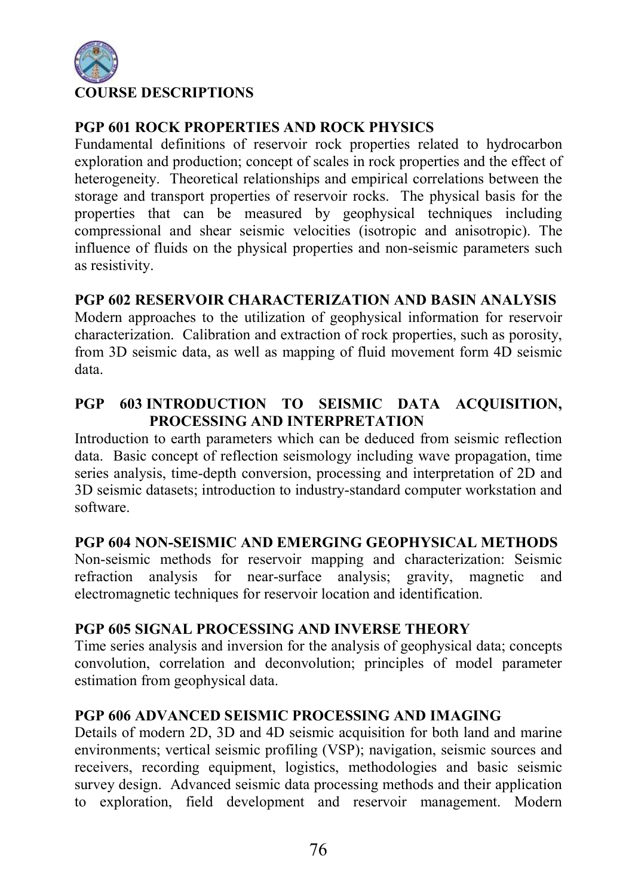## COURSE DESCRIPTIONS

### PGP 601 ROCK PROPERTIES AND ROCK PHYSICS

Fundamental definitions of reservoir rock properties related to hydrocarbon exploration and production; concept of scales in rock properties and the effect of heterogeneity. Theoretical relationships and empirical correlations between the storage and transport properties of reservoir rocks. The physical basis for the properties that can be measured by geophysical techniques including compressional and shear seismic velocities (isotropic and anisotropic). The influence of fluids on the physical properties and non-seismic parameters such as resistivity.

### PGP 602 RESERVOIR CHARACTERIZATION AND BASIN ANALYSIS

Modern approaches to the utilization of geophysical information for reservoir characterization. Calibration and extraction of rock properties, such as porosity, from 3D seismic data, as well as mapping of fluid movement form 4D seismic data.

### PGP 603 INTRODUCTION TO SEISMIC DATA ACQUISITION, PROCESSING AND INTERPRETATION

Introduction to earth parameters which can be deduced from seismic reflection data. Basic concept of reflection seismology including wave propagation, time series analysis, time-depth conversion, processing and interpretation of 2D and 3D seismic datasets; introduction to industry-standard computer workstation and software.

### PGP 604 NON-SEISMIC AND EMERGING GEOPHYSICAL METHODS

Non-seismic methods for reservoir mapping and characterization: Seismic refraction analysis for near-surface analysis; gravity, magnetic and electromagnetic techniques for reservoir location and identification.

### PGP 605 SIGNAL PROCESSING AND INVERSE THEORY

Time series analysis and inversion for the analysis of geophysical data; concepts convolution, correlation and deconvolution; principles of model parameter estimation from geophysical data.

### PGP 606 ADVANCED SEISMIC PROCESSING AND IMAGING

Details of modern 2D, 3D and 4D seismic acquisition for both land and marine environments; vertical seismic profiling (VSP); navigation, seismic sources and receivers, recording equipment, logistics, methodologies and basic seismic survey design. Advanced seismic data processing methods and their application to exploration, field development and reservoir management. Modern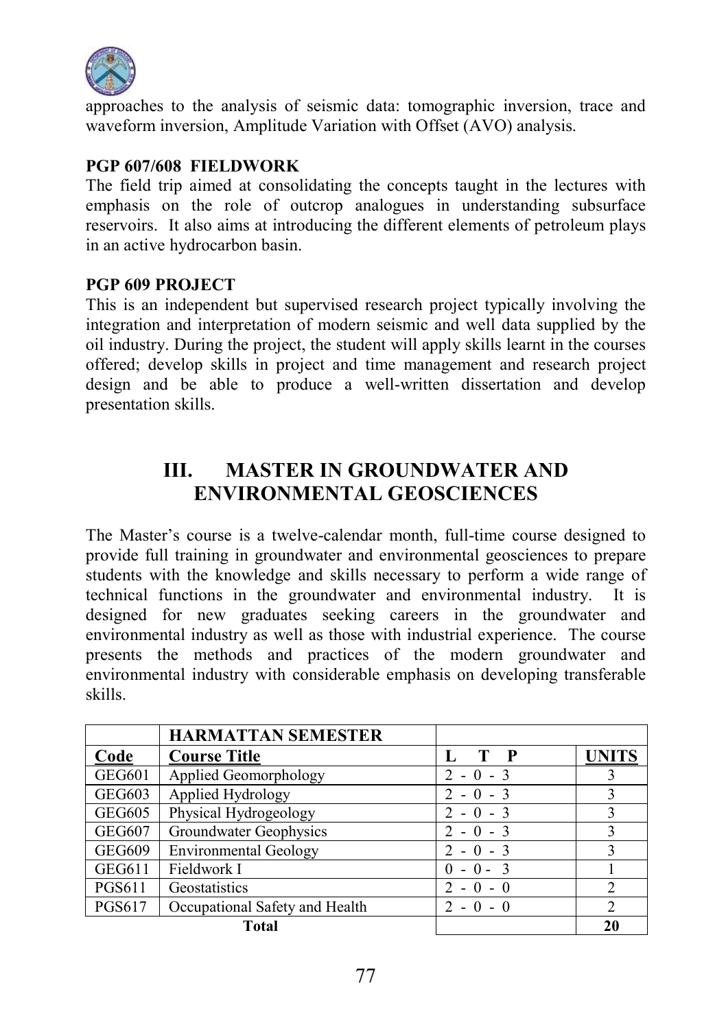approaches to the analysis of seismic data: tomographic inversion, trace and waveform inversion, Amplitude Variation with Offset (AVO) analysis.

**PGP 607/608 FIELDWORK**

The field trip aimed at consolidating the concepts taught in the lectures with emphasis on the role of outcrop analogues in understanding subsurface reservoirs. It also aims at introducing the different elements of petroleum plays in an active hydrocarbon basin.

**PGP 609 PROJECT**

This is an independent but supervised research project typically involving the integration and interpretation of modern seismic and well data supplied by the oil industry. During the project, the student will apply skills learnt in the courses offered; develop skills in project and time management and research project design and be able to produce a well-written dissertation and develop presentation skills.

## III. MASTER IN GROUNDWATER AND ENVIRONMENTAL GEOSCIENCES

The Master's course is a twelve-calendar month, full-time course designed to provide full training in groundwater and environmental geosciences to prepare students with the knowledge and skills necessary to perform a wide range of technical functions in the groundwater and environmental industry. It is designed for new graduates seeking careers in the groundwater and environmental industry as well as those with industrial experience. The course presents the methods and practices of the modern groundwater and environmental industry with considerable emphasis on developing transferable skills.

| | **HARMATTAN SEMESTER** | | |
|---|---|---|---|
| **Code** | **Course Title** | **L T P** | **UNITS** |
| GEG601 | Applied Geomorphology | 2 - 0 - 3 | 3 |
| GEG603 | Applied Hydrology | 2 - 0 - 3 | 3 |
| GEG605 | Physical Hydrogeology | 2 - 0 - 3 | 3 |
| GEG607 | Groundwater Geophysics | 2 - 0 - 3 | 3 |
| GEG609 | Environmental Geology | 2 - 0 - 3 | 3 |
| GEG611 | Fieldwork I | 0 - 0 - 3 | 1 |
| PGS611 | Geostatistics | 2 - 0 - 0 | 2 |
| PGS617 | Occupational Safety and Health | 2 - 0 - 0 | 2 |
| | **Total** | | **20** |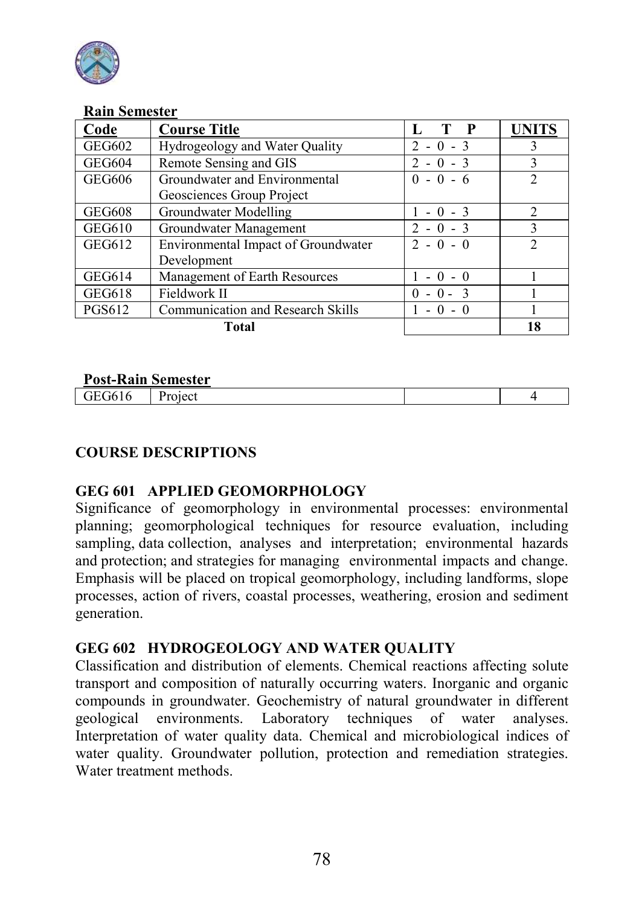**Rain Semester**

| Code | Course Title | L T P | UNITS |
|---|---|---|---|
| GEG602 | Hydrogeology and Water Quality | 2 - 0 - 3 | 3 |
| GEG604 | Remote Sensing and GIS | 2 - 0 - 3 | 3 |
| GEG606 | Groundwater and Environmental Geosciences Group Project | 0 - 0 - 6 | 2 |
| GEG608 | Groundwater Modelling | 1 - 0 - 3 | 2 |
| GEG610 | Groundwater Management | 2 - 0 - 3 | 3 |
| GEG612 | Environmental Impact of Groundwater Development | 2 - 0 - 0 | 2 |
| GEG614 | Management of Earth Resources | 1 - 0 - 0 | 1 |
| GEG618 | Fieldwork II | 0 - 0 - 3 | 1 |
| PGS612 | Communication and Research Skills | 1 - 0 - 0 | 1 |
| | **Total** | | **18** |

**Post-Rain Semester**

| Code | Course Title | L T P | UNITS |
|---|---|---|---|
| GEG616 | Project | | 4 |

**COURSE DESCRIPTIONS**

**GEG 601 APPLIED GEOMORPHOLOGY**

Significance of geomorphology in environmental processes: environmental planning; geomorphological techniques for resource evaluation, including sampling, data collection, analyses and interpretation; environmental hazards and protection; and strategies for managing environmental impacts and change. Emphasis will be placed on tropical geomorphology, including landforms, slope processes, action of rivers, coastal processes, weathering, erosion and sediment generation.

**GEG 602 HYDROGEOLOGY AND WATER QUALITY**

Classification and distribution of elements. Chemical reactions affecting solute transport and composition of naturally occurring waters. Inorganic and organic compounds in groundwater. Geochemistry of natural groundwater in different geological environments. Laboratory techniques of water analyses. Interpretation of water quality data. Chemical and microbiological indices of water quality. Groundwater pollution, protection and remediation strategies. Water treatment methods.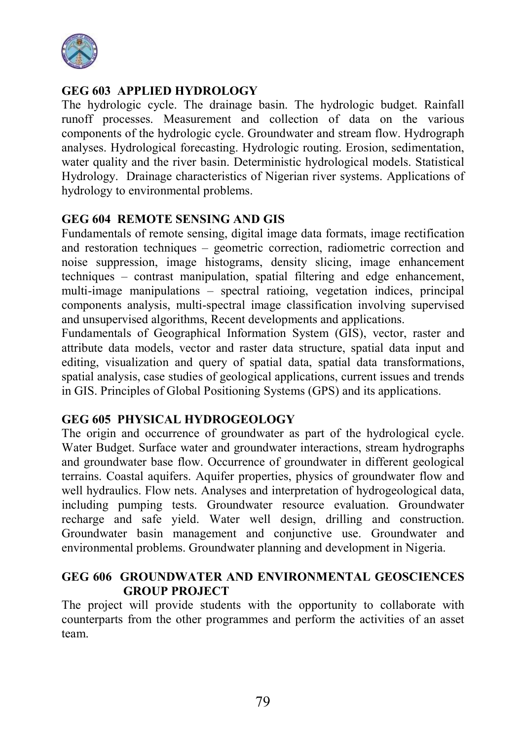### GEG 603 APPLIED HYDROLOGY

The hydrologic cycle. The drainage basin. The hydrologic budget. Rainfall runoff processes. Measurement and collection of data on the various components of the hydrologic cycle. Groundwater and stream flow. Hydrograph analyses. Hydrological forecasting. Hydrologic routing. Erosion, sedimentation, water quality and the river basin. Deterministic hydrological models. Statistical Hydrology. Drainage characteristics of Nigerian river systems. Applications of hydrology to environmental problems.

### GEG 604 REMOTE SENSING AND GIS

Fundamentals of remote sensing, digital image data formats, image rectification and restoration techniques – geometric correction, radiometric correction and noise suppression, image histograms, density slicing, image enhancement techniques – contrast manipulation, spatial filtering and edge enhancement, multi-image manipulations – spectral ratioing, vegetation indices, principal components analysis, multi-spectral image classification involving supervised and unsupervised algorithms, Recent developments and applications.

Fundamentals of Geographical Information System (GIS), vector, raster and attribute data models, vector and raster data structure, spatial data input and editing, visualization and query of spatial data, spatial data transformations, spatial analysis, case studies of geological applications, current issues and trends in GIS. Principles of Global Positioning Systems (GPS) and its applications.

### GEG 605 PHYSICAL HYDROGEOLOGY

The origin and occurrence of groundwater as part of the hydrological cycle. Water Budget. Surface water and groundwater interactions, stream hydrographs and groundwater base flow. Occurrence of groundwater in different geological terrains. Coastal aquifers. Aquifer properties, physics of groundwater flow and well hydraulics. Flow nets. Analyses and interpretation of hydrogeological data, including pumping tests. Groundwater resource evaluation. Groundwater recharge and safe yield. Water well design, drilling and construction. Groundwater basin management and conjunctive use. Groundwater and environmental problems. Groundwater planning and development in Nigeria.

### GEG 606 GROUNDWATER AND ENVIRONMENTAL GEOSCIENCES GROUP PROJECT

The project will provide students with the opportunity to collaborate with counterparts from the other programmes and perform the activities of an asset team.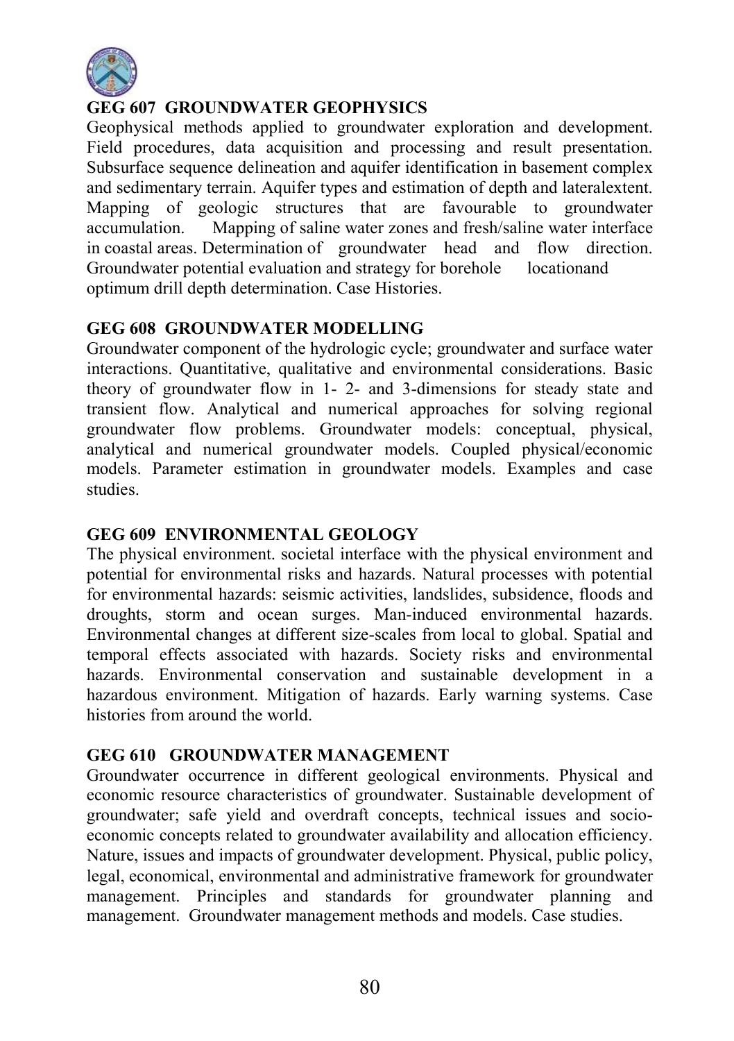### GEG 607 GROUNDWATER GEOPHYSICS

Geophysical methods applied to groundwater exploration and development. Field procedures, data acquisition and processing and result presentation. Subsurface sequence delineation and aquifer identification in basement complex and sedimentary terrain. Aquifer types and estimation of depth and lateralextent. Mapping of geologic structures that are favourable to groundwater accumulation. Mapping of saline water zones and fresh/saline water interface in coastal areas. Determination of groundwater head and flow direction. Groundwater potential evaluation and strategy for borehole locationand optimum drill depth determination. Case Histories.

### GEG 608 GROUNDWATER MODELLING

Groundwater component of the hydrologic cycle; groundwater and surface water interactions. Quantitative, qualitative and environmental considerations. Basic theory of groundwater flow in 1- 2- and 3-dimensions for steady state and transient flow. Analytical and numerical approaches for solving regional groundwater flow problems. Groundwater models: conceptual, physical, analytical and numerical groundwater models. Coupled physical/economic models. Parameter estimation in groundwater models. Examples and case studies.

### GEG 609 ENVIRONMENTAL GEOLOGY

The physical environment. societal interface with the physical environment and potential for environmental risks and hazards. Natural processes with potential for environmental hazards: seismic activities, landslides, subsidence, floods and droughts, storm and ocean surges. Man-induced environmental hazards. Environmental changes at different size-scales from local to global. Spatial and temporal effects associated with hazards. Society risks and environmental hazards. Environmental conservation and sustainable development in a hazardous environment. Mitigation of hazards. Early warning systems. Case histories from around the world.

### GEG 610 GROUNDWATER MANAGEMENT

Groundwater occurrence in different geological environments. Physical and economic resource characteristics of groundwater. Sustainable development of groundwater; safe yield and overdraft concepts, technical issues and socio-economic concepts related to groundwater availability and allocation efficiency. Nature, issues and impacts of groundwater development. Physical, public policy, legal, economical, environmental and administrative framework for groundwater management. Principles and standards for groundwater planning and management. Groundwater management methods and models. Case studies.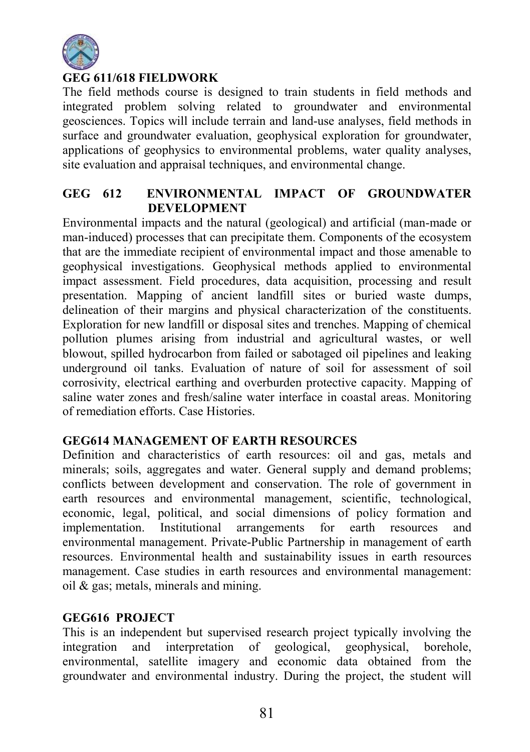### GEG 611/618 FIELDWORK

The field methods course is designed to train students in field methods and integrated problem solving related to groundwater and environmental geosciences. Topics will include terrain and land-use analyses, field methods in surface and groundwater evaluation, geophysical exploration for groundwater, applications of geophysics to environmental problems, water quality analyses, site evaluation and appraisal techniques, and environmental change.

### GEG 612 ENVIRONMENTAL IMPACT OF GROUNDWATER DEVELOPMENT

Environmental impacts and the natural (geological) and artificial (man-made or man-induced) processes that can precipitate them. Components of the ecosystem that are the immediate recipient of environmental impact and those amenable to geophysical investigations. Geophysical methods applied to environmental impact assessment. Field procedures, data acquisition, processing and result presentation. Mapping of ancient landfill sites or buried waste dumps, delineation of their margins and physical characterization of the constituents. Exploration for new landfill or disposal sites and trenches. Mapping of chemical pollution plumes arising from industrial and agricultural wastes, or well blowout, spilled hydrocarbon from failed or sabotaged oil pipelines and leaking underground oil tanks. Evaluation of nature of soil for assessment of soil corrosivity, electrical earthing and overburden protective capacity. Mapping of saline water zones and fresh/saline water interface in coastal areas. Monitoring of remediation efforts. Case Histories.

### GEG614 MANAGEMENT OF EARTH RESOURCES

Definition and characteristics of earth resources: oil and gas, metals and minerals; soils, aggregates and water. General supply and demand problems; conflicts between development and conservation. The role of government in earth resources and environmental management, scientific, technological, economic, legal, political, and social dimensions of policy formation and implementation. Institutional arrangements for earth resources and environmental management. Private-Public Partnership in management of earth resources. Environmental health and sustainability issues in earth resources management. Case studies in earth resources and environmental management: oil & gas; metals, minerals and mining.

### GEG616 PROJECT

This is an independent but supervised research project typically involving the integration and interpretation of geological, geophysical, borehole, environmental, satellite imagery and economic data obtained from the groundwater and environmental industry. During the project, the student will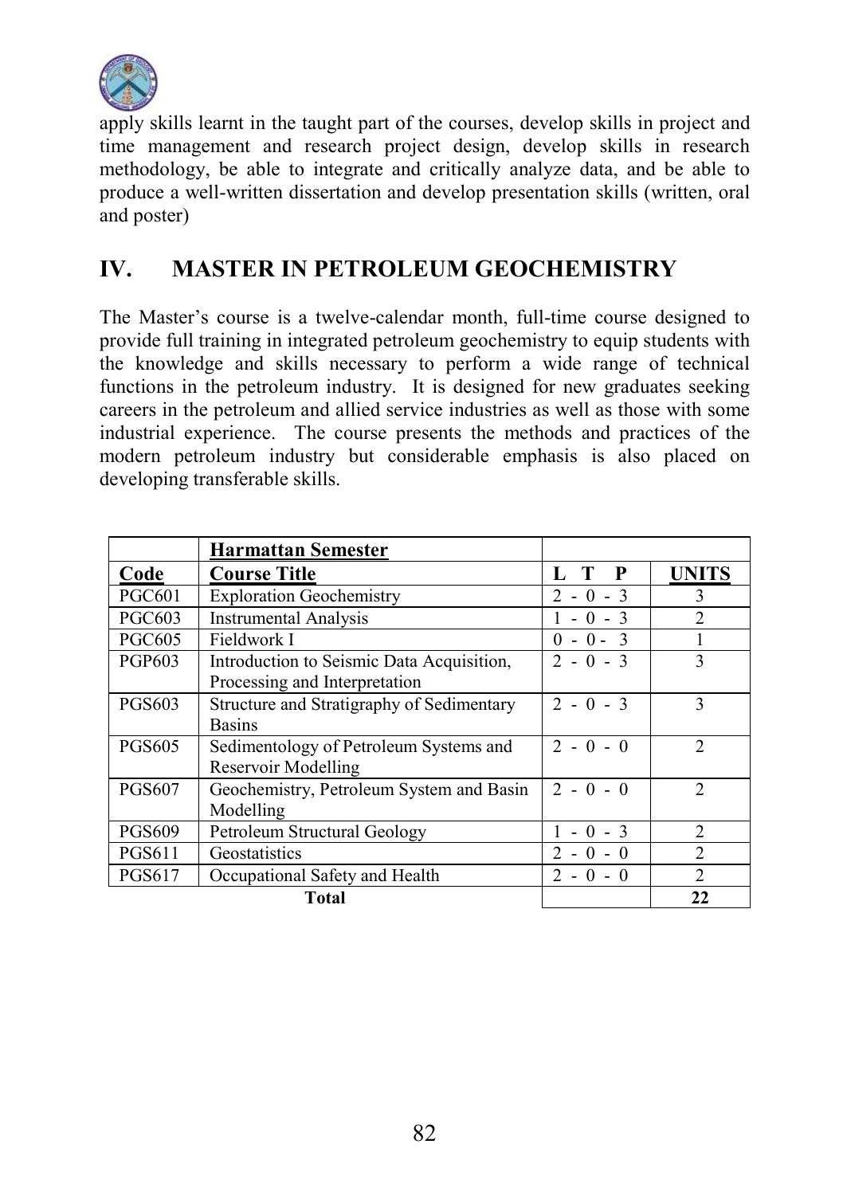apply skills learnt in the taught part of the courses, develop skills in project and time management and research project design, develop skills in research methodology, be able to integrate and critically analyze data, and be able to produce a well-written dissertation and develop presentation skills (written, oral and poster)

## IV. MASTER IN PETROLEUM GEOCHEMISTRY

The Master's course is a twelve-calendar month, full-time course designed to provide full training in integrated petroleum geochemistry to equip students with the knowledge and skills necessary to perform a wide range of technical functions in the petroleum industry. It is designed for new graduates seeking careers in the petroleum and allied service industries as well as those with some industrial experience. The course presents the methods and practices of the modern petroleum industry but considerable emphasis is also placed on developing transferable skills.

| | **Harmattan Semester** | | |
|---|---|---|---|
| **Code** | **Course Title** | **L T P** | **UNITS** |
| PGC601 | Exploration Geochemistry | 2 - 0 - 3 | 3 |
| PGC603 | Instrumental Analysis | 1 - 0 - 3 | 2 |
| PGC605 | Fieldwork I | 0 - 0 - 3 | 1 |
| PGP603 | Introduction to Seismic Data Acquisition, Processing and Interpretation | 2 - 0 - 3 | 3 |
| PGS603 | Structure and Stratigraphy of Sedimentary Basins | 2 - 0 - 3 | 3 |
| PGS605 | Sedimentology of Petroleum Systems and Reservoir Modelling | 2 - 0 - 0 | 2 |
| PGS607 | Geochemistry, Petroleum System and Basin Modelling | 2 - 0 - 0 | 2 |
| PGS609 | Petroleum Structural Geology | 1 - 0 - 3 | 2 |
| PGS611 | Geostatistics | 2 - 0 - 0 | 2 |
| PGS617 | Occupational Safety and Health | 2 - 0 - 0 | 2 |
| **Total** | | | **22** |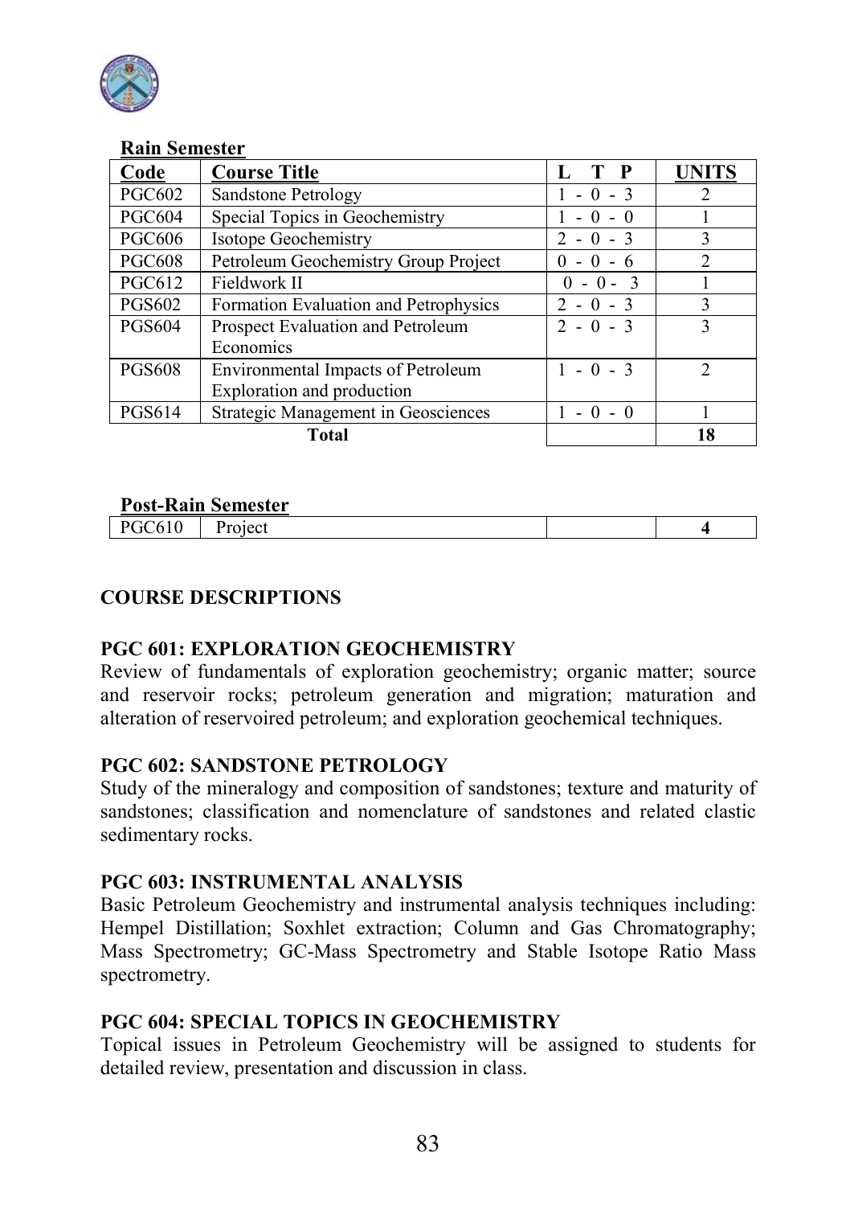**Rain Semester**

| Code | Course Title | L T P | UNITS |
|---|---|---|---|
| PGC602 | Sandstone Petrology | 1 - 0 - 3 | 2 |
| PGC604 | Special Topics in Geochemistry | 1 - 0 - 0 | 1 |
| PGC606 | Isotope Geochemistry | 2 - 0 - 3 | 3 |
| PGC608 | Petroleum Geochemistry Group Project | 0 - 0 - 6 | 2 |
| PGC612 | Fieldwork II | 0 - 0 - 3 | 1 |
| PGS602 | Formation Evaluation and Petrophysics | 2 - 0 - 3 | 3 |
| PGS604 | Prospect Evaluation and Petroleum Economics | 2 - 0 - 3 | 3 |
| PGS608 | Environmental Impacts of Petroleum Exploration and production | 1 - 0 - 3 | 2 |
| PGS614 | Strategic Management in Geosciences | 1 - 0 - 0 | 1 |
| | **Total** | | **18** |

**Post-Rain Semester**

| | | | |
|---|---|---|---|
| PGC610 | Project | | **4** |

## COURSE DESCRIPTIONS

### PGC 601: EXPLORATION GEOCHEMISTRY

Review of fundamentals of exploration geochemistry; organic matter; source and reservoir rocks; petroleum generation and migration; maturation and alteration of reservoired petroleum; and exploration geochemical techniques.

### PGC 602: SANDSTONE PETROLOGY

Study of the mineralogy and composition of sandstones; texture and maturity of sandstones; classification and nomenclature of sandstones and related clastic sedimentary rocks.

### PGC 603: INSTRUMENTAL ANALYSIS

Basic Petroleum Geochemistry and instrumental analysis techniques including: Hempel Distillation; Soxhlet extraction; Column and Gas Chromatography; Mass Spectrometry; GC-Mass Spectrometry and Stable Isotope Ratio Mass spectrometry.

### PGC 604: SPECIAL TOPICS IN GEOCHEMISTRY

Topical issues in Petroleum Geochemistry will be assigned to students for detailed review, presentation and discussion in class.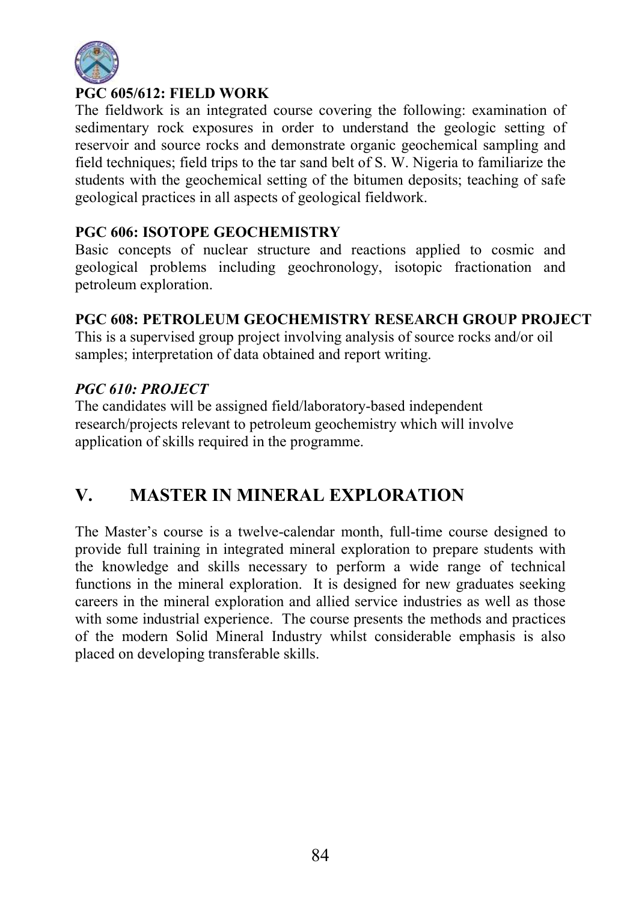**PGC 605/612: FIELD WORK**

The fieldwork is an integrated course covering the following: examination of sedimentary rock exposures in order to understand the geologic setting of reservoir and source rocks and demonstrate organic geochemical sampling and field techniques; field trips to the tar sand belt of S. W. Nigeria to familiarize the students with the geochemical setting of the bitumen deposits; teaching of safe geological practices in all aspects of geological fieldwork.

**PGC 606: ISOTOPE GEOCHEMISTRY**

Basic concepts of nuclear structure and reactions applied to cosmic and geological problems including geochronology, isotopic fractionation and petroleum exploration.

**PGC 608: PETROLEUM GEOCHEMISTRY RESEARCH GROUP PROJECT**

This is a supervised group project involving analysis of source rocks and/or oil samples; interpretation of data obtained and report writing.

***PGC 610: PROJECT***

The candidates will be assigned field/laboratory-based independent research/projects relevant to petroleum geochemistry which will involve application of skills required in the programme.

## V. MASTER IN MINERAL EXPLORATION

The Master's course is a twelve-calendar month, full-time course designed to provide full training in integrated mineral exploration to prepare students with the knowledge and skills necessary to perform a wide range of technical functions in the mineral exploration. It is designed for new graduates seeking careers in the mineral exploration and allied service industries as well as those with some industrial experience. The course presents the methods and practices of the modern Solid Mineral Industry whilst considerable emphasis is also placed on developing transferable skills.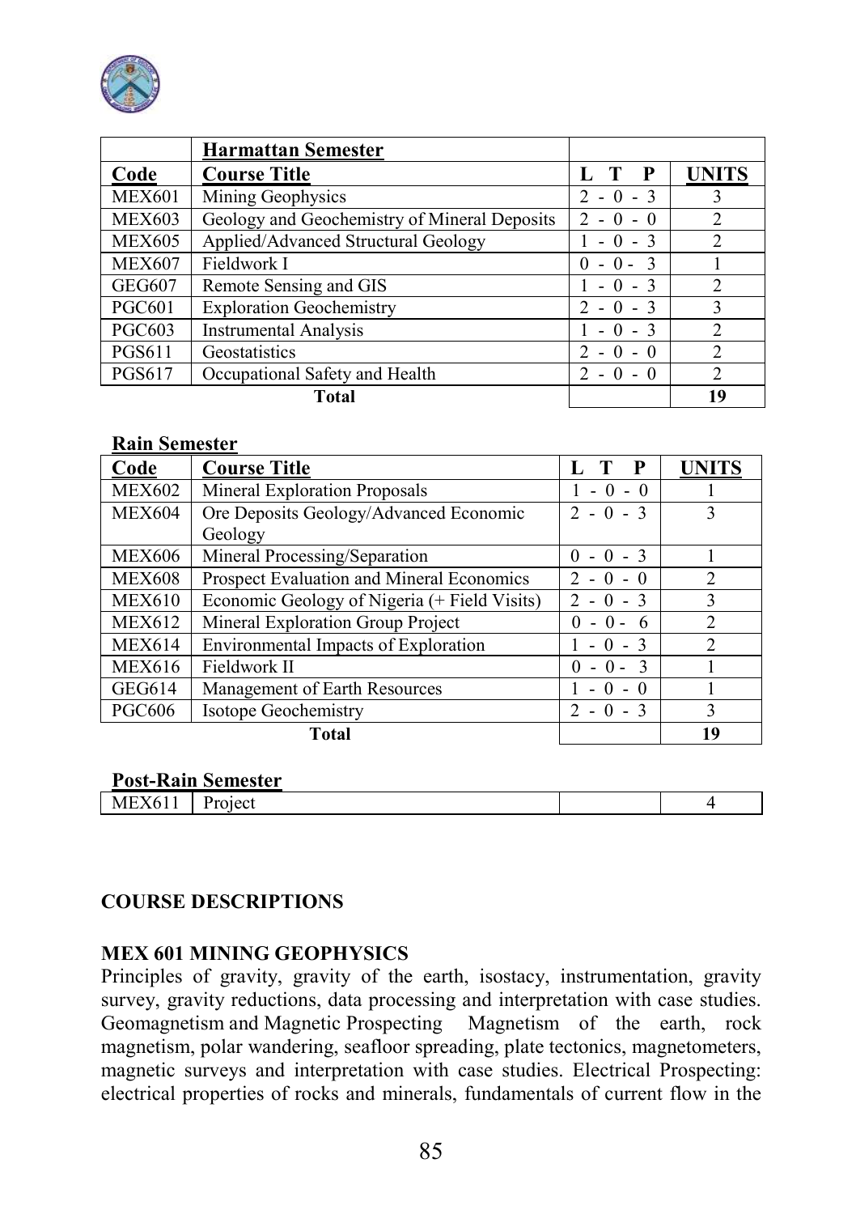| Code | Harmattan Semester<br>Course Title | L T P | UNITS |
|---|---|---|---|
| MEX601 | Mining Geophysics | 2 - 0 - 3 | 3 |
| MEX603 | Geology and Geochemistry of Mineral Deposits | 2 - 0 - 0 | 2 |
| MEX605 | Applied/Advanced Structural Geology | 1 - 0 - 3 | 2 |
| MEX607 | Fieldwork I | 0 - 0 - 3 | 1 |
| GEG607 | Remote Sensing and GIS | 1 - 0 - 3 | 2 |
| PGC601 | Exploration Geochemistry | 2 - 0 - 3 | 3 |
| PGC603 | Instrumental Analysis | 1 - 0 - 3 | 2 |
| PGS611 | Geostatistics | 2 - 0 - 0 | 2 |
| PGS617 | Occupational Safety and Health | 2 - 0 - 0 | 2 |
| | **Total** | | **19** |

**Rain Semester**

| Code | Course Title | L T P | UNITS |
|---|---|---|---|
| MEX602 | Mineral Exploration Proposals | 1 - 0 - 0 | 1 |
| MEX604 | Ore Deposits Geology/Advanced Economic Geology | 2 - 0 - 3 | 3 |
| MEX606 | Mineral Processing/Separation | 0 - 0 - 3 | 1 |
| MEX608 | Prospect Evaluation and Mineral Economics | 2 - 0 - 0 | 2 |
| MEX610 | Economic Geology of Nigeria (+ Field Visits) | 2 - 0 - 3 | 3 |
| MEX612 | Mineral Exploration Group Project | 0 - 0 - 6 | 2 |
| MEX614 | Environmental Impacts of Exploration | 1 - 0 - 3 | 2 |
| MEX616 | Fieldwork II | 0 - 0 - 3 | 1 |
| GEG614 | Management of Earth Resources | 1 - 0 - 0 | 1 |
| PGC606 | Isotope Geochemistry | 2 - 0 - 3 | 3 |
| | **Total** | | **19** |

**Post-Rain Semester**

| | | | |
|---|---|---|---|
| MEX611 | Project | | 4 |

## COURSE DESCRIPTIONS

### MEX 601 MINING GEOPHYSICS

Principles of gravity, gravity of the earth, isostacy, instrumentation, gravity survey, gravity reductions, data processing and interpretation with case studies. Geomagnetism and Magnetic Prospecting Magnetism of the earth, rock magnetism, polar wandering, seafloor spreading, plate tectonics, magnetometers, magnetic surveys and interpretation with case studies. Electrical Prospecting: electrical properties of rocks and minerals, fundamentals of current flow in the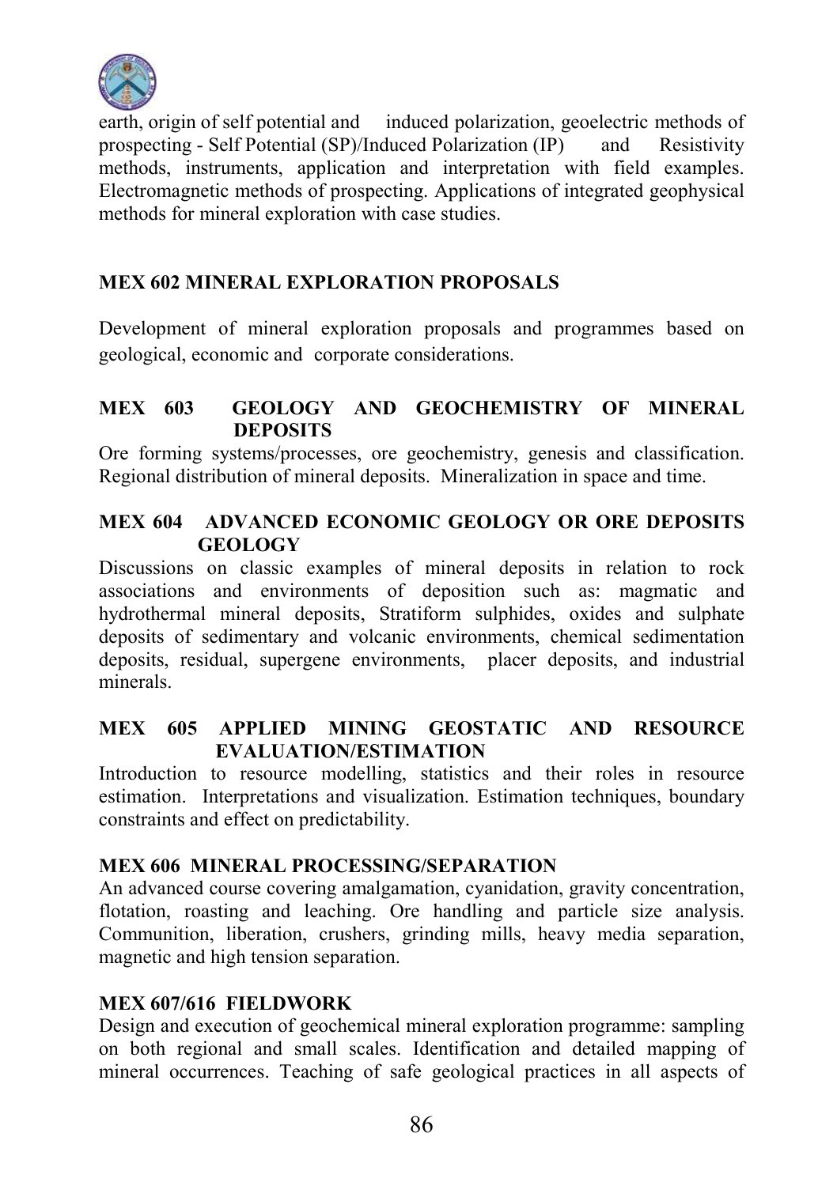earth, origin of self potential and induced polarization, geoelectric methods of prospecting - Self Potential (SP)/Induced Polarization (IP) and Resistivity methods, instruments, application and interpretation with field examples. Electromagnetic methods of prospecting. Applications of integrated geophysical methods for mineral exploration with case studies.

### MEX 602 MINERAL EXPLORATION PROPOSALS

Development of mineral exploration proposals and programmes based on geological, economic and corporate considerations.

### MEX 603 GEOLOGY AND GEOCHEMISTRY OF MINERAL DEPOSITS

Ore forming systems/processes, ore geochemistry, genesis and classification. Regional distribution of mineral deposits. Mineralization in space and time.

### MEX 604 ADVANCED ECONOMIC GEOLOGY OR ORE DEPOSITS GEOLOGY

Discussions on classic examples of mineral deposits in relation to rock associations and environments of deposition such as: magmatic and hydrothermal mineral deposits, Stratiform sulphides, oxides and sulphate deposits of sedimentary and volcanic environments, chemical sedimentation deposits, residual, supergene environments, placer deposits, and industrial minerals.

### MEX 605 APPLIED MINING GEOSTATIC AND RESOURCE EVALUATION/ESTIMATION

Introduction to resource modelling, statistics and their roles in resource estimation. Interpretations and visualization. Estimation techniques, boundary constraints and effect on predictability.

### MEX 606 MINERAL PROCESSING/SEPARATION

An advanced course covering amalgamation, cyanidation, gravity concentration, flotation, roasting and leaching. Ore handling and particle size analysis. Communition, liberation, crushers, grinding mills, heavy media separation, magnetic and high tension separation.

### MEX 607/616 FIELDWORK

Design and execution of geochemical mineral exploration programme: sampling on both regional and small scales. Identification and detailed mapping of mineral occurrences. Teaching of safe geological practices in all aspects of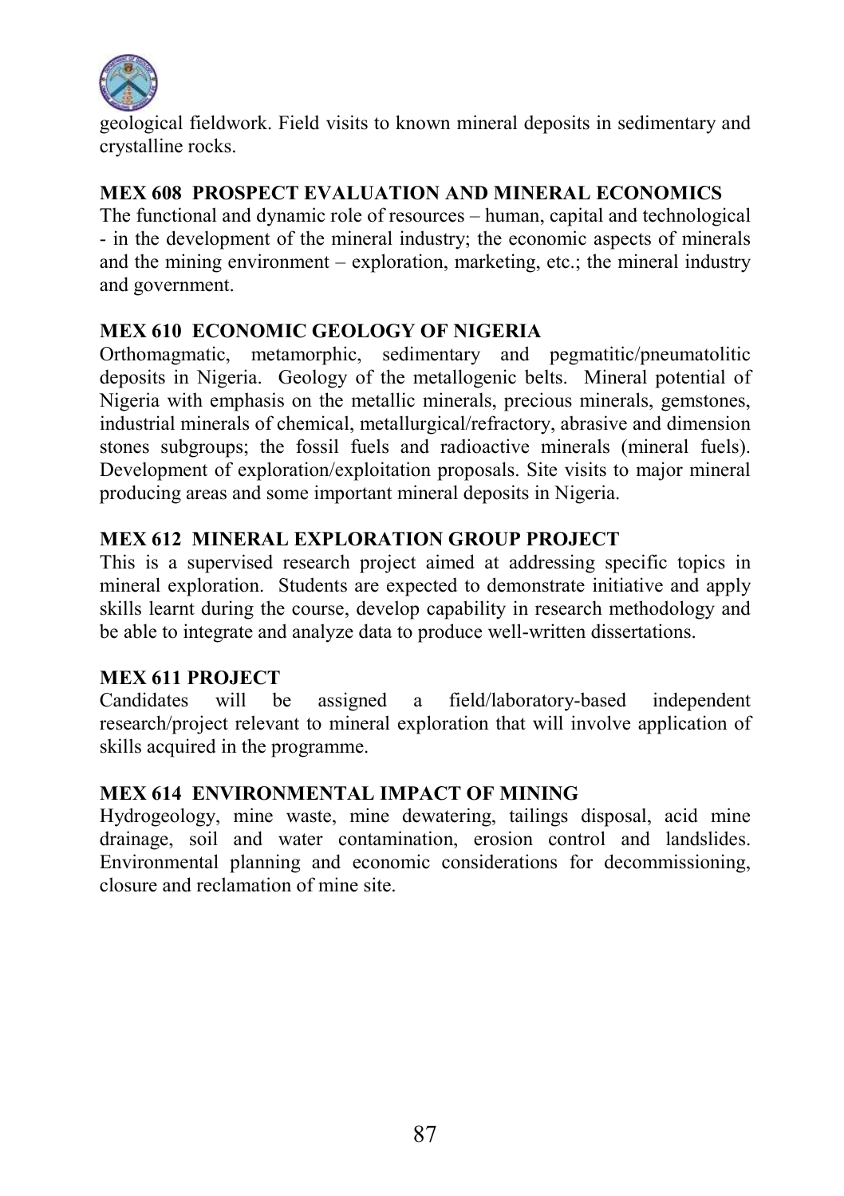geological fieldwork. Field visits to known mineral deposits in sedimentary and crystalline rocks.

**MEX 608 PROSPECT EVALUATION AND MINERAL ECONOMICS**

The functional and dynamic role of resources – human, capital and technological - in the development of the mineral industry; the economic aspects of minerals and the mining environment – exploration, marketing, etc.; the mineral industry and government.

**MEX 610 ECONOMIC GEOLOGY OF NIGERIA**

Orthomagmatic, metamorphic, sedimentary and pegmatitic/pneumatolitic deposits in Nigeria. Geology of the metallogenic belts. Mineral potential of Nigeria with emphasis on the metallic minerals, precious minerals, gemstones, industrial minerals of chemical, metallurgical/refractory, abrasive and dimension stones subgroups; the fossil fuels and radioactive minerals (mineral fuels). Development of exploration/exploitation proposals. Site visits to major mineral producing areas and some important mineral deposits in Nigeria.

**MEX 612 MINERAL EXPLORATION GROUP PROJECT**

This is a supervised research project aimed at addressing specific topics in mineral exploration. Students are expected to demonstrate initiative and apply skills learnt during the course, develop capability in research methodology and be able to integrate and analyze data to produce well-written dissertations.

**MEX 611 PROJECT**

Candidates will be assigned a field/laboratory-based independent research/project relevant to mineral exploration that will involve application of skills acquired in the programme.

**MEX 614 ENVIRONMENTAL IMPACT OF MINING**

Hydrogeology, mine waste, mine dewatering, tailings disposal, acid mine drainage, soil and water contamination, erosion control and landslides. Environmental planning and economic considerations for decommissioning, closure and reclamation of mine site.